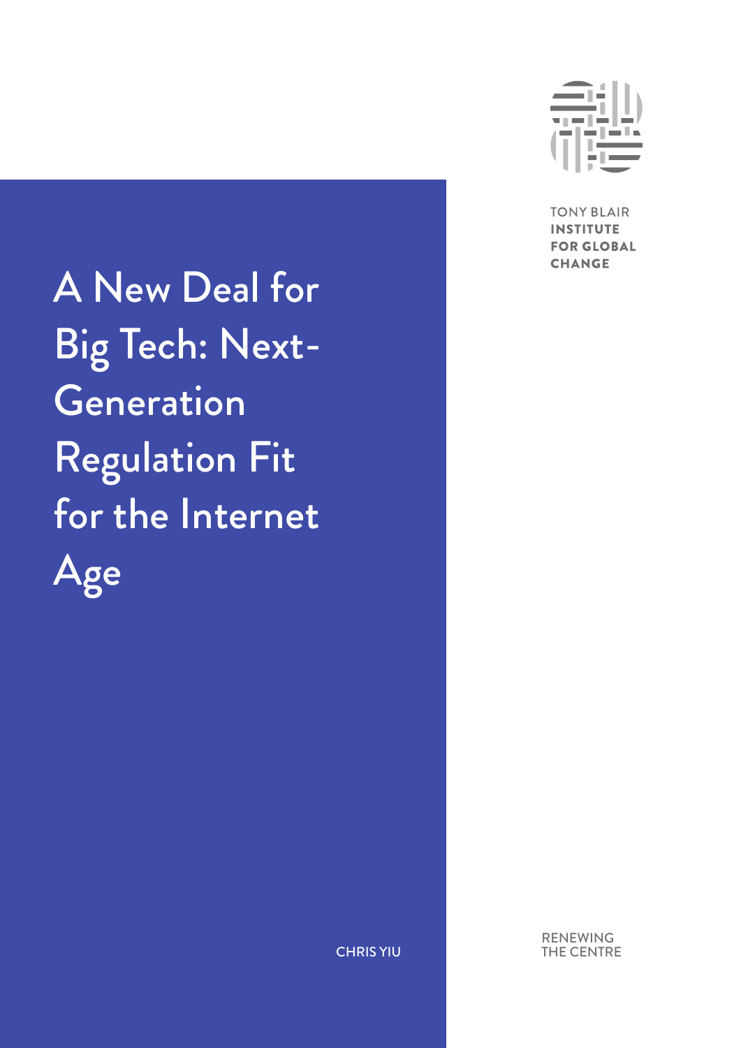# A New Deal for Big Tech: Next-Generation Regulation Fit for the Internet Age

CHRIS YIU

TONY BLAIR INSTITUTE FOR GLOBAL CHANGE

RENEWING THE CENTRE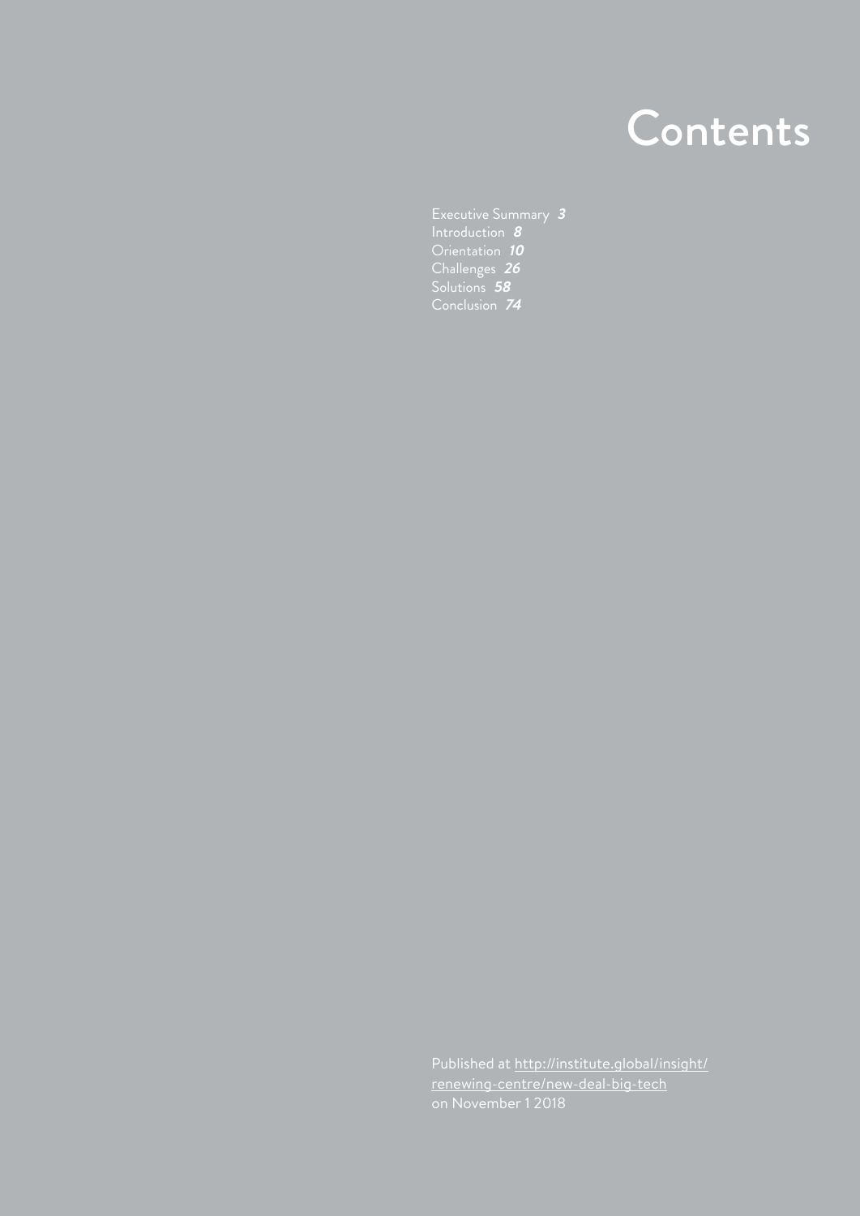# Contents

Executive Summary ***3***
Introduction ***8***
Orientation ***10***
Challenges ***26***
Solutions ***58***
Conclusion ***74***

Published at http://institute.global/insight/renewing-centre/new-deal-big-tech on November 1 2018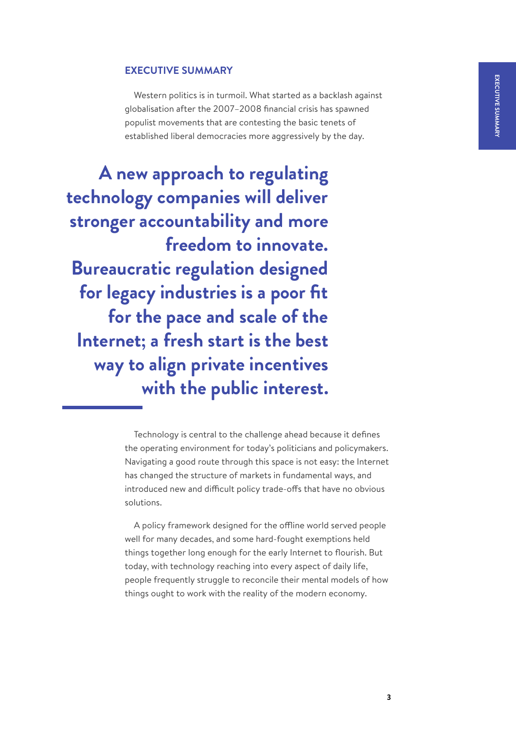## EXECUTIVE SUMMARY

Western politics is in turmoil. What started as a backlash against globalisation after the 2007–2008 financial crisis has spawned populist movements that are contesting the basic tenets of established liberal democracies more aggressively by the day.

**A new approach to regulating technology companies will deliver stronger accountability and more freedom to innovate. Bureaucratic regulation designed for legacy industries is a poor fit for the pace and scale of the Internet; a fresh start is the best way to align private incentives with the public interest.**

Technology is central to the challenge ahead because it defines the operating environment for today's politicians and policymakers. Navigating a good route through this space is not easy: the Internet has changed the structure of markets in fundamental ways, and introduced new and difficult policy trade-offs that have no obvious solutions.

A policy framework designed for the offline world served people well for many decades, and some hard-fought exemptions held things together long enough for the early Internet to flourish. But today, with technology reaching into every aspect of daily life, people frequently struggle to reconcile their mental models of how things ought to work with the reality of the modern economy.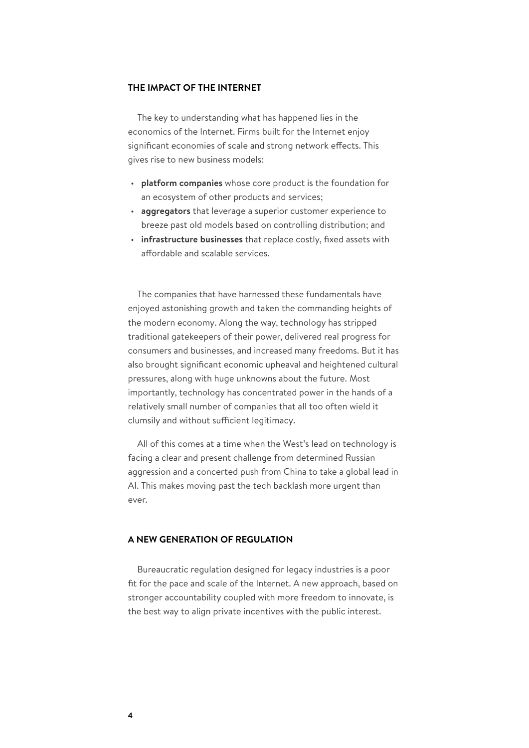## THE IMPACT OF THE INTERNET

The key to understanding what has happened lies in the economics of the Internet. Firms built for the Internet enjoy significant economies of scale and strong network effects. This gives rise to new business models:

- **platform companies** whose core product is the foundation for an ecosystem of other products and services;
- **aggregators** that leverage a superior customer experience to breeze past old models based on controlling distribution; and
- **infrastructure businesses** that replace costly, fixed assets with affordable and scalable services.

The companies that have harnessed these fundamentals have enjoyed astonishing growth and taken the commanding heights of the modern economy. Along the way, technology has stripped traditional gatekeepers of their power, delivered real progress for consumers and businesses, and increased many freedoms. But it has also brought significant economic upheaval and heightened cultural pressures, along with huge unknowns about the future. Most importantly, technology has concentrated power in the hands of a relatively small number of companies that all too often wield it clumsily and without sufficient legitimacy.

All of this comes at a time when the West's lead on technology is facing a clear and present challenge from determined Russian aggression and a concerted push from China to take a global lead in AI. This makes moving past the tech backlash more urgent than ever.

## A NEW GENERATION OF REGULATION

Bureaucratic regulation designed for legacy industries is a poor fit for the pace and scale of the Internet. A new approach, based on stronger accountability coupled with more freedom to innovate, is the best way to align private incentives with the public interest.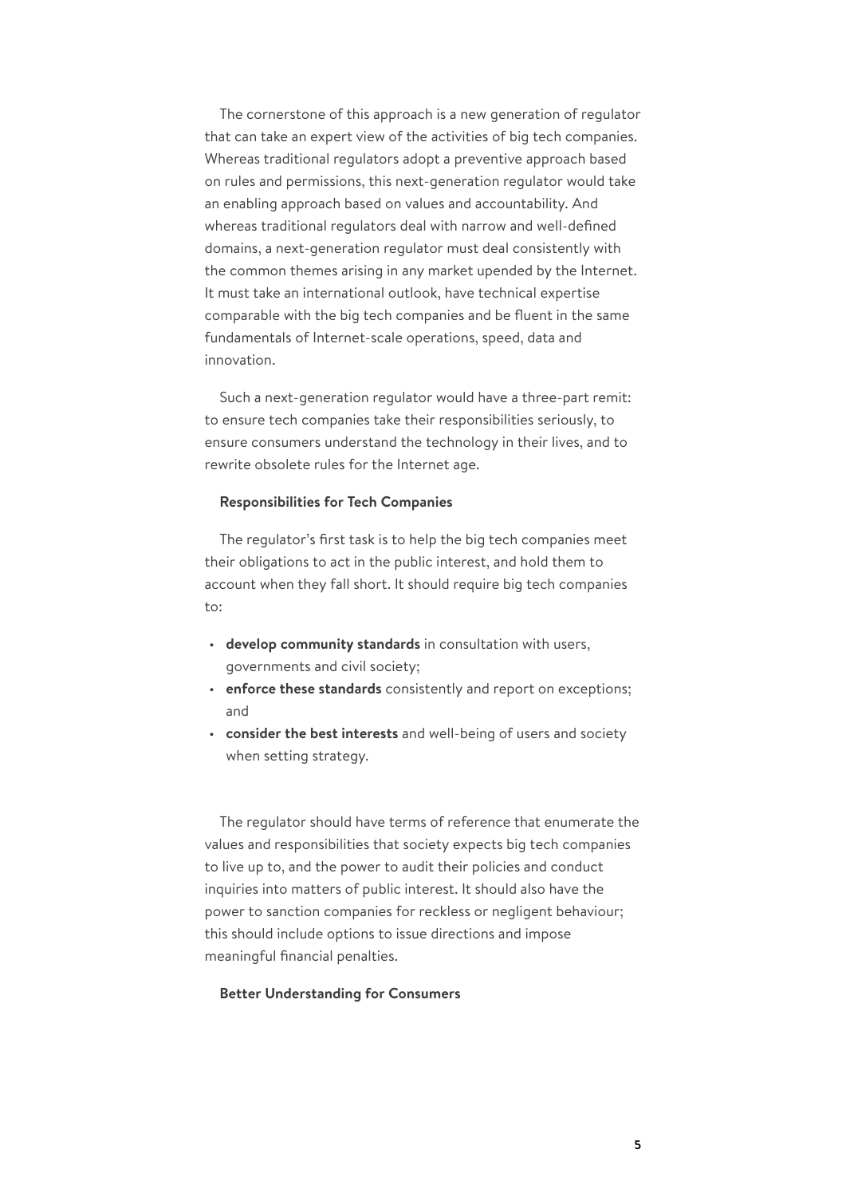The cornerstone of this approach is a new generation of regulator that can take an expert view of the activities of big tech companies. Whereas traditional regulators adopt a preventive approach based on rules and permissions, this next-generation regulator would take an enabling approach based on values and accountability. And whereas traditional regulators deal with narrow and well-defined domains, a next-generation regulator must deal consistently with the common themes arising in any market upended by the Internet. It must take an international outlook, have technical expertise comparable with the big tech companies and be fluent in the same fundamentals of Internet-scale operations, speed, data and innovation.

Such a next-generation regulator would have a three-part remit: to ensure tech companies take their responsibilities seriously, to ensure consumers understand the technology in their lives, and to rewrite obsolete rules for the Internet age.

#### Responsibilities for Tech Companies

The regulator's first task is to help the big tech companies meet their obligations to act in the public interest, and hold them to account when they fall short. It should require big tech companies to:

- **develop community standards** in consultation with users, governments and civil society;
- **enforce these standards** consistently and report on exceptions; and
- **consider the best interests** and well-being of users and society when setting strategy.

The regulator should have terms of reference that enumerate the values and responsibilities that society expects big tech companies to live up to, and the power to audit their policies and conduct inquiries into matters of public interest. It should also have the power to sanction companies for reckless or negligent behaviour; this should include options to issue directions and impose meaningful financial penalties.

#### Better Understanding for Consumers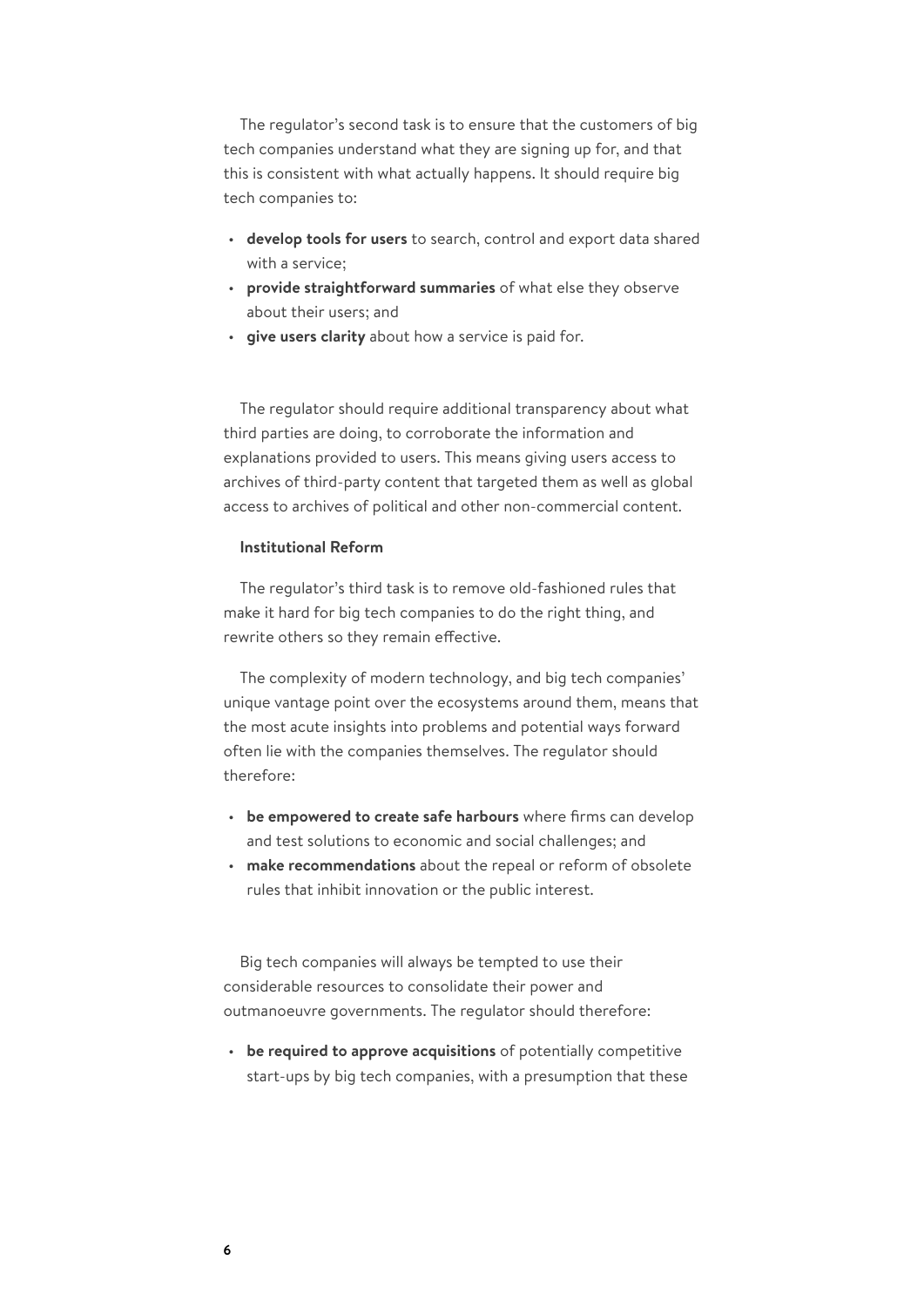The regulator's second task is to ensure that the customers of big tech companies understand what they are signing up for, and that this is consistent with what actually happens. It should require big tech companies to:

- **develop tools for users** to search, control and export data shared with a service;
- **provide straightforward summaries** of what else they observe about their users; and
- **give users clarity** about how a service is paid for.

The regulator should require additional transparency about what third parties are doing, to corroborate the information and explanations provided to users. This means giving users access to archives of third-party content that targeted them as well as global access to archives of political and other non-commercial content.

**Institutional Reform**

The regulator's third task is to remove old-fashioned rules that make it hard for big tech companies to do the right thing, and rewrite others so they remain effective.

The complexity of modern technology, and big tech companies' unique vantage point over the ecosystems around them, means that the most acute insights into problems and potential ways forward often lie with the companies themselves. The regulator should therefore:

- **be empowered to create safe harbours** where firms can develop and test solutions to economic and social challenges; and
- **make recommendations** about the repeal or reform of obsolete rules that inhibit innovation or the public interest.

Big tech companies will always be tempted to use their considerable resources to consolidate their power and outmanoeuvre governments. The regulator should therefore:

- **be required to approve acquisitions** of potentially competitive start-ups by big tech companies, with a presumption that these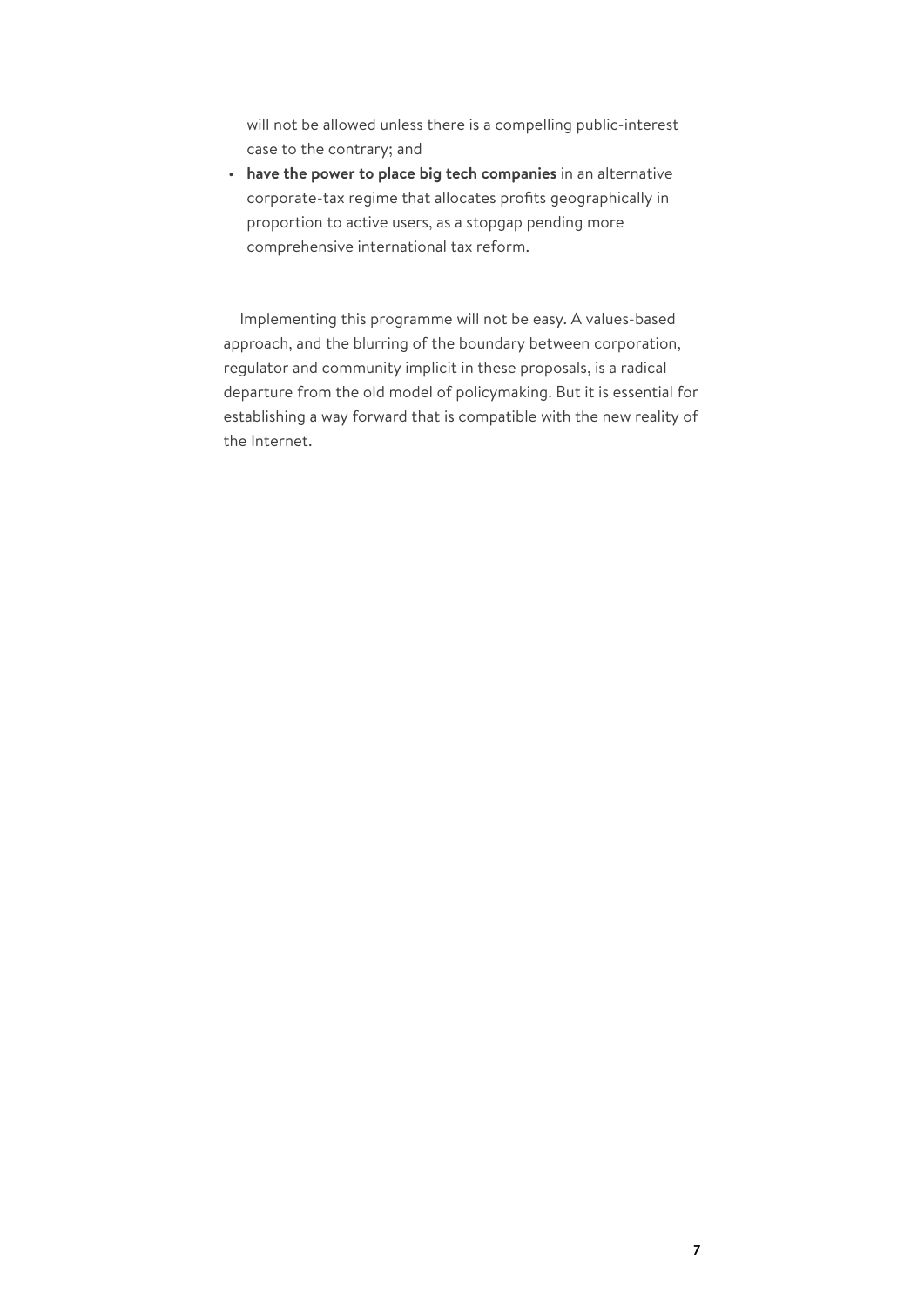will not be allowed unless there is a compelling public-interest case to the contrary; and

- **have the power to place big tech companies** in an alternative corporate-tax regime that allocates profits geographically in proportion to active users, as a stopgap pending more comprehensive international tax reform.

Implementing this programme will not be easy. A values-based approach, and the blurring of the boundary between corporation, regulator and community implicit in these proposals, is a radical departure from the old model of policymaking. But it is essential for establishing a way forward that is compatible with the new reality of the Internet.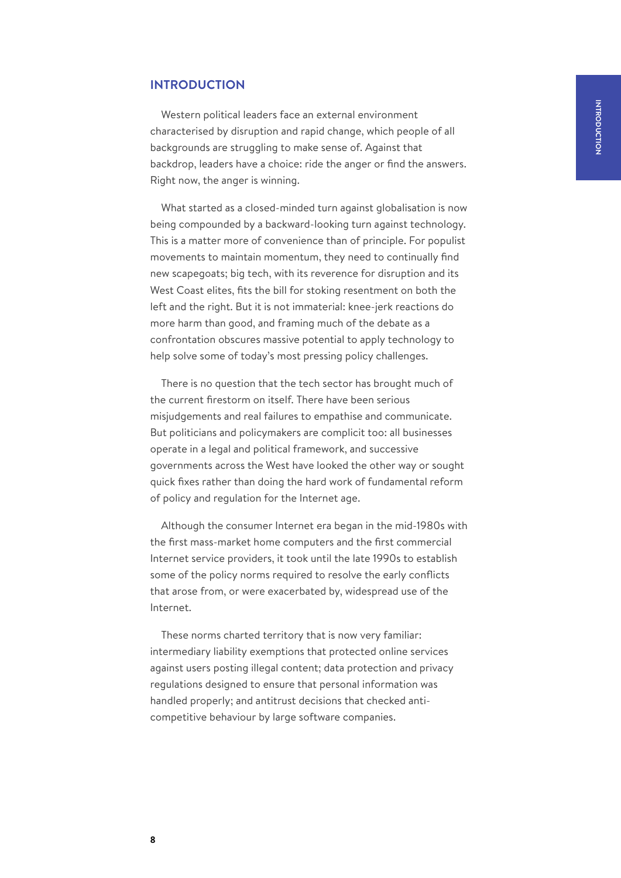# INTRODUCTION

Western political leaders face an external environment characterised by disruption and rapid change, which people of all backgrounds are struggling to make sense of. Against that backdrop, leaders have a choice: ride the anger or find the answers. Right now, the anger is winning.

What started as a closed-minded turn against globalisation is now being compounded by a backward-looking turn against technology. This is a matter more of convenience than of principle. For populist movements to maintain momentum, they need to continually find new scapegoats; big tech, with its reverence for disruption and its West Coast elites, fits the bill for stoking resentment on both the left and the right. But it is not immaterial: knee-jerk reactions do more harm than good, and framing much of the debate as a confrontation obscures massive potential to apply technology to help solve some of today's most pressing policy challenges.

There is no question that the tech sector has brought much of the current firestorm on itself. There have been serious misjudgements and real failures to empathise and communicate. But politicians and policymakers are complicit too: all businesses operate in a legal and political framework, and successive governments across the West have looked the other way or sought quick fixes rather than doing the hard work of fundamental reform of policy and regulation for the Internet age.

Although the consumer Internet era began in the mid-1980s with the first mass-market home computers and the first commercial Internet service providers, it took until the late 1990s to establish some of the policy norms required to resolve the early conflicts that arose from, or were exacerbated by, widespread use of the Internet.

These norms charted territory that is now very familiar: intermediary liability exemptions that protected online services against users posting illegal content; data protection and privacy regulations designed to ensure that personal information was handled properly; and antitrust decisions that checked anti-competitive behaviour by large software companies.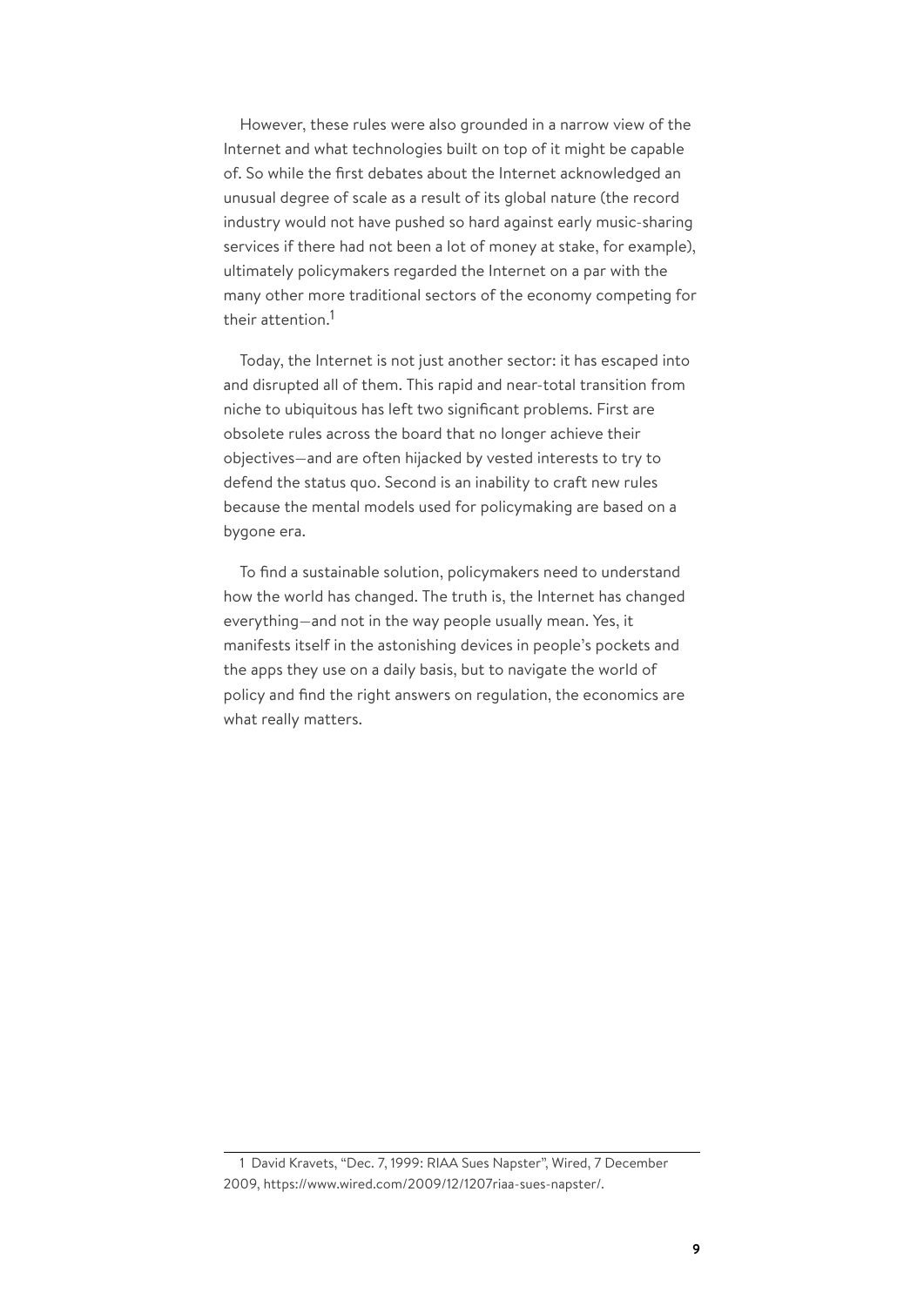However, these rules were also grounded in a narrow view of the Internet and what technologies built on top of it might be capable of. So while the first debates about the Internet acknowledged an unusual degree of scale as a result of its global nature (the record industry would not have pushed so hard against early music-sharing services if there had not been a lot of money at stake, for example), ultimately policymakers regarded the Internet on a par with the many other more traditional sectors of the economy competing for their attention.[1]

Today, the Internet is not just another sector: it has escaped into and disrupted all of them. This rapid and near-total transition from niche to ubiquitous has left two significant problems. First are obsolete rules across the board that no longer achieve their objectives—and are often hijacked by vested interests to try to defend the status quo. Second is an inability to craft new rules because the mental models used for policymaking are based on a bygone era.

To find a sustainable solution, policymakers need to understand how the world has changed. The truth is, the Internet has changed everything—and not in the way people usually mean. Yes, it manifests itself in the astonishing devices in people's pockets and the apps they use on a daily basis, but to navigate the world of policy and find the right answers on regulation, the economics are what really matters.

---

1 David Kravets, "Dec. 7, 1999: RIAA Sues Napster", Wired, 7 December 2009, https://www.wired.com/2009/12/1207riaa-sues-napster/.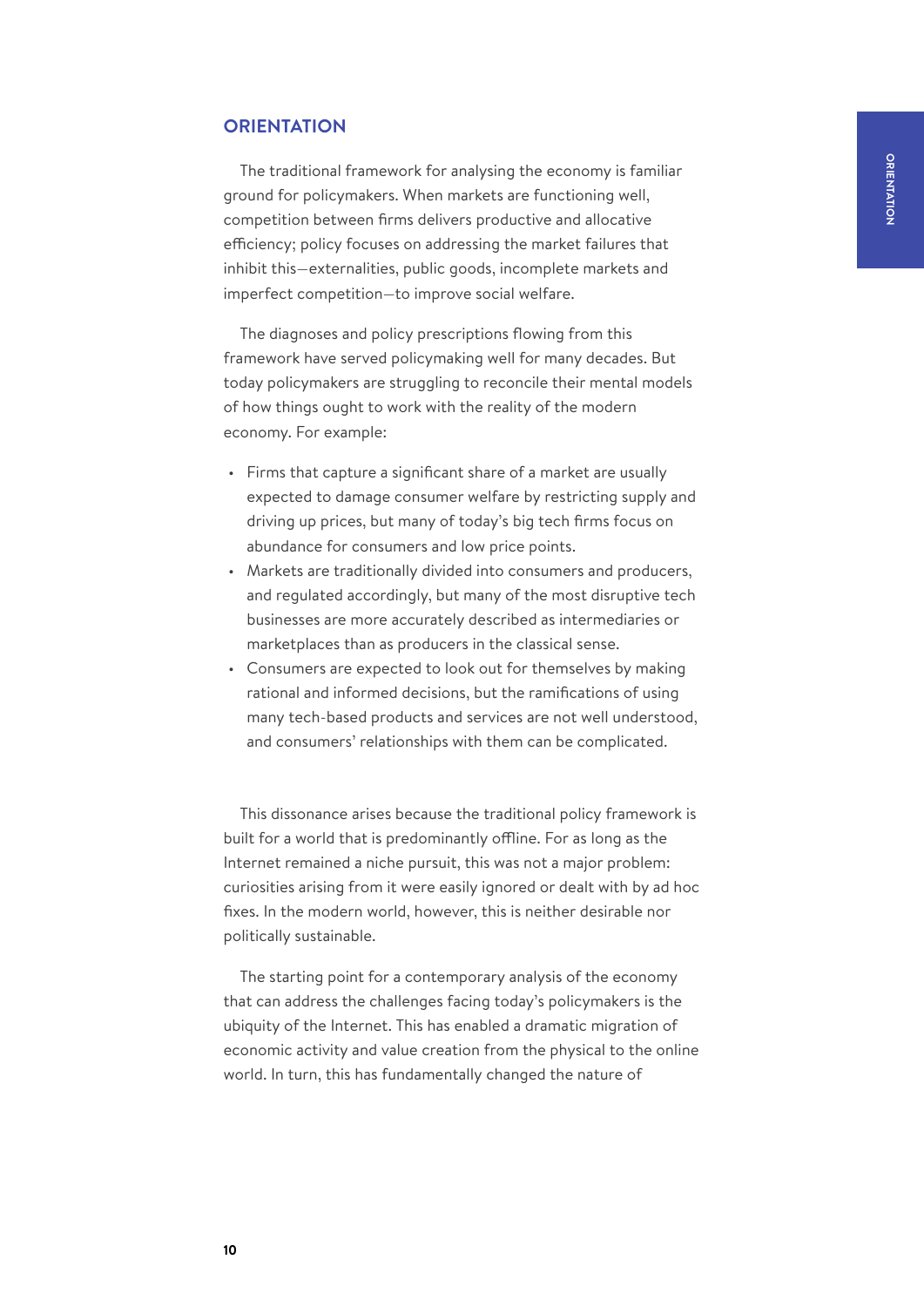## ORIENTATION

The traditional framework for analysing the economy is familiar ground for policymakers. When markets are functioning well, competition between firms delivers productive and allocative efficiency; policy focuses on addressing the market failures that inhibit this—externalities, public goods, incomplete markets and imperfect competition—to improve social welfare.

The diagnoses and policy prescriptions flowing from this framework have served policymaking well for many decades. But today policymakers are struggling to reconcile their mental models of how things ought to work with the reality of the modern economy. For example:

- Firms that capture a significant share of a market are usually expected to damage consumer welfare by restricting supply and driving up prices, but many of today's big tech firms focus on abundance for consumers and low price points.
- Markets are traditionally divided into consumers and producers, and regulated accordingly, but many of the most disruptive tech businesses are more accurately described as intermediaries or marketplaces than as producers in the classical sense.
- Consumers are expected to look out for themselves by making rational and informed decisions, but the ramifications of using many tech-based products and services are not well understood, and consumers' relationships with them can be complicated.

This dissonance arises because the traditional policy framework is built for a world that is predominantly offline. For as long as the Internet remained a niche pursuit, this was not a major problem: curiosities arising from it were easily ignored or dealt with by ad hoc fixes. In the modern world, however, this is neither desirable nor politically sustainable.

The starting point for a contemporary analysis of the economy that can address the challenges facing today's policymakers is the ubiquity of the Internet. This has enabled a dramatic migration of economic activity and value creation from the physical to the online world. In turn, this has fundamentally changed the nature of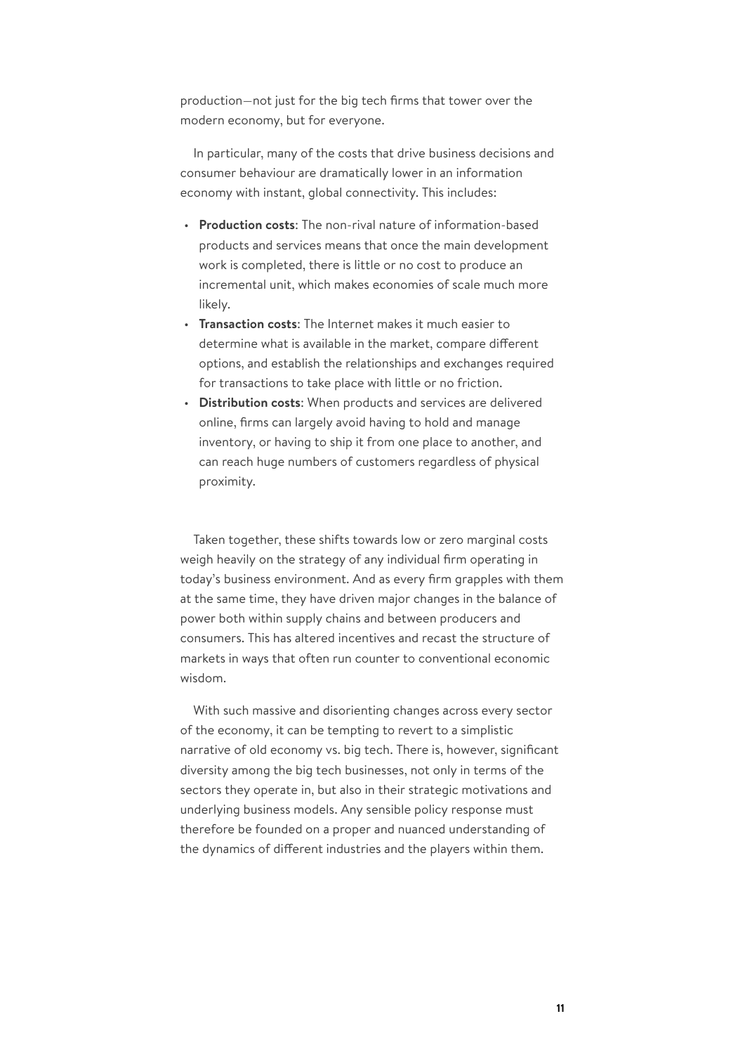production—not just for the big tech firms that tower over the modern economy, but for everyone.

In particular, many of the costs that drive business decisions and consumer behaviour are dramatically lower in an information economy with instant, global connectivity. This includes:

- **Production costs**: The non-rival nature of information-based products and services means that once the main development work is completed, there is little or no cost to produce an incremental unit, which makes economies of scale much more likely.
- **Transaction costs**: The Internet makes it much easier to determine what is available in the market, compare different options, and establish the relationships and exchanges required for transactions to take place with little or no friction.
- **Distribution costs**: When products and services are delivered online, firms can largely avoid having to hold and manage inventory, or having to ship it from one place to another, and can reach huge numbers of customers regardless of physical proximity.

Taken together, these shifts towards low or zero marginal costs weigh heavily on the strategy of any individual firm operating in today's business environment. And as every firm grapples with them at the same time, they have driven major changes in the balance of power both within supply chains and between producers and consumers. This has altered incentives and recast the structure of markets in ways that often run counter to conventional economic wisdom.

With such massive and disorienting changes across every sector of the economy, it can be tempting to revert to a simplistic narrative of old economy vs. big tech. There is, however, significant diversity among the big tech businesses, not only in terms of the sectors they operate in, but also in their strategic motivations and underlying business models. Any sensible policy response must therefore be founded on a proper and nuanced understanding of the dynamics of different industries and the players within them.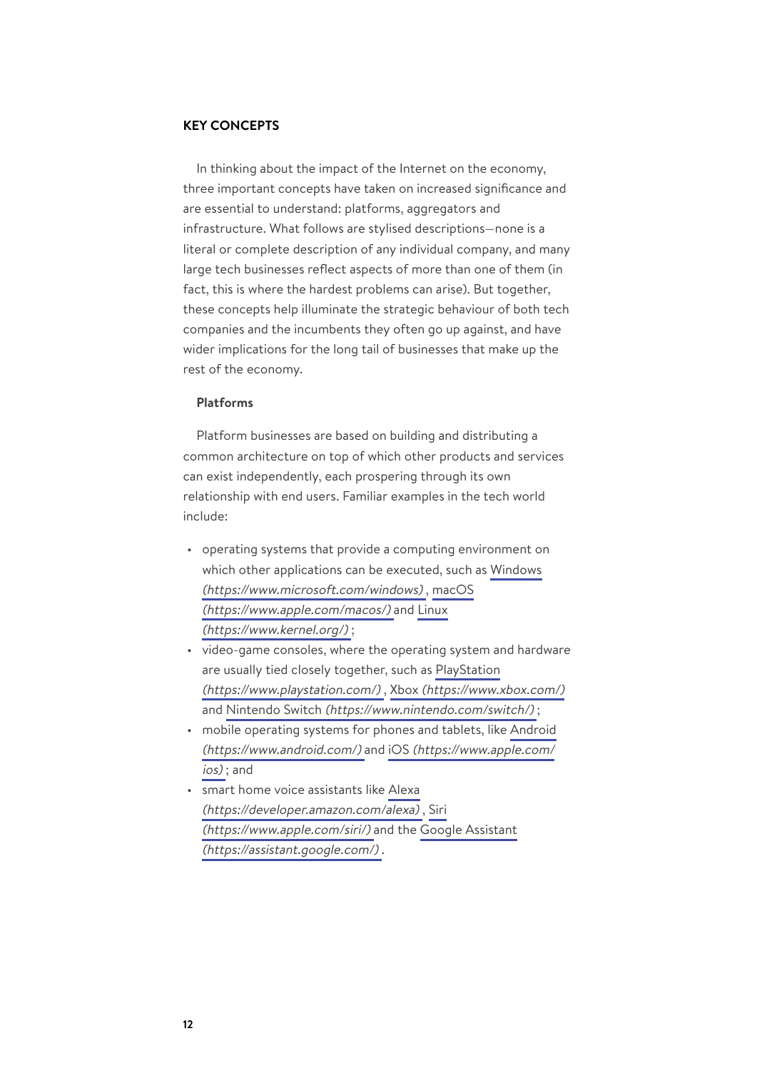## KEY CONCEPTS

In thinking about the impact of the Internet on the economy, three important concepts have taken on increased significance and are essential to understand: platforms, aggregators and infrastructure. What follows are stylised descriptions—none is a literal or complete description of any individual company, and many large tech businesses reflect aspects of more than one of them (in fact, this is where the hardest problems can arise). But together, these concepts help illuminate the strategic behaviour of both tech companies and the incumbents they often go up against, and have wider implications for the long tail of businesses that make up the rest of the economy.

### Platforms

Platform businesses are based on building and distributing a common architecture on top of which other products and services can exist independently, each prospering through its own relationship with end users. Familiar examples in the tech world include:

- operating systems that provide a computing environment on which other applications can be executed, such as Windows *(https://www.microsoft.com/windows)*, macOS *(https://www.apple.com/macos/)* and Linux *(https://www.kernel.org/)*;
- video-game consoles, where the operating system and hardware are usually tied closely together, such as PlayStation *(https://www.playstation.com/)*, Xbox *(https://www.xbox.com/)* and Nintendo Switch *(https://www.nintendo.com/switch/)*;
- mobile operating systems for phones and tablets, like Android *(https://www.android.com/)* and iOS *(https://www.apple.com/ios)*; and
- smart home voice assistants like Alexa *(https://developer.amazon.com/alexa)*, Siri *(https://www.apple.com/siri/)* and the Google Assistant *(https://assistant.google.com/)*.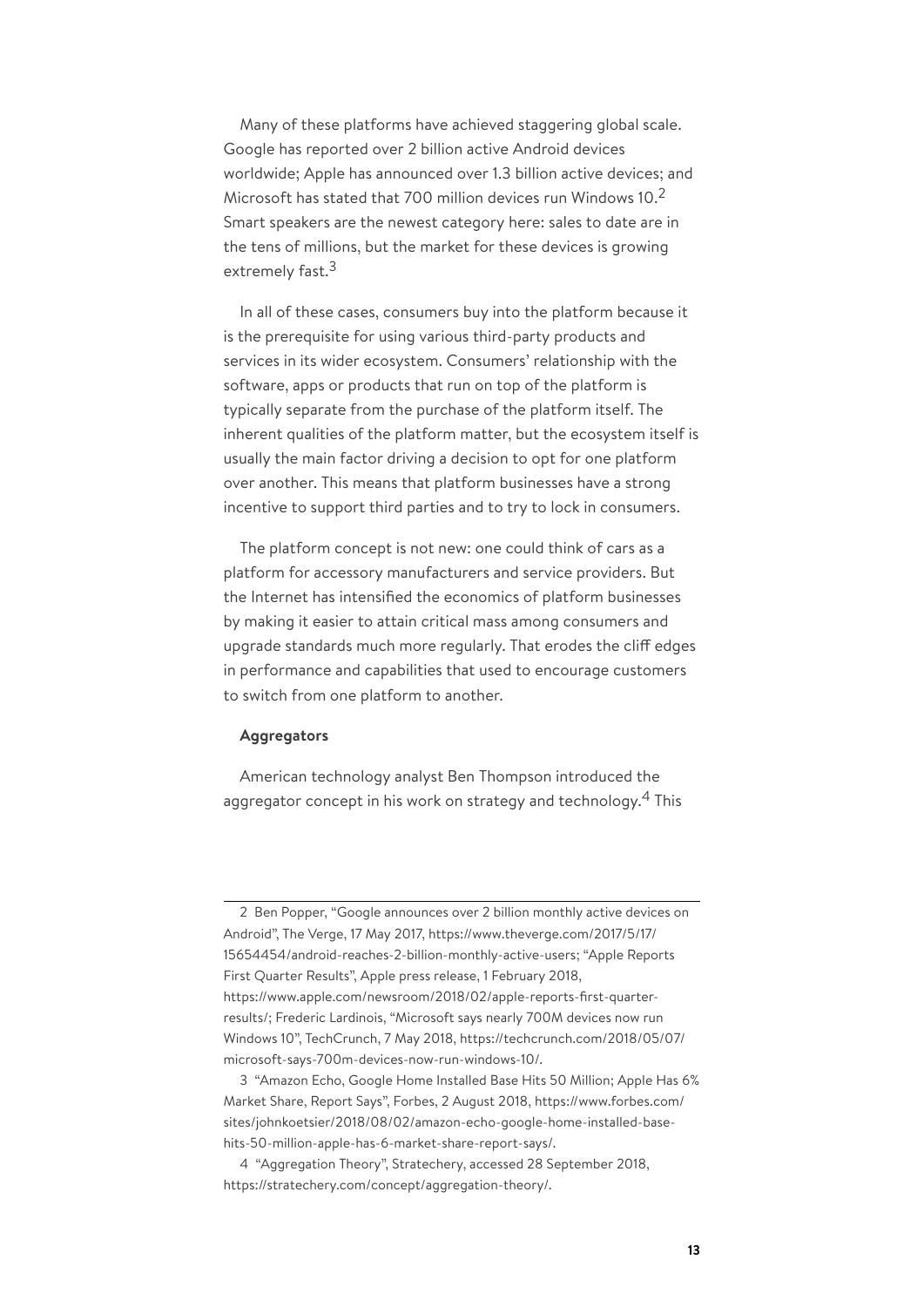Many of these platforms have achieved staggering global scale. Google has reported over 2 billion active Android devices worldwide; Apple has announced over 1.3 billion active devices; and Microsoft has stated that 700 million devices run Windows 10.[2] Smart speakers are the newest category here: sales to date are in the tens of millions, but the market for these devices is growing extremely fast.[3]

In all of these cases, consumers buy into the platform because it is the prerequisite for using various third-party products and services in its wider ecosystem. Consumers' relationship with the software, apps or products that run on top of the platform is typically separate from the purchase of the platform itself. The inherent qualities of the platform matter, but the ecosystem itself is usually the main factor driving a decision to opt for one platform over another. This means that platform businesses have a strong incentive to support third parties and to try to lock in consumers.

The platform concept is not new: one could think of cars as a platform for accessory manufacturers and service providers. But the Internet has intensified the economics of platform businesses by making it easier to attain critical mass among consumers and upgrade standards much more regularly. That erodes the cliff edges in performance and capabilities that used to encourage customers to switch from one platform to another.

**Aggregators**

American technology analyst Ben Thompson introduced the aggregator concept in his work on strategy and technology.[4] This

---

2 Ben Popper, "Google announces over 2 billion monthly active devices on Android", The Verge, 17 May 2017, https://www.theverge.com/2017/5/17/15654454/android-reaches-2-billion-monthly-active-users; "Apple Reports First Quarter Results", Apple press release, 1 February 2018, https://www.apple.com/newsroom/2018/02/apple-reports-first-quarter-results/; Frederic Lardinois, "Microsoft says nearly 700M devices now run Windows 10", TechCrunch, 7 May 2018, https://techcrunch.com/2018/05/07/microsoft-says-700m-devices-now-run-windows-10/.

3 "Amazon Echo, Google Home Installed Base Hits 50 Million; Apple Has 6% Market Share, Report Says", Forbes, 2 August 2018, https://www.forbes.com/sites/johnkoetsier/2018/08/02/amazon-echo-google-home-installed-base-hits-50-million-apple-has-6-market-share-report-says/.

4 "Aggregation Theory", Stratechery, accessed 28 September 2018, https://stratechery.com/concept/aggregation-theory/.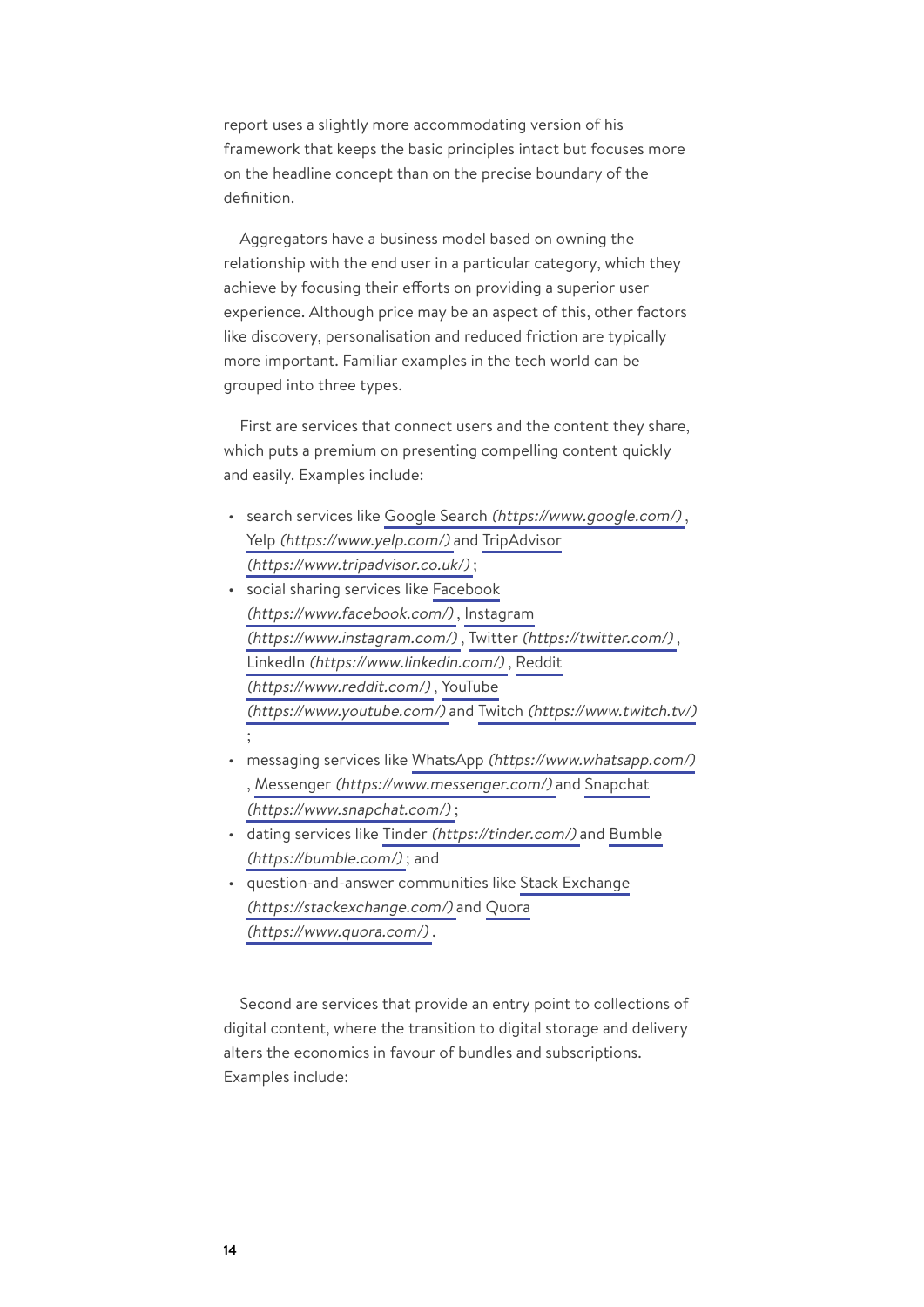report uses a slightly more accommodating version of his framework that keeps the basic principles intact but focuses more on the headline concept than on the precise boundary of the definition.

Aggregators have a business model based on owning the relationship with the end user in a particular category, which they achieve by focusing their efforts on providing a superior user experience. Although price may be an aspect of this, other factors like discovery, personalisation and reduced friction are typically more important. Familiar examples in the tech world can be grouped into three types.

First are services that connect users and the content they share, which puts a premium on presenting compelling content quickly and easily. Examples include:

- search services like Google Search *(https://www.google.com/)* , Yelp *(https://www.yelp.com/)* and TripAdvisor *(https://www.tripadvisor.co.uk/)* ;
- social sharing services like Facebook *(https://www.facebook.com/)* , Instagram *(https://www.instagram.com/)* , Twitter *(https://twitter.com/)* , LinkedIn *(https://www.linkedin.com/)* , Reddit *(https://www.reddit.com/)* , YouTube *(https://www.youtube.com/)* and Twitch *(https://www.twitch.tv/)* ;
- messaging services like WhatsApp *(https://www.whatsapp.com/)* , Messenger *(https://www.messenger.com/)* and Snapchat *(https://www.snapchat.com/)* ;
- dating services like Tinder *(https://tinder.com/)* and Bumble *(https://bumble.com/)* ; and
- question-and-answer communities like Stack Exchange *(https://stackexchange.com/)* and Quora *(https://www.quora.com/)* .

Second are services that provide an entry point to collections of digital content, where the transition to digital storage and delivery alters the economics in favour of bundles and subscriptions. Examples include: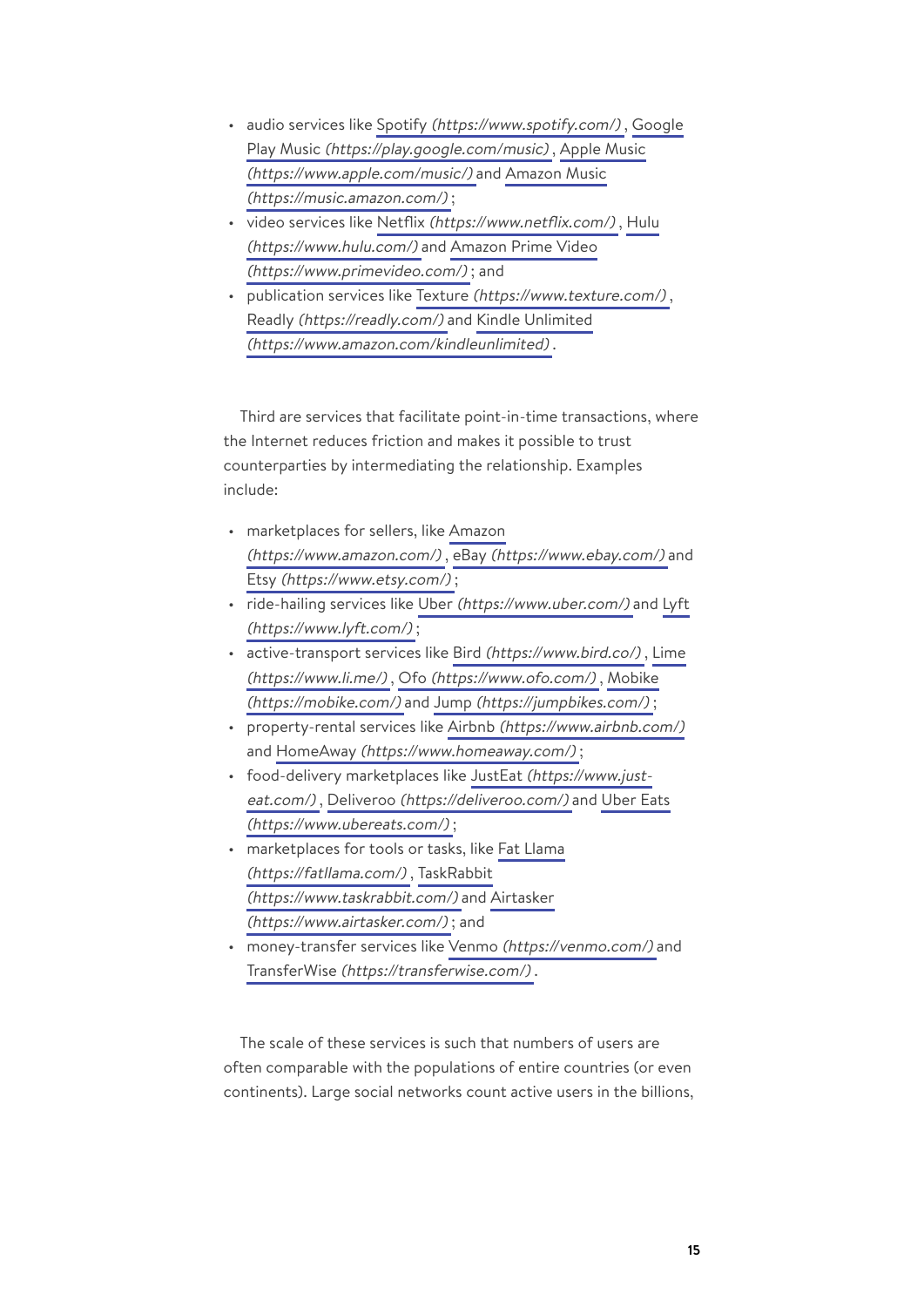- audio services like Spotify *(https://www.spotify.com/)* , Google Play Music *(https://play.google.com/music)* , Apple Music *(https://www.apple.com/music/)* and Amazon Music *(https://music.amazon.com/)* ;
- video services like Netflix *(https://www.netflix.com/)* , Hulu *(https://www.hulu.com/)* and Amazon Prime Video *(https://www.primevideo.com/)* ; and
- publication services like Texture *(https://www.texture.com/)* , Readly *(https://readly.com/)* and Kindle Unlimited *(https://www.amazon.com/kindleunlimited)* .

Third are services that facilitate point-in-time transactions, where the Internet reduces friction and makes it possible to trust counterparties by intermediating the relationship. Examples include:

- marketplaces for sellers, like Amazon *(https://www.amazon.com/)* , eBay *(https://www.ebay.com/)* and Etsy *(https://www.etsy.com/)* ;
- ride-hailing services like Uber *(https://www.uber.com/)* and Lyft *(https://www.lyft.com/)* ;
- active-transport services like Bird *(https://www.bird.co/)* , Lime *(https://www.li.me/)* , Ofo *(https://www.ofo.com/)* , Mobike *(https://mobike.com/)* and Jump *(https://jumpbikes.com/)* ;
- property-rental services like Airbnb *(https://www.airbnb.com/)* and HomeAway *(https://www.homeaway.com/)* ;
- food-delivery marketplaces like JustEat *(https://www.just-eat.com/)* , Deliveroo *(https://deliveroo.com/)* and Uber Eats *(https://www.ubereats.com/)* ;
- marketplaces for tools or tasks, like Fat Llama *(https://fatllama.com/)* , TaskRabbit *(https://www.taskrabbit.com/)* and Airtasker *(https://www.airtasker.com/)* ; and
- money-transfer services like Venmo *(https://venmo.com/)* and TransferWise *(https://transferwise.com/)* .

The scale of these services is such that numbers of users are often comparable with the populations of entire countries (or even continents). Large social networks count active users in the billions,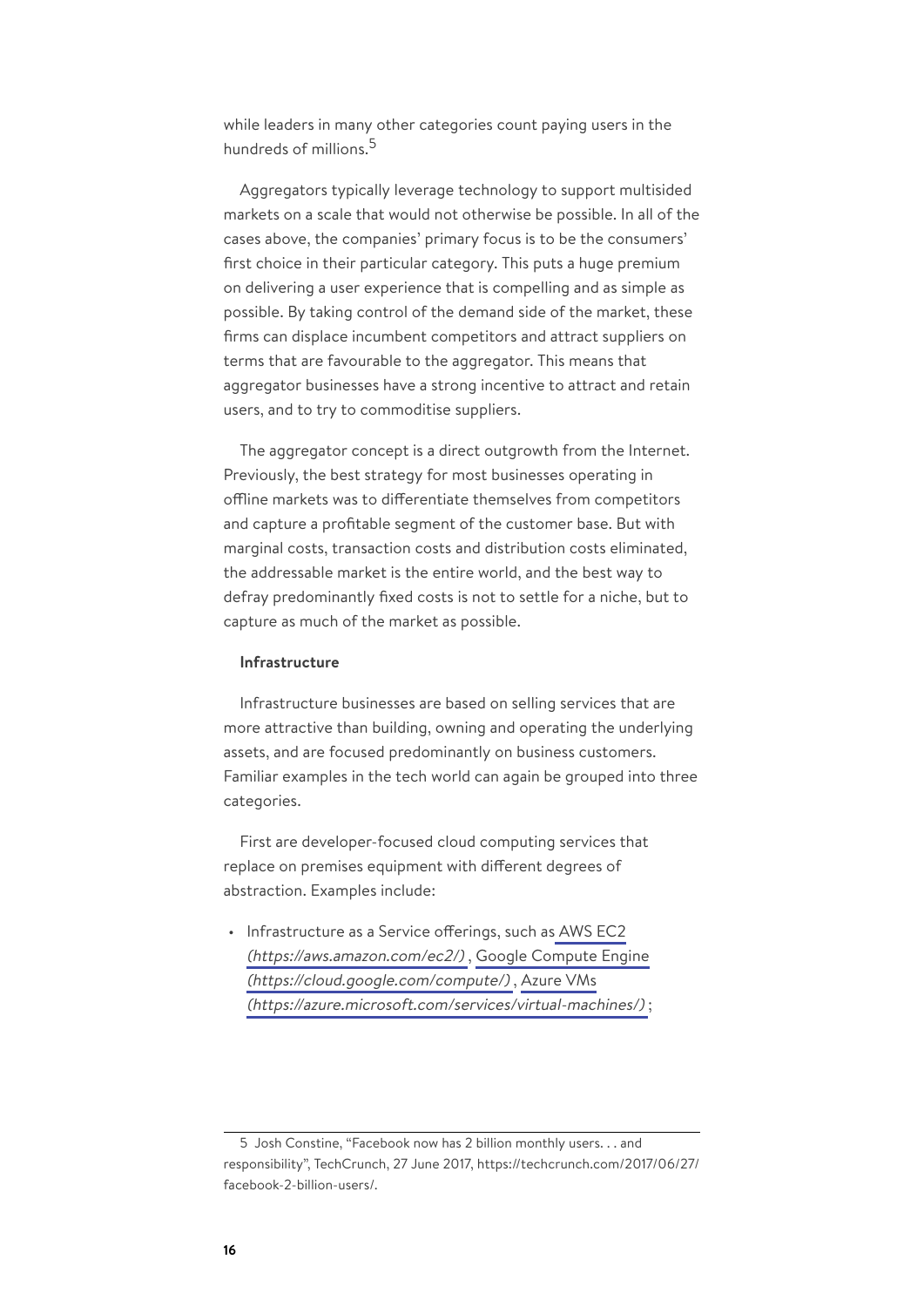while leaders in many other categories count paying users in the hundreds of millions.[5]

Aggregators typically leverage technology to support multisided markets on a scale that would not otherwise be possible. In all of the cases above, the companies' primary focus is to be the consumers' first choice in their particular category. This puts a huge premium on delivering a user experience that is compelling and as simple as possible. By taking control of the demand side of the market, these firms can displace incumbent competitors and attract suppliers on terms that are favourable to the aggregator. This means that aggregator businesses have a strong incentive to attract and retain users, and to try to commoditise suppliers.

The aggregator concept is a direct outgrowth from the Internet. Previously, the best strategy for most businesses operating in offline markets was to differentiate themselves from competitors and capture a profitable segment of the customer base. But with marginal costs, transaction costs and distribution costs eliminated, the addressable market is the entire world, and the best way to defray predominantly fixed costs is not to settle for a niche, but to capture as much of the market as possible.

**Infrastructure**

Infrastructure businesses are based on selling services that are more attractive than building, owning and operating the underlying assets, and are focused predominantly on business customers. Familiar examples in the tech world can again be grouped into three categories.

First are developer-focused cloud computing services that replace on premises equipment with different degrees of abstraction. Examples include:

- Infrastructure as a Service offerings, such as AWS EC2 *(https://aws.amazon.com/ec2/)* , Google Compute Engine *(https://cloud.google.com/compute/)* , Azure VMs *(https://azure.microsoft.com/services/virtual-machines/)* ;

---

5 Josh Constine, "Facebook now has 2 billion monthly users. . . and responsibility", TechCrunch, 27 June 2017, https://techcrunch.com/2017/06/27/facebook-2-billion-users/.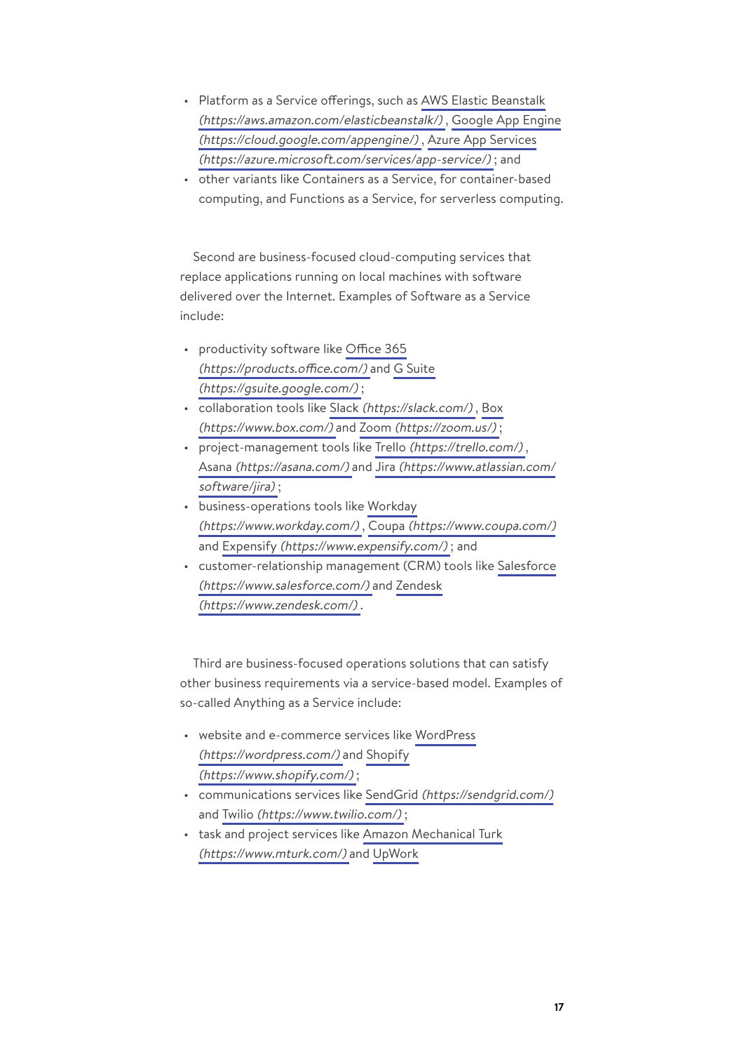- Platform as a Service offerings, such as AWS Elastic Beanstalk *(https://aws.amazon.com/elasticbeanstalk/)* , Google App Engine *(https://cloud.google.com/appengine/)* , Azure App Services *(https://azure.microsoft.com/services/app-service/)* ; and
- other variants like Containers as a Service, for container-based computing, and Functions as a Service, for serverless computing.

Second are business-focused cloud-computing services that replace applications running on local machines with software delivered over the Internet. Examples of Software as a Service include:

- productivity software like Office 365 *(https://products.office.com/)* and G Suite *(https://gsuite.google.com/)* ;
- collaboration tools like Slack *(https://slack.com/)* , Box *(https://www.box.com/)* and Zoom *(https://zoom.us/)* ;
- project-management tools like Trello *(https://trello.com/)* , Asana *(https://asana.com/)* and Jira *(https://www.atlassian.com/software/jira)* ;
- business-operations tools like Workday *(https://www.workday.com/)* , Coupa *(https://www.coupa.com/)* and Expensify *(https://www.expensify.com/)* ; and
- customer-relationship management (CRM) tools like Salesforce *(https://www.salesforce.com/)* and Zendesk *(https://www.zendesk.com/)* .

Third are business-focused operations solutions that can satisfy other business requirements via a service-based model. Examples of so-called Anything as a Service include:

- website and e-commerce services like WordPress *(https://wordpress.com/)* and Shopify *(https://www.shopify.com/)* ;
- communications services like SendGrid *(https://sendgrid.com/)* and Twilio *(https://www.twilio.com/)* ;
- task and project services like Amazon Mechanical Turk *(https://www.mturk.com/)* and UpWork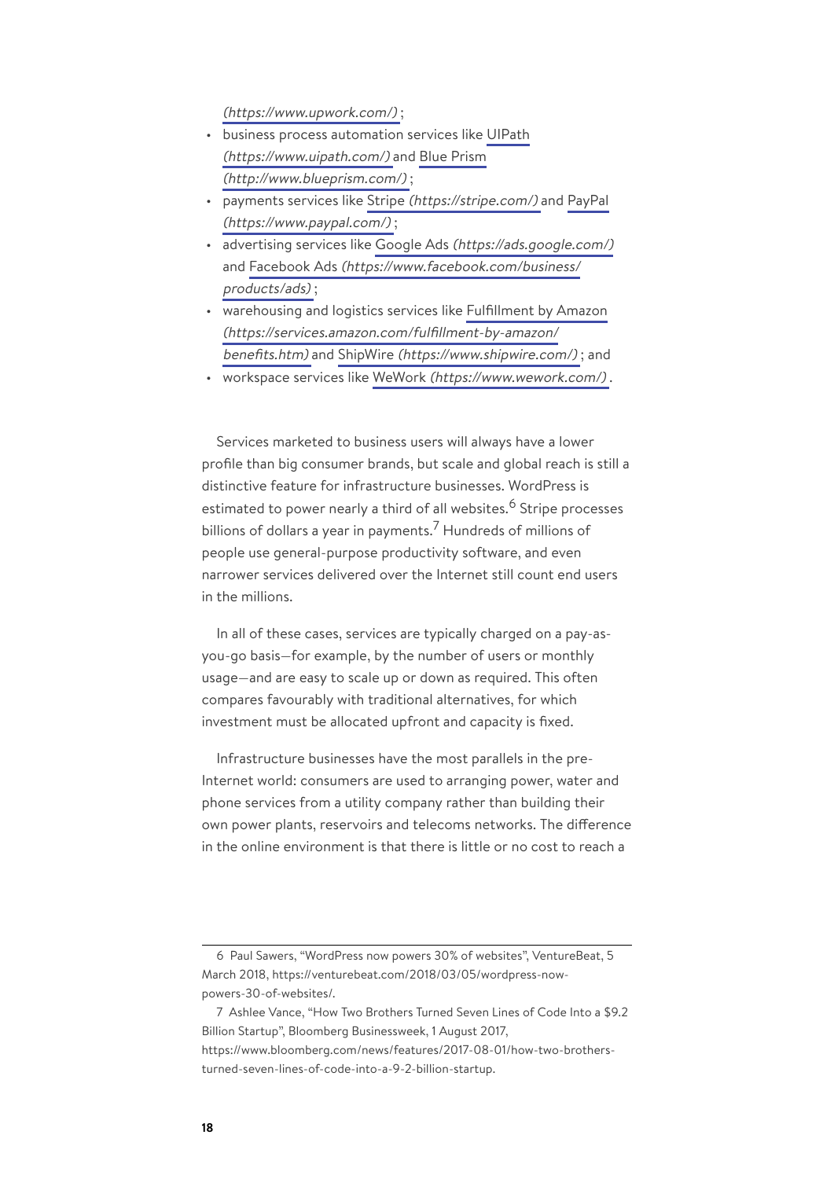(https://www.upwork.com/);

- business process automation services like UIPath *(https://www.uipath.com/)* and Blue Prism *(http://www.blueprism.com/)*;
- payments services like Stripe *(https://stripe.com/)* and PayPal *(https://www.paypal.com/)*;
- advertising services like Google Ads *(https://ads.google.com/)* and Facebook Ads *(https://www.facebook.com/business/products/ads)*;
- warehousing and logistics services like Fulfillment by Amazon *(https://services.amazon.com/fulfillment-by-amazon/benefits.htm)* and ShipWire *(https://www.shipwire.com/)*; and
- workspace services like WeWork *(https://www.wework.com/)*.

Services marketed to business users will always have a lower profile than big consumer brands, but scale and global reach is still a distinctive feature for infrastructure businesses. WordPress is estimated to power nearly a third of all websites.[6] Stripe processes billions of dollars a year in payments.[7] Hundreds of millions of people use general-purpose productivity software, and even narrower services delivered over the Internet still count end users in the millions.

In all of these cases, services are typically charged on a pay-as-you-go basis—for example, by the number of users or monthly usage—and are easy to scale up or down as required. This often compares favourably with traditional alternatives, for which investment must be allocated upfront and capacity is fixed.

Infrastructure businesses have the most parallels in the pre-Internet world: consumers are used to arranging power, water and phone services from a utility company rather than building their own power plants, reservoirs and telecoms networks. The difference in the online environment is that there is little or no cost to reach a

---

6 Paul Sawers, "WordPress now powers 30% of websites", VentureBeat, 5 March 2018, https://venturebeat.com/2018/03/05/wordpress-now-powers-30-of-websites/.

7 Ashlee Vance, "How Two Brothers Turned Seven Lines of Code Into a $9.2 Billion Startup", Bloomberg Businessweek, 1 August 2017, https://www.bloomberg.com/news/features/2017-08-01/how-two-brothers-turned-seven-lines-of-code-into-a-9-2-billion-startup.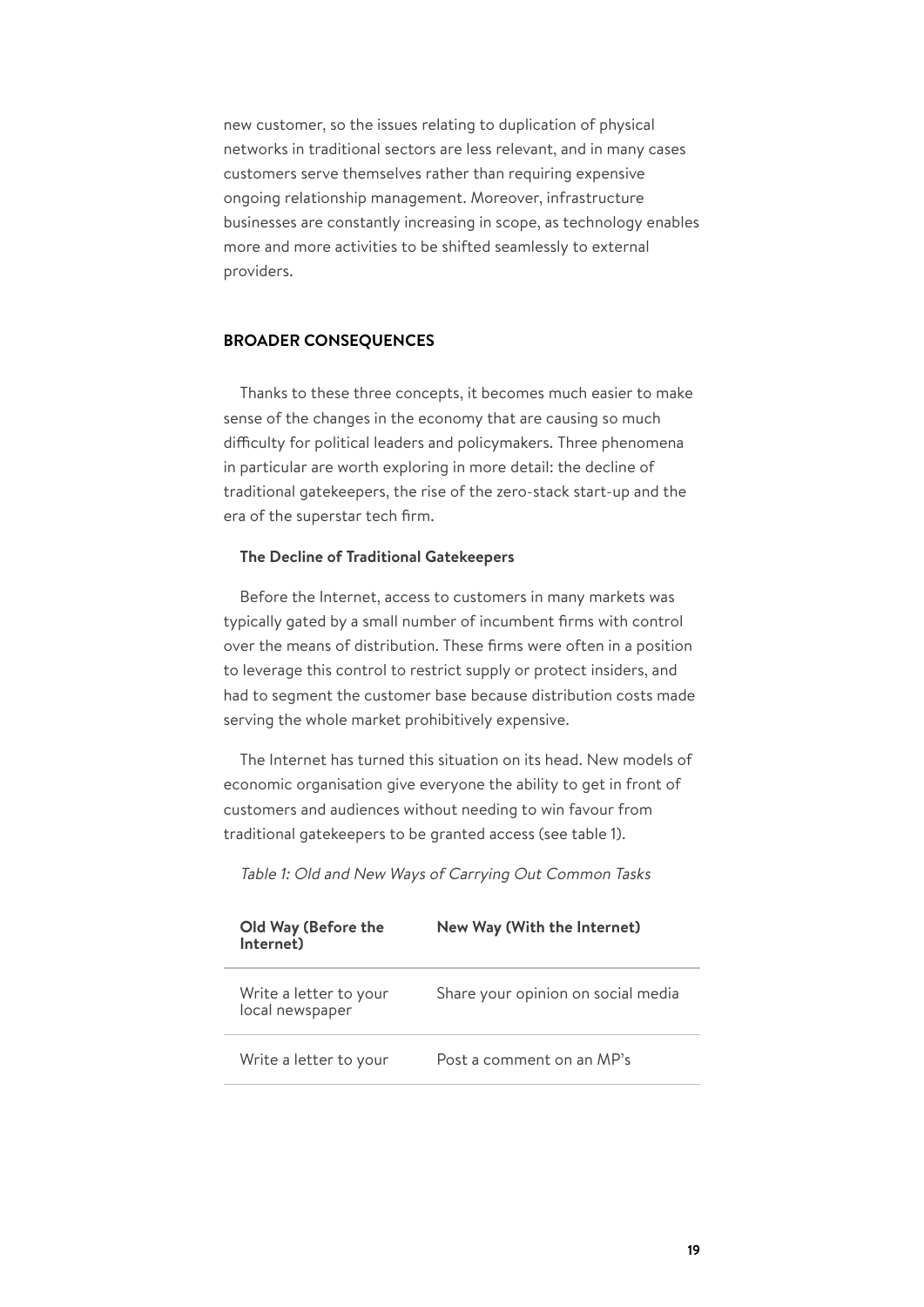new customer, so the issues relating to duplication of physical networks in traditional sectors are less relevant, and in many cases customers serve themselves rather than requiring expensive ongoing relationship management. Moreover, infrastructure businesses are constantly increasing in scope, as technology enables more and more activities to be shifted seamlessly to external providers.

## BROADER CONSEQUENCES

Thanks to these three concepts, it becomes much easier to make sense of the changes in the economy that are causing so much difficulty for political leaders and policymakers. Three phenomena in particular are worth exploring in more detail: the decline of traditional gatekeepers, the rise of the zero-stack start-up and the era of the superstar tech firm.

### The Decline of Traditional Gatekeepers

Before the Internet, access to customers in many markets was typically gated by a small number of incumbent firms with control over the means of distribution. These firms were often in a position to leverage this control to restrict supply or protect insiders, and had to segment the customer base because distribution costs made serving the whole market prohibitively expensive.

The Internet has turned this situation on its head. New models of economic organisation give everyone the ability to get in front of customers and audiences without needing to win favour from traditional gatekeepers to be granted access (see table 1).

*Table 1: Old and New Ways of Carrying Out Common Tasks*

| Old Way (Before the Internet) | New Way (With the Internet) |
|---|---|
| Write a letter to your local newspaper | Share your opinion on social media |
| Write a letter to your | Post a comment on an MP's |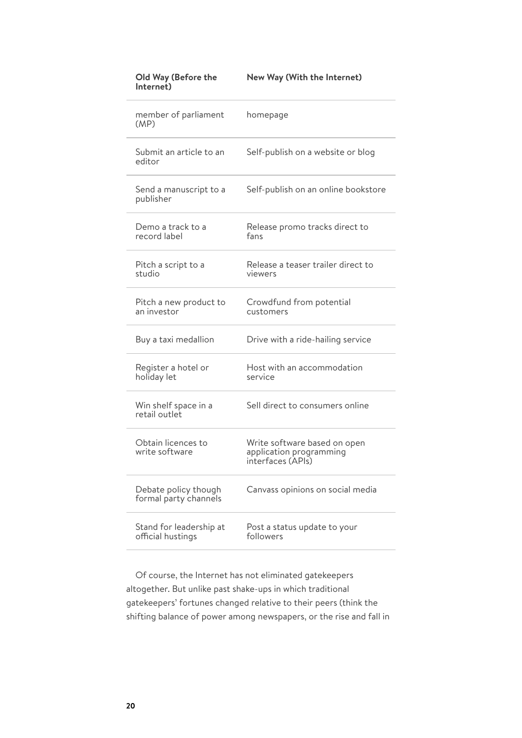| Old Way (Before the Internet) | New Way (With the Internet) |
| --- | --- |
| member of parliament (MP) | homepage |
| Submit an article to an editor | Self-publish on a website or blog |
| Send a manuscript to a publisher | Self-publish on an online bookstore |
| Demo a track to a record label | Release promo tracks direct to fans |
| Pitch a script to a studio | Release a teaser trailer direct to viewers |
| Pitch a new product to an investor | Crowdfund from potential customers |
| Buy a taxi medallion | Drive with a ride-hailing service |
| Register a hotel or holiday let | Host with an accommodation service |
| Win shelf space in a retail outlet | Sell direct to consumers online |
| Obtain licences to write software | Write software based on open application programming interfaces (APIs) |
| Debate policy though formal party channels | Canvass opinions on social media |
| Stand for leadership at official hustings | Post a status update to your followers |

Of course, the Internet has not eliminated gatekeepers altogether. But unlike past shake-ups in which traditional gatekeepers' fortunes changed relative to their peers (think the shifting balance of power among newspapers, or the rise and fall in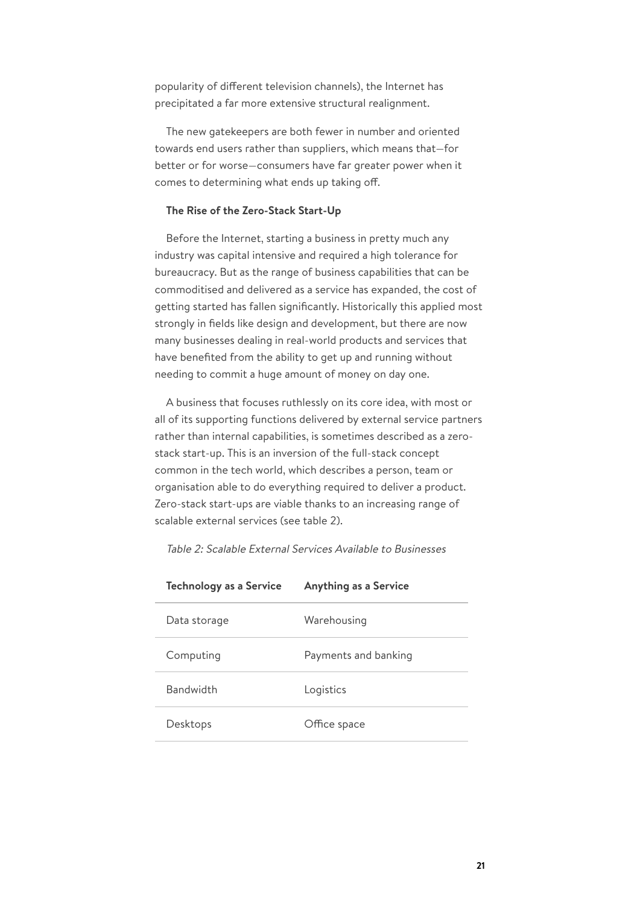popularity of different television channels), the Internet has precipitated a far more extensive structural realignment.

The new gatekeepers are both fewer in number and oriented towards end users rather than suppliers, which means that—for better or for worse—consumers have far greater power when it comes to determining what ends up taking off.

### The Rise of the Zero-Stack Start-Up

Before the Internet, starting a business in pretty much any industry was capital intensive and required a high tolerance for bureaucracy. But as the range of business capabilities that can be commoditised and delivered as a service has expanded, the cost of getting started has fallen significantly. Historically this applied most strongly in fields like design and development, but there are now many businesses dealing in real-world products and services that have benefited from the ability to get up and running without needing to commit a huge amount of money on day one.

A business that focuses ruthlessly on its core idea, with most or all of its supporting functions delivered by external service partners rather than internal capabilities, is sometimes described as a zero-stack start-up. This is an inversion of the full-stack concept common in the tech world, which describes a person, team or organisation able to do everything required to deliver a product. Zero-stack start-ups are viable thanks to an increasing range of scalable external services (see table 2).

*Table 2: Scalable External Services Available to Businesses*

| Technology as a Service | Anything as a Service |
|---|---|
| Data storage | Warehousing |
| Computing | Payments and banking |
| Bandwidth | Logistics |
| Desktops | Office space |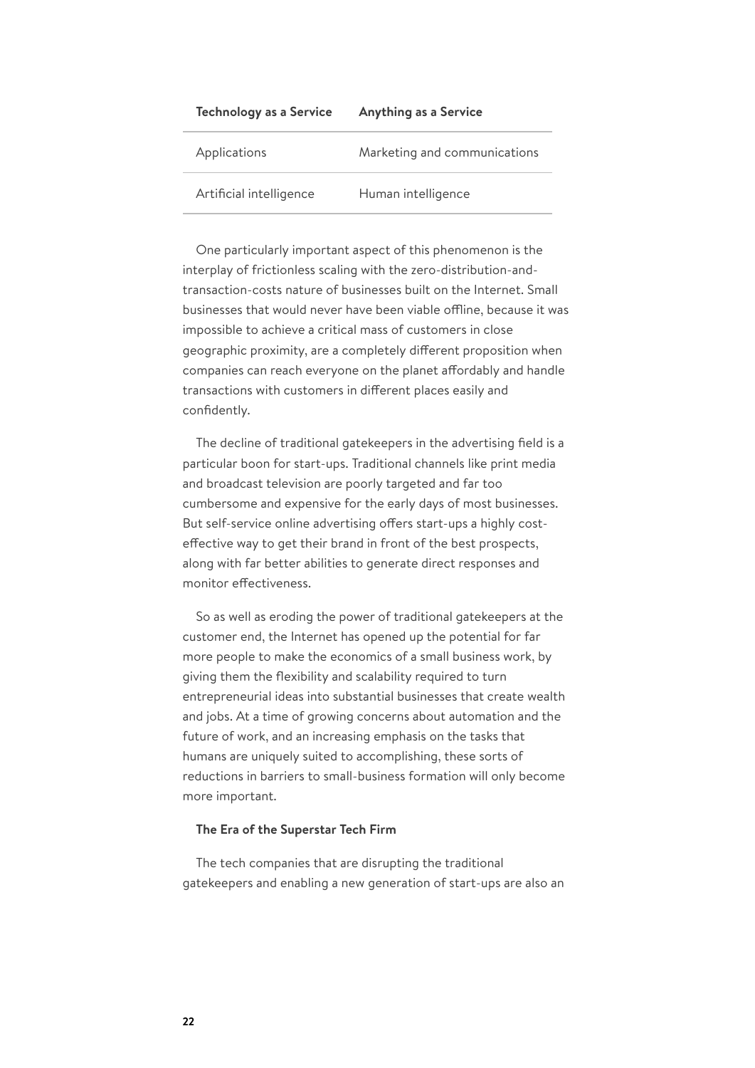| Technology as a Service | Anything as a Service |
| --- | --- |
| Applications | Marketing and communications |
| Artificial intelligence | Human intelligence |

One particularly important aspect of this phenomenon is the interplay of frictionless scaling with the zero-distribution-and-transaction-costs nature of businesses built on the Internet. Small businesses that would never have been viable offline, because it was impossible to achieve a critical mass of customers in close geographic proximity, are a completely different proposition when companies can reach everyone on the planet affordably and handle transactions with customers in different places easily and confidently.

The decline of traditional gatekeepers in the advertising field is a particular boon for start-ups. Traditional channels like print media and broadcast television are poorly targeted and far too cumbersome and expensive for the early days of most businesses. But self-service online advertising offers start-ups a highly cost-effective way to get their brand in front of the best prospects, along with far better abilities to generate direct responses and monitor effectiveness.

So as well as eroding the power of traditional gatekeepers at the customer end, the Internet has opened up the potential for far more people to make the economics of a small business work, by giving them the flexibility and scalability required to turn entrepreneurial ideas into substantial businesses that create wealth and jobs. At a time of growing concerns about automation and the future of work, and an increasing emphasis on the tasks that humans are uniquely suited to accomplishing, these sorts of reductions in barriers to small-business formation will only become more important.

### The Era of the Superstar Tech Firm

The tech companies that are disrupting the traditional gatekeepers and enabling a new generation of start-ups are also an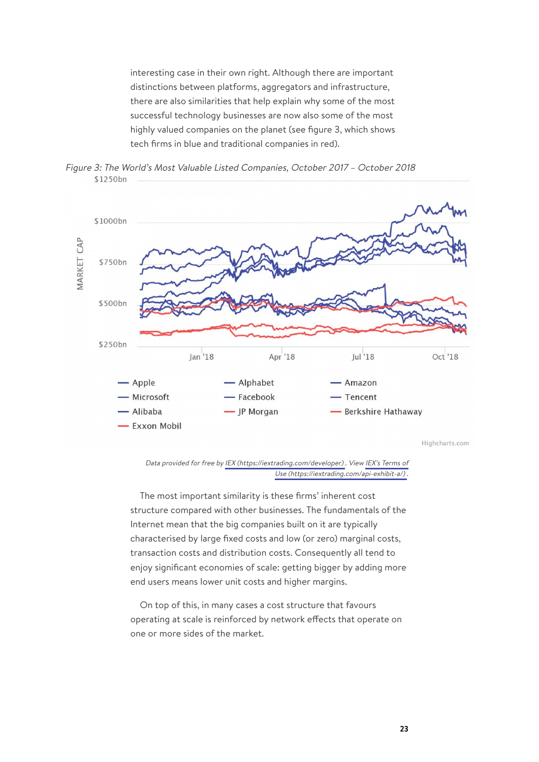interesting case in their own right. Although there are important distinctions between platforms, aggregators and infrastructure, there are also similarities that help explain why some of the most successful technology businesses are now also some of the most highly valued companies on the planet (see figure 3, which shows tech firms in blue and traditional companies in red).

*Figure 3: The World's Most Valuable Listed Companies, October 2017 – October 2018*

*Data provided for free by IEX (https://iextrading.com/developer). View IEX's Terms of Use (https://iextrading.com/api-exhibit-a/).*

The most important similarity is these firms' inherent cost structure compared with other businesses. The fundamentals of the Internet mean that the big companies built on it are typically characterised by large fixed costs and low (or zero) marginal costs, transaction costs and distribution costs. Consequently all tend to enjoy significant economies of scale: getting bigger by adding more end users means lower unit costs and higher margins.

On top of this, in many cases a cost structure that favours operating at scale is reinforced by network effects that operate on one or more sides of the market.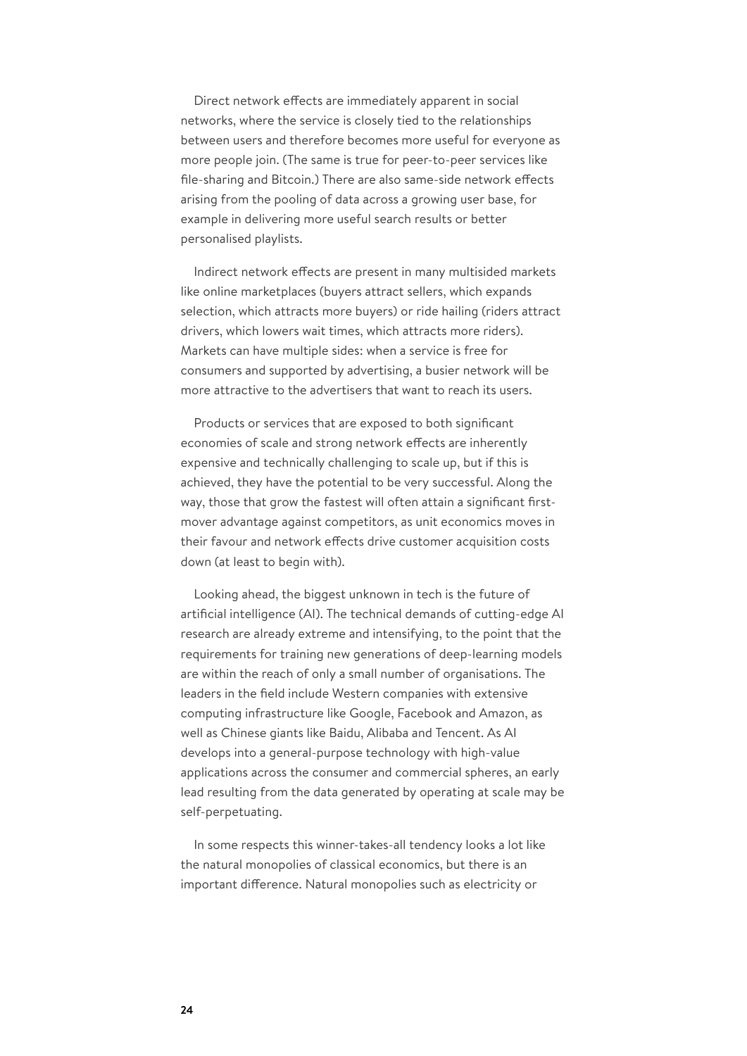Direct network effects are immediately apparent in social networks, where the service is closely tied to the relationships between users and therefore becomes more useful for everyone as more people join. (The same is true for peer-to-peer services like file-sharing and Bitcoin.) There are also same-side network effects arising from the pooling of data across a growing user base, for example in delivering more useful search results or better personalised playlists.

Indirect network effects are present in many multisided markets like online marketplaces (buyers attract sellers, which expands selection, which attracts more buyers) or ride hailing (riders attract drivers, which lowers wait times, which attracts more riders). Markets can have multiple sides: when a service is free for consumers and supported by advertising, a busier network will be more attractive to the advertisers that want to reach its users.

Products or services that are exposed to both significant economies of scale and strong network effects are inherently expensive and technically challenging to scale up, but if this is achieved, they have the potential to be very successful. Along the way, those that grow the fastest will often attain a significant first-mover advantage against competitors, as unit economics moves in their favour and network effects drive customer acquisition costs down (at least to begin with).

Looking ahead, the biggest unknown in tech is the future of artificial intelligence (AI). The technical demands of cutting-edge AI research are already extreme and intensifying, to the point that the requirements for training new generations of deep-learning models are within the reach of only a small number of organisations. The leaders in the field include Western companies with extensive computing infrastructure like Google, Facebook and Amazon, as well as Chinese giants like Baidu, Alibaba and Tencent. As AI develops into a general-purpose technology with high-value applications across the consumer and commercial spheres, an early lead resulting from the data generated by operating at scale may be self-perpetuating.

In some respects this winner-takes-all tendency looks a lot like the natural monopolies of classical economics, but there is an important difference. Natural monopolies such as electricity or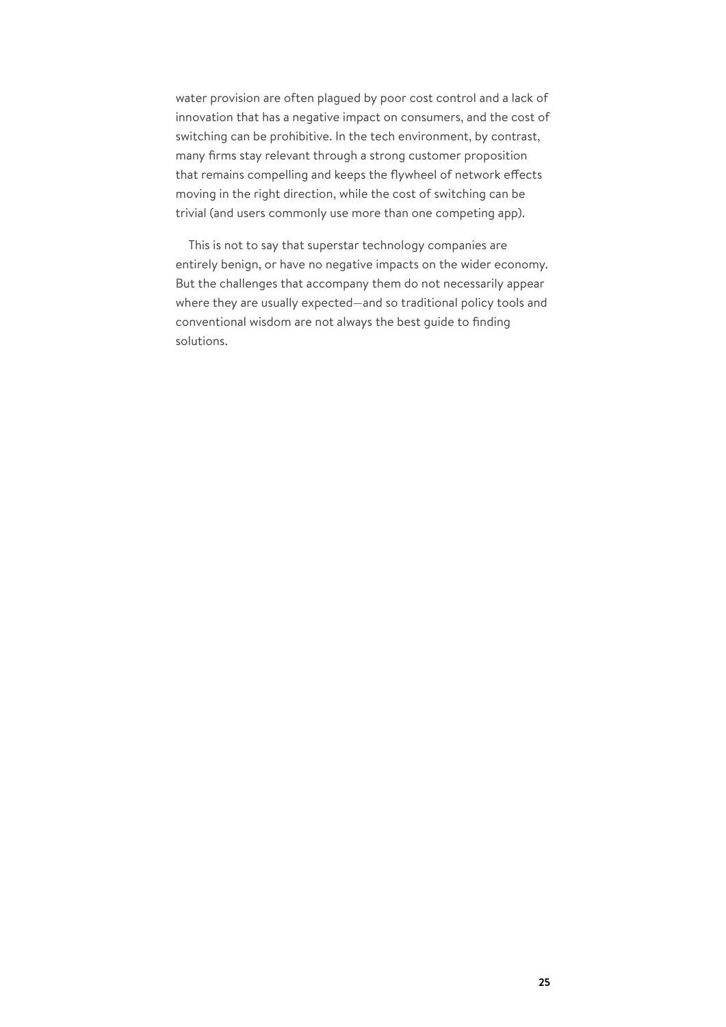water provision are often plagued by poor cost control and a lack of innovation that has a negative impact on consumers, and the cost of switching can be prohibitive. In the tech environment, by contrast, many firms stay relevant through a strong customer proposition that remains compelling and keeps the flywheel of network effects moving in the right direction, while the cost of switching can be trivial (and users commonly use more than one competing app).

This is not to say that superstar technology companies are entirely benign, or have no negative impacts on the wider economy. But the challenges that accompany them do not necessarily appear where they are usually expected—and so traditional policy tools and conventional wisdom are not always the best guide to finding solutions.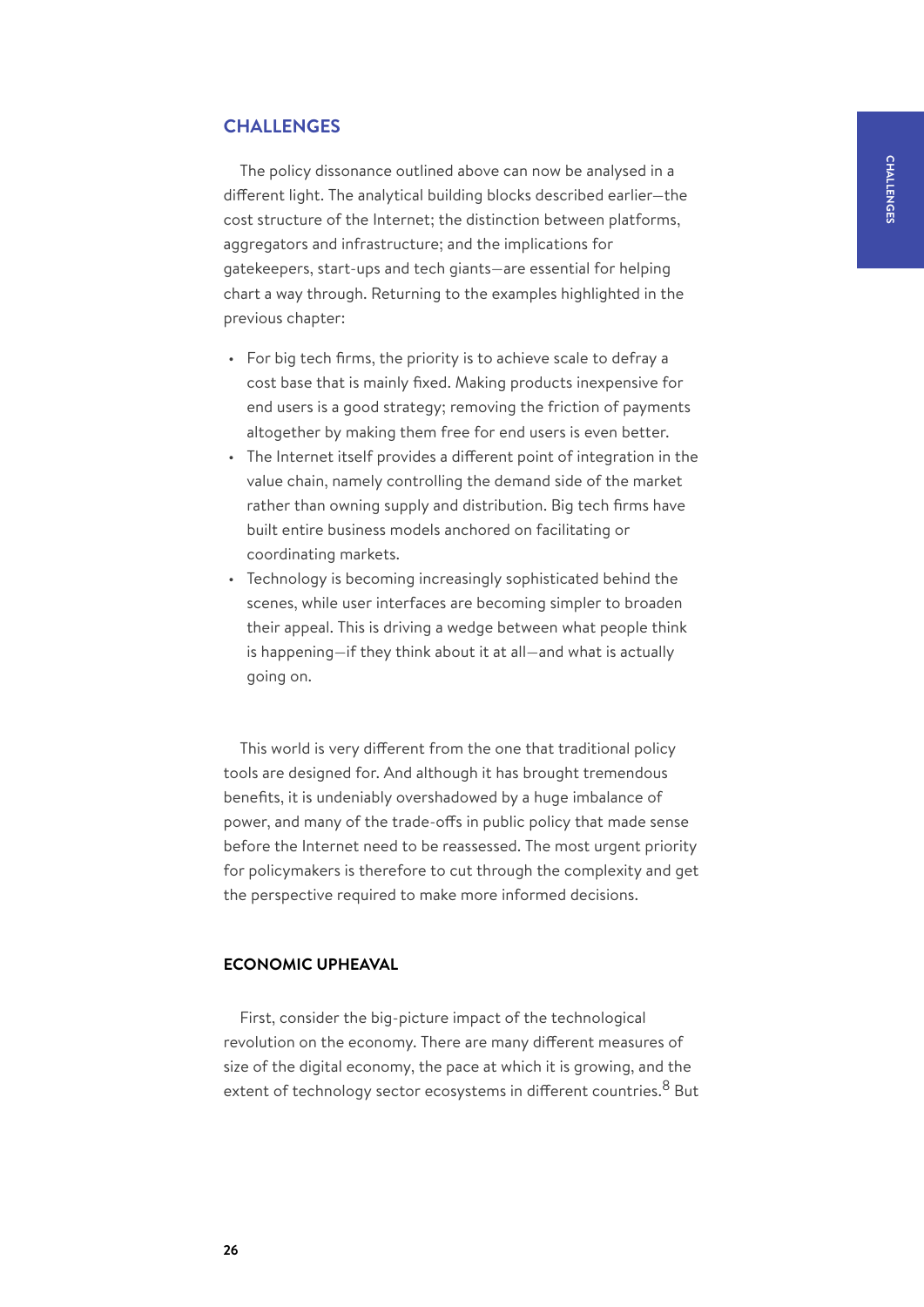## CHALLENGES

The policy dissonance outlined above can now be analysed in a different light. The analytical building blocks described earlier—the cost structure of the Internet; the distinction between platforms, aggregators and infrastructure; and the implications for gatekeepers, start-ups and tech giants—are essential for helping chart a way through. Returning to the examples highlighted in the previous chapter:

- For big tech firms, the priority is to achieve scale to defray a cost base that is mainly fixed. Making products inexpensive for end users is a good strategy; removing the friction of payments altogether by making them free for end users is even better.
- The Internet itself provides a different point of integration in the value chain, namely controlling the demand side of the market rather than owning supply and distribution. Big tech firms have built entire business models anchored on facilitating or coordinating markets.
- Technology is becoming increasingly sophisticated behind the scenes, while user interfaces are becoming simpler to broaden their appeal. This is driving a wedge between what people think is happening—if they think about it at all—and what is actually going on.

This world is very different from the one that traditional policy tools are designed for. And although it has brought tremendous benefits, it is undeniably overshadowed by a huge imbalance of power, and many of the trade-offs in public policy that made sense before the Internet need to be reassessed. The most urgent priority for policymakers is therefore to cut through the complexity and get the perspective required to make more informed decisions.

### ECONOMIC UPHEAVAL

First, consider the big-picture impact of the technological revolution on the economy. There are many different measures of size of the digital economy, the pace at which it is growing, and the extent of technology sector ecosystems in different countries.[8] But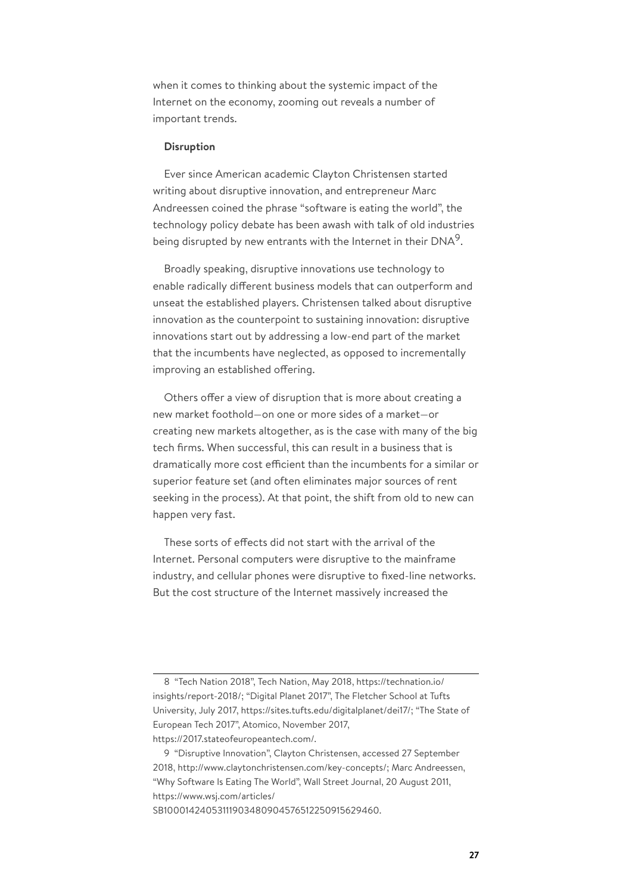when it comes to thinking about the systemic impact of the Internet on the economy, zooming out reveals a number of important trends.

### Disruption

Ever since American academic Clayton Christensen started writing about disruptive innovation, and entrepreneur Marc Andreessen coined the phrase "software is eating the world", the technology policy debate has been awash with talk of old industries being disrupted by new entrants with the Internet in their DNA[9].

Broadly speaking, disruptive innovations use technology to enable radically different business models that can outperform and unseat the established players. Christensen talked about disruptive innovation as the counterpoint to sustaining innovation: disruptive innovations start out by addressing a low-end part of the market that the incumbents have neglected, as opposed to incrementally improving an established offering.

Others offer a view of disruption that is more about creating a new market foothold—on one or more sides of a market—or creating new markets altogether, as is the case with many of the big tech firms. When successful, this can result in a business that is dramatically more cost efficient than the incumbents for a similar or superior feature set (and often eliminates major sources of rent seeking in the process). At that point, the shift from old to new can happen very fast.

These sorts of effects did not start with the arrival of the Internet. Personal computers were disruptive to the mainframe industry, and cellular phones were disruptive to fixed-line networks. But the cost structure of the Internet massively increased the

---

8 "Tech Nation 2018", Tech Nation, May 2018, https://technation.io/insights/report-2018/; "Digital Planet 2017", The Fletcher School at Tufts University, July 2017, https://sites.tufts.edu/digitalplanet/dei17/; "The State of European Tech 2017", Atomico, November 2017, https://2017.stateofeuropeantech.com/.

9 "Disruptive Innovation", Clayton Christensen, accessed 27 September 2018, http://www.claytonchristensen.com/key-concepts/; Marc Andreessen, "Why Software Is Eating The World", Wall Street Journal, 20 August 2011, https://www.wsj.com/articles/SB10001424053111903480904576512250915629460.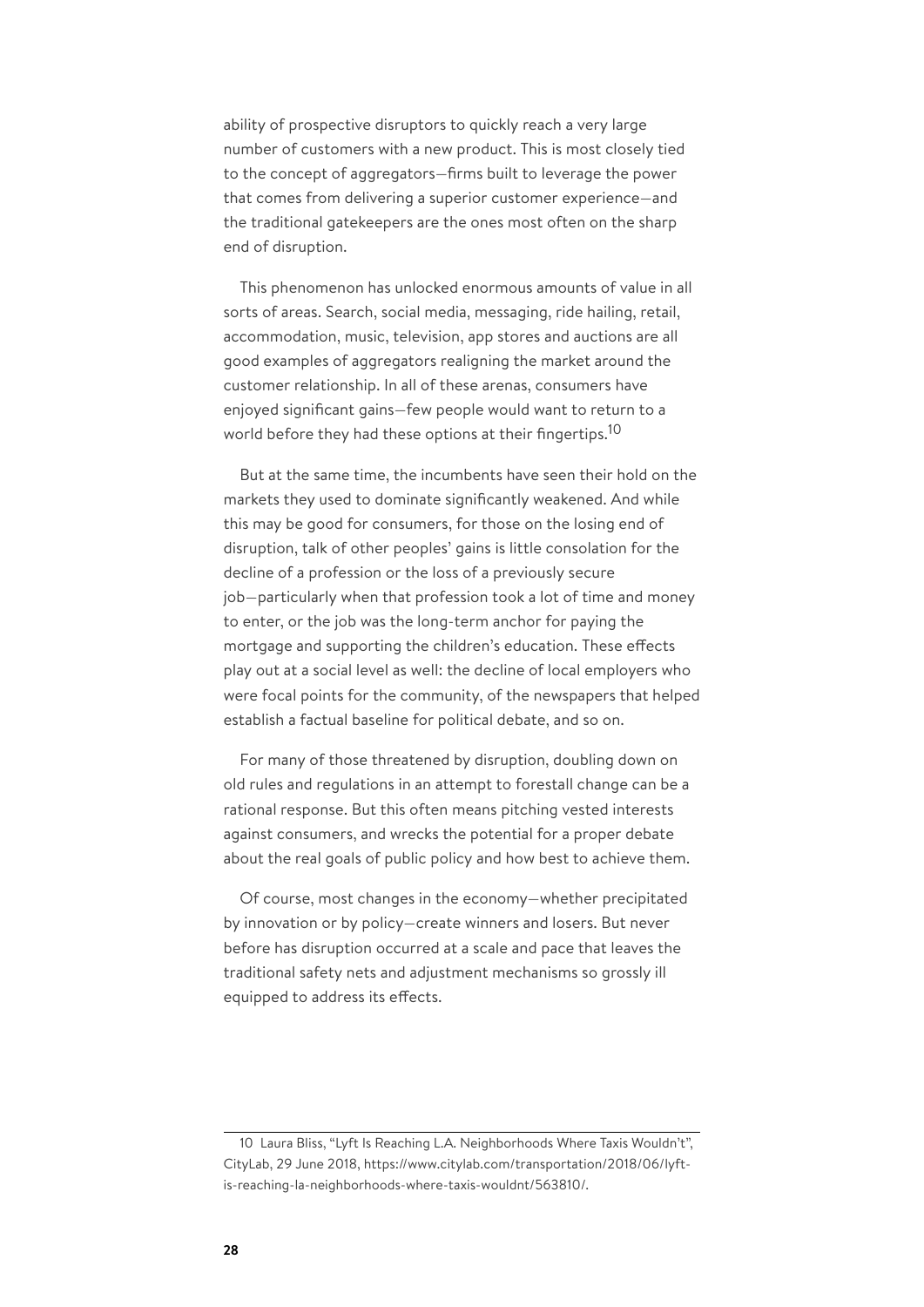ability of prospective disruptors to quickly reach a very large number of customers with a new product. This is most closely tied to the concept of aggregators—firms built to leverage the power that comes from delivering a superior customer experience—and the traditional gatekeepers are the ones most often on the sharp end of disruption.

This phenomenon has unlocked enormous amounts of value in all sorts of areas. Search, social media, messaging, ride hailing, retail, accommodation, music, television, app stores and auctions are all good examples of aggregators realigning the market around the customer relationship. In all of these arenas, consumers have enjoyed significant gains—few people would want to return to a world before they had these options at their fingertips.[10]

But at the same time, the incumbents have seen their hold on the markets they used to dominate significantly weakened. And while this may be good for consumers, for those on the losing end of disruption, talk of other peoples' gains is little consolation for the decline of a profession or the loss of a previously secure job—particularly when that profession took a lot of time and money to enter, or the job was the long-term anchor for paying the mortgage and supporting the children's education. These effects play out at a social level as well: the decline of local employers who were focal points for the community, of the newspapers that helped establish a factual baseline for political debate, and so on.

For many of those threatened by disruption, doubling down on old rules and regulations in an attempt to forestall change can be a rational response. But this often means pitching vested interests against consumers, and wrecks the potential for a proper debate about the real goals of public policy and how best to achieve them.

Of course, most changes in the economy—whether precipitated by innovation or by policy—create winners and losers. But never before has disruption occurred at a scale and pace that leaves the traditional safety nets and adjustment mechanisms so grossly ill equipped to address its effects.

---

10 Laura Bliss, "Lyft Is Reaching L.A. Neighborhoods Where Taxis Wouldn't", CityLab, 29 June 2018, https://www.citylab.com/transportation/2018/06/lyft-is-reaching-la-neighborhoods-where-taxis-wouldnt/563810/.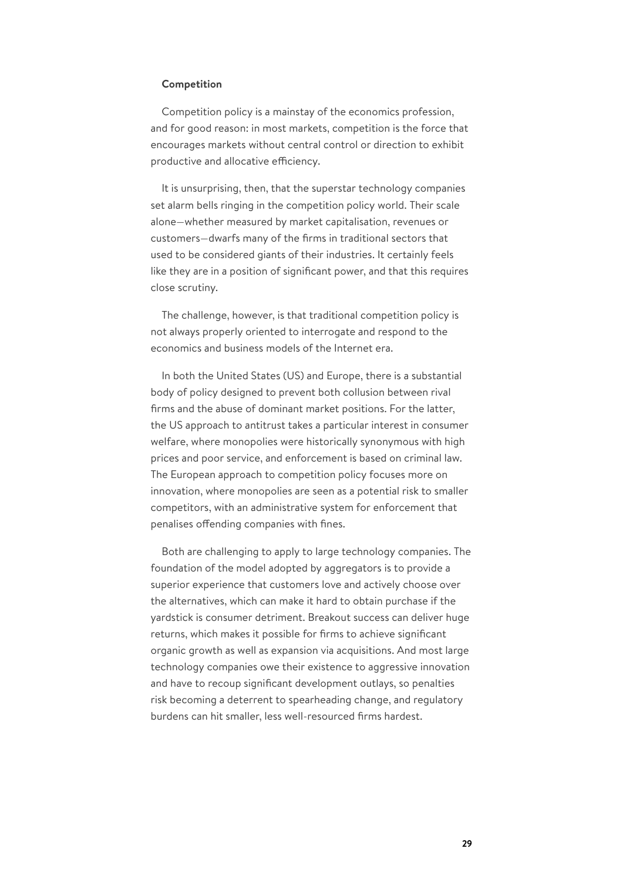### Competition

Competition policy is a mainstay of the economics profession, and for good reason: in most markets, competition is the force that encourages markets without central control or direction to exhibit productive and allocative efficiency.

It is unsurprising, then, that the superstar technology companies set alarm bells ringing in the competition policy world. Their scale alone—whether measured by market capitalisation, revenues or customers—dwarfs many of the firms in traditional sectors that used to be considered giants of their industries. It certainly feels like they are in a position of significant power, and that this requires close scrutiny.

The challenge, however, is that traditional competition policy is not always properly oriented to interrogate and respond to the economics and business models of the Internet era.

In both the United States (US) and Europe, there is a substantial body of policy designed to prevent both collusion between rival firms and the abuse of dominant market positions. For the latter, the US approach to antitrust takes a particular interest in consumer welfare, where monopolies were historically synonymous with high prices and poor service, and enforcement is based on criminal law. The European approach to competition policy focuses more on innovation, where monopolies are seen as a potential risk to smaller competitors, with an administrative system for enforcement that penalises offending companies with fines.

Both are challenging to apply to large technology companies. The foundation of the model adopted by aggregators is to provide a superior experience that customers love and actively choose over the alternatives, which can make it hard to obtain purchase if the yardstick is consumer detriment. Breakout success can deliver huge returns, which makes it possible for firms to achieve significant organic growth as well as expansion via acquisitions. And most large technology companies owe their existence to aggressive innovation and have to recoup significant development outlays, so penalties risk becoming a deterrent to spearheading change, and regulatory burdens can hit smaller, less well-resourced firms hardest.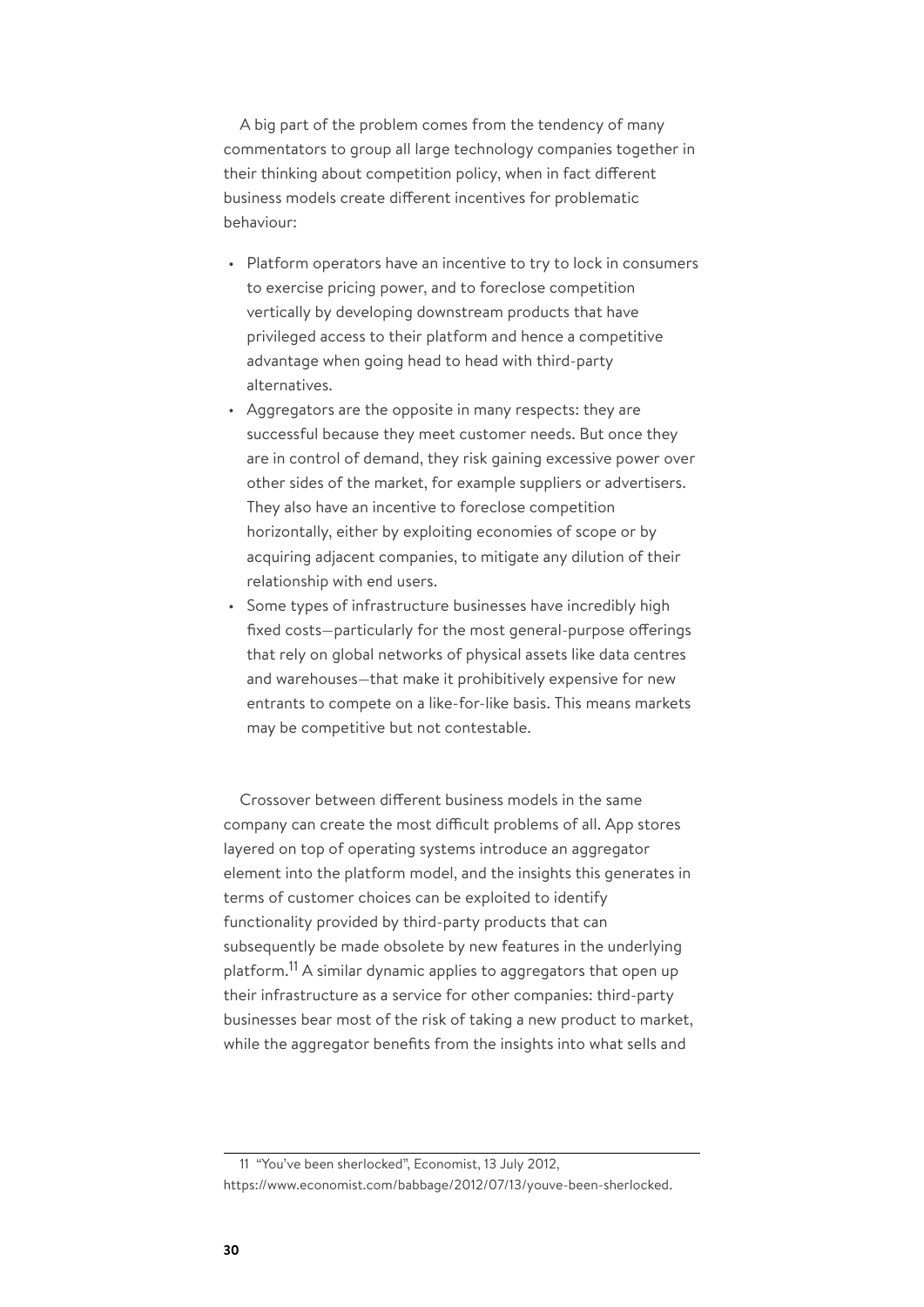A big part of the problem comes from the tendency of many commentators to group all large technology companies together in their thinking about competition policy, when in fact different business models create different incentives for problematic behaviour:

- Platform operators have an incentive to try to lock in consumers to exercise pricing power, and to foreclose competition vertically by developing downstream products that have privileged access to their platform and hence a competitive advantage when going head to head with third-party alternatives.
- Aggregators are the opposite in many respects: they are successful because they meet customer needs. But once they are in control of demand, they risk gaining excessive power over other sides of the market, for example suppliers or advertisers. They also have an incentive to foreclose competition horizontally, either by exploiting economies of scope or by acquiring adjacent companies, to mitigate any dilution of their relationship with end users.
- Some types of infrastructure businesses have incredibly high fixed costs—particularly for the most general-purpose offerings that rely on global networks of physical assets like data centres and warehouses—that make it prohibitively expensive for new entrants to compete on a like-for-like basis. This means markets may be competitive but not contestable.

Crossover between different business models in the same company can create the most difficult problems of all. App stores layered on top of operating systems introduce an aggregator element into the platform model, and the insights this generates in terms of customer choices can be exploited to identify functionality provided by third-party products that can subsequently be made obsolete by new features in the underlying platform.[11] A similar dynamic applies to aggregators that open up their infrastructure as a service for other companies: third-party businesses bear most of the risk of taking a new product to market, while the aggregator benefits from the insights into what sells and

---

11 "You've been sherlocked", Economist, 13 July 2012, https://www.economist.com/babbage/2012/07/13/youve-been-sherlocked.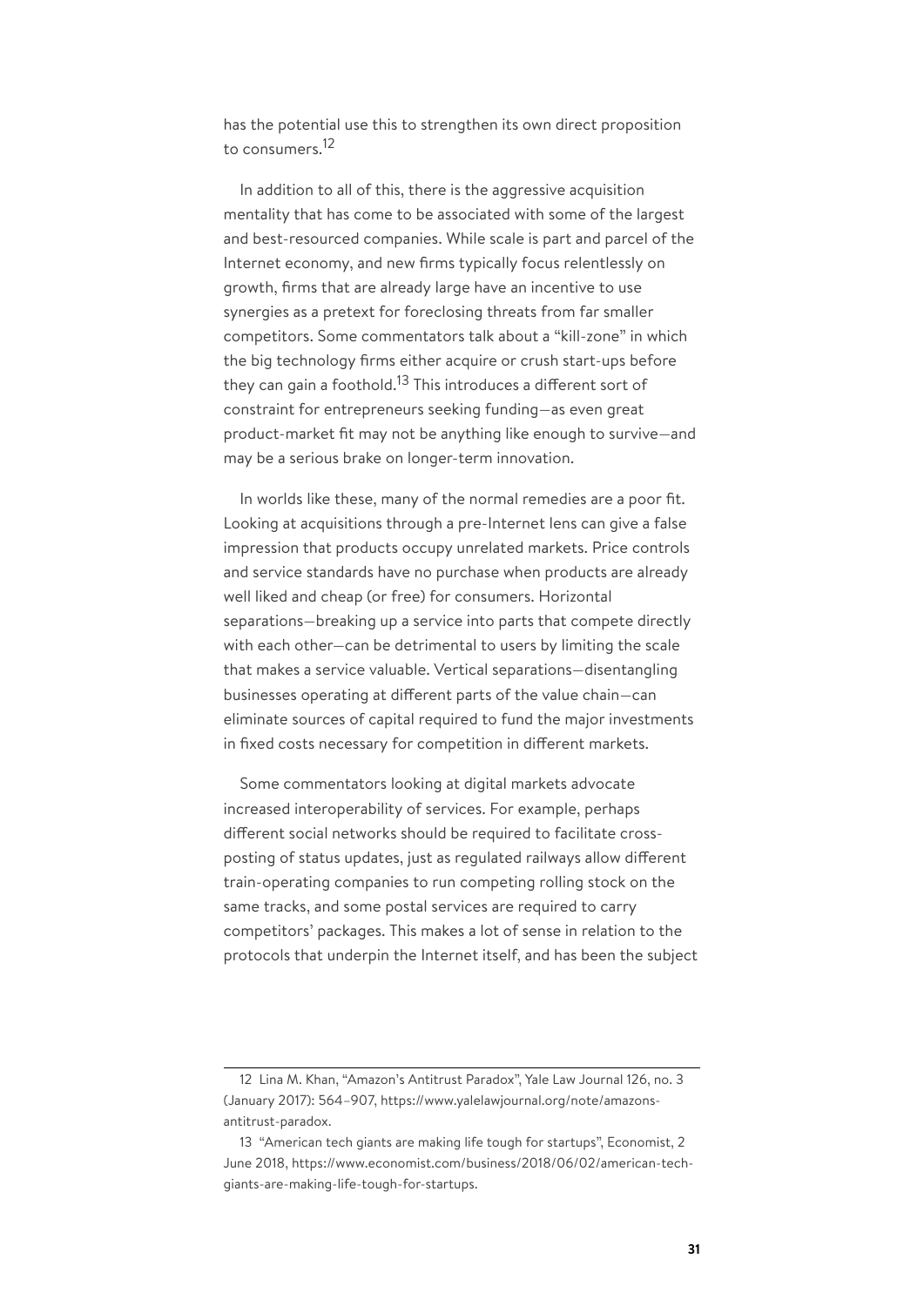has the potential use this to strengthen its own direct proposition to consumers.[12]

In addition to all of this, there is the aggressive acquisition mentality that has come to be associated with some of the largest and best-resourced companies. While scale is part and parcel of the Internet economy, and new firms typically focus relentlessly on growth, firms that are already large have an incentive to use synergies as a pretext for foreclosing threats from far smaller competitors. Some commentators talk about a "kill-zone" in which the big technology firms either acquire or crush start-ups before they can gain a foothold.[13] This introduces a different sort of constraint for entrepreneurs seeking funding—as even great product-market fit may not be anything like enough to survive—and may be a serious brake on longer-term innovation.

In worlds like these, many of the normal remedies are a poor fit. Looking at acquisitions through a pre-Internet lens can give a false impression that products occupy unrelated markets. Price controls and service standards have no purchase when products are already well liked and cheap (or free) for consumers. Horizontal separations—breaking up a service into parts that compete directly with each other—can be detrimental to users by limiting the scale that makes a service valuable. Vertical separations—disentangling businesses operating at different parts of the value chain—can eliminate sources of capital required to fund the major investments in fixed costs necessary for competition in different markets.

Some commentators looking at digital markets advocate increased interoperability of services. For example, perhaps different social networks should be required to facilitate cross-posting of status updates, just as regulated railways allow different train-operating companies to run competing rolling stock on the same tracks, and some postal services are required to carry competitors' packages. This makes a lot of sense in relation to the protocols that underpin the Internet itself, and has been the subject

---

12 Lina M. Khan, "Amazon's Antitrust Paradox", Yale Law Journal 126, no. 3 (January 2017): 564–907, https://www.yalelawjournal.org/note/amazons-antitrust-paradox.

13 "American tech giants are making life tough for startups", Economist, 2 June 2018, https://www.economist.com/business/2018/06/02/american-tech-giants-are-making-life-tough-for-startups.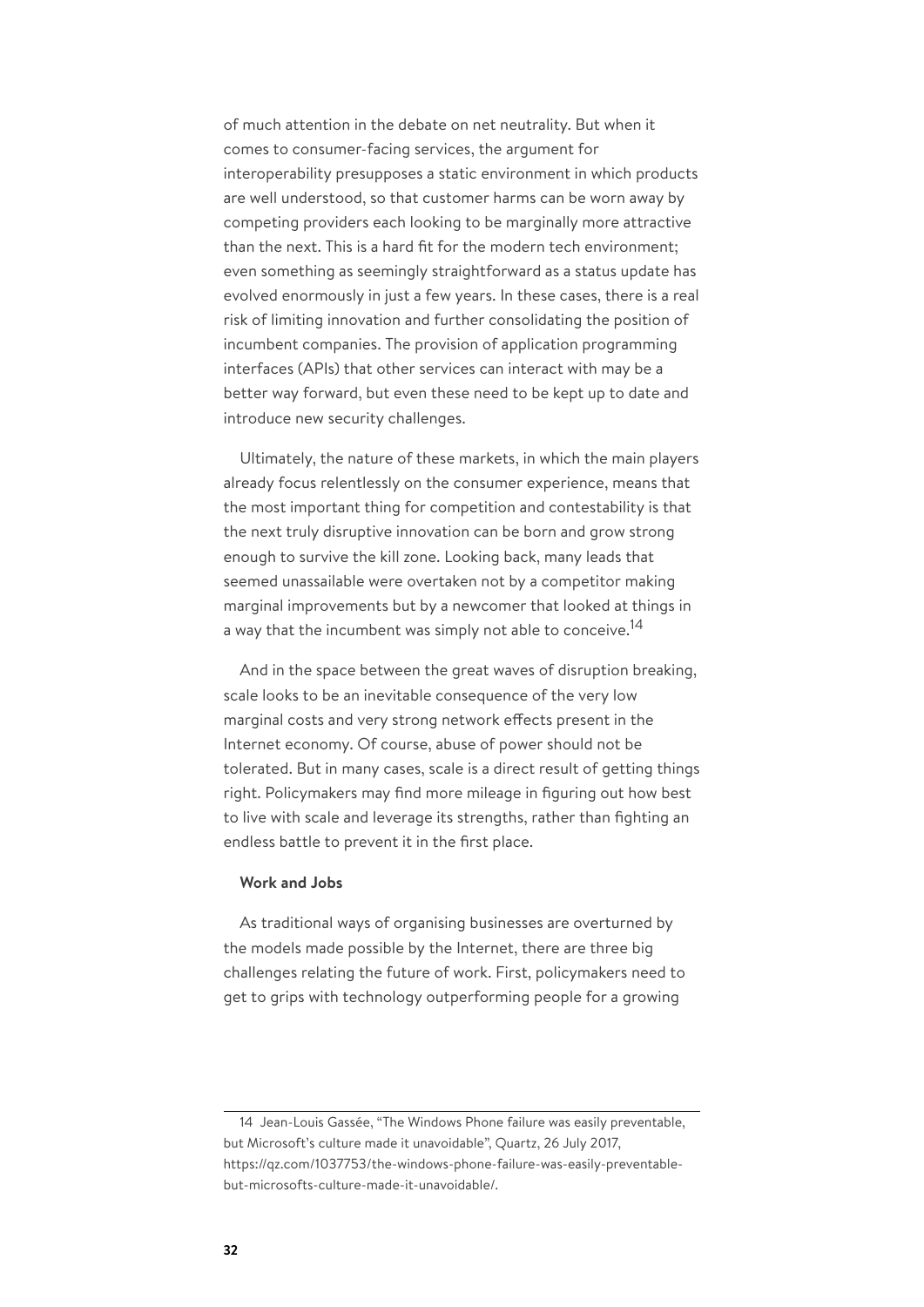of much attention in the debate on net neutrality. But when it comes to consumer-facing services, the argument for interoperability presupposes a static environment in which products are well understood, so that customer harms can be worn away by competing providers each looking to be marginally more attractive than the next. This is a hard fit for the modern tech environment; even something as seemingly straightforward as a status update has evolved enormously in just a few years. In these cases, there is a real risk of limiting innovation and further consolidating the position of incumbent companies. The provision of application programming interfaces (APIs) that other services can interact with may be a better way forward, but even these need to be kept up to date and introduce new security challenges.

Ultimately, the nature of these markets, in which the main players already focus relentlessly on the consumer experience, means that the most important thing for competition and contestability is that the next truly disruptive innovation can be born and grow strong enough to survive the kill zone. Looking back, many leads that seemed unassailable were overtaken not by a competitor making marginal improvements but by a newcomer that looked at things in a way that the incumbent was simply not able to conceive.[14]

And in the space between the great waves of disruption breaking, scale looks to be an inevitable consequence of the very low marginal costs and very strong network effects present in the Internet economy. Of course, abuse of power should not be tolerated. But in many cases, scale is a direct result of getting things right. Policymakers may find more mileage in figuring out how best to live with scale and leverage its strengths, rather than fighting an endless battle to prevent it in the first place.

### Work and Jobs

As traditional ways of organising businesses are overturned by the models made possible by the Internet, there are three big challenges relating the future of work. First, policymakers need to get to grips with technology outperforming people for a growing

---

14 Jean-Louis Gassée, "The Windows Phone failure was easily preventable, but Microsoft's culture made it unavoidable", Quartz, 26 July 2017, https://qz.com/1037753/the-windows-phone-failure-was-easily-preventable-but-microsofts-culture-made-it-unavoidable/.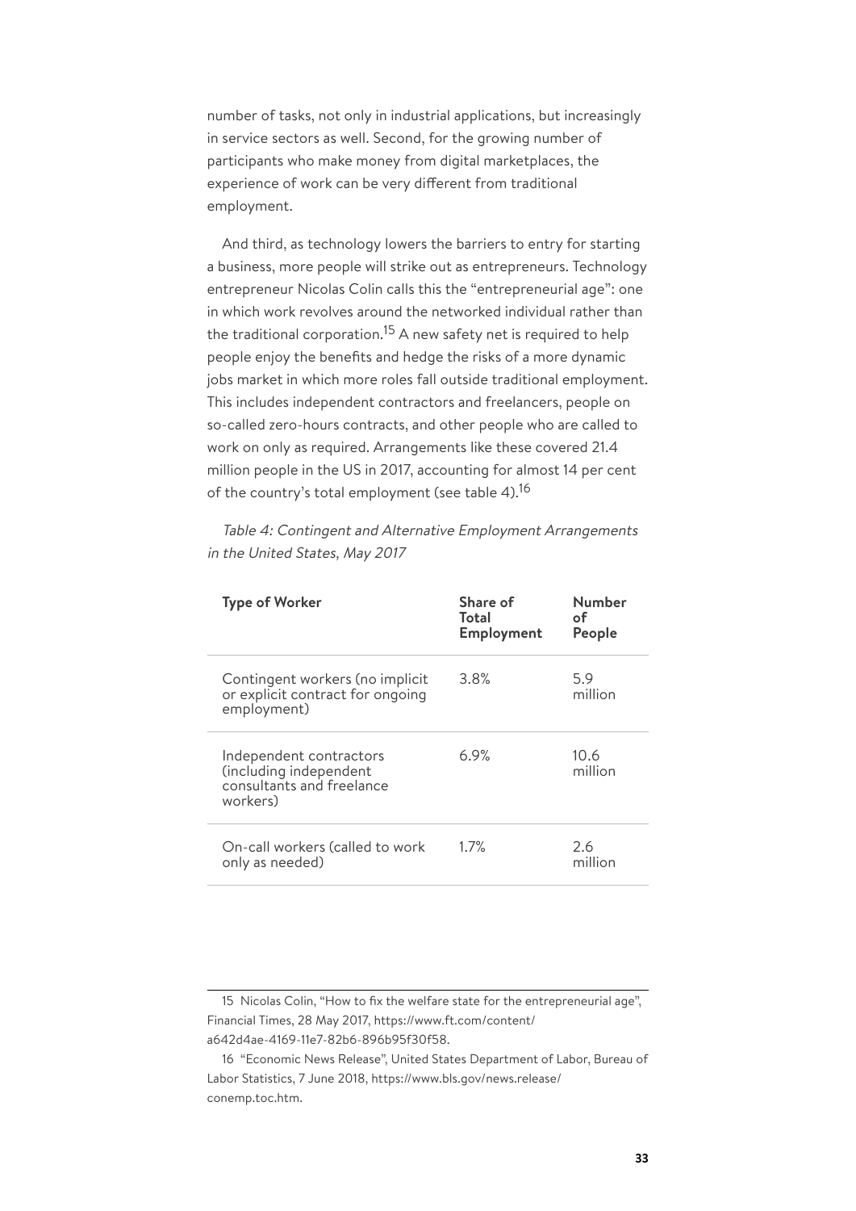number of tasks, not only in industrial applications, but increasingly in service sectors as well. Second, for the growing number of participants who make money from digital marketplaces, the experience of work can be very different from traditional employment.

And third, as technology lowers the barriers to entry for starting a business, more people will strike out as entrepreneurs. Technology entrepreneur Nicolas Colin calls this the "entrepreneurial age": one in which work revolves around the networked individual rather than the traditional corporation.[15] A new safety net is required to help people enjoy the benefits and hedge the risks of a more dynamic jobs market in which more roles fall outside traditional employment. This includes independent contractors and freelancers, people on so-called zero-hours contracts, and other people who are called to work on only as required. Arrangements like these covered 21.4 million people in the US in 2017, accounting for almost 14 per cent of the country's total employment (see table 4).[16]

*Table 4: Contingent and Alternative Employment Arrangements in the United States, May 2017*

| Type of Worker | Share of Total Employment | Number of People |
|---|---|---|
| Contingent workers (no implicit or explicit contract for ongoing employment) | 3.8% | 5.9 million |
| Independent contractors (including independent consultants and freelance workers) | 6.9% | 10.6 million |
| On-call workers (called to work only as needed) | 1.7% | 2.6 million |

15 Nicolas Colin, "How to fix the welfare state for the entrepreneurial age", Financial Times, 28 May 2017, https://www.ft.com/content/a642d4ae-4169-11e7-82b6-896b95f30f58.

16 "Economic News Release", United States Department of Labor, Bureau of Labor Statistics, 7 June 2018, https://www.bls.gov/news.release/conemp.toc.htm.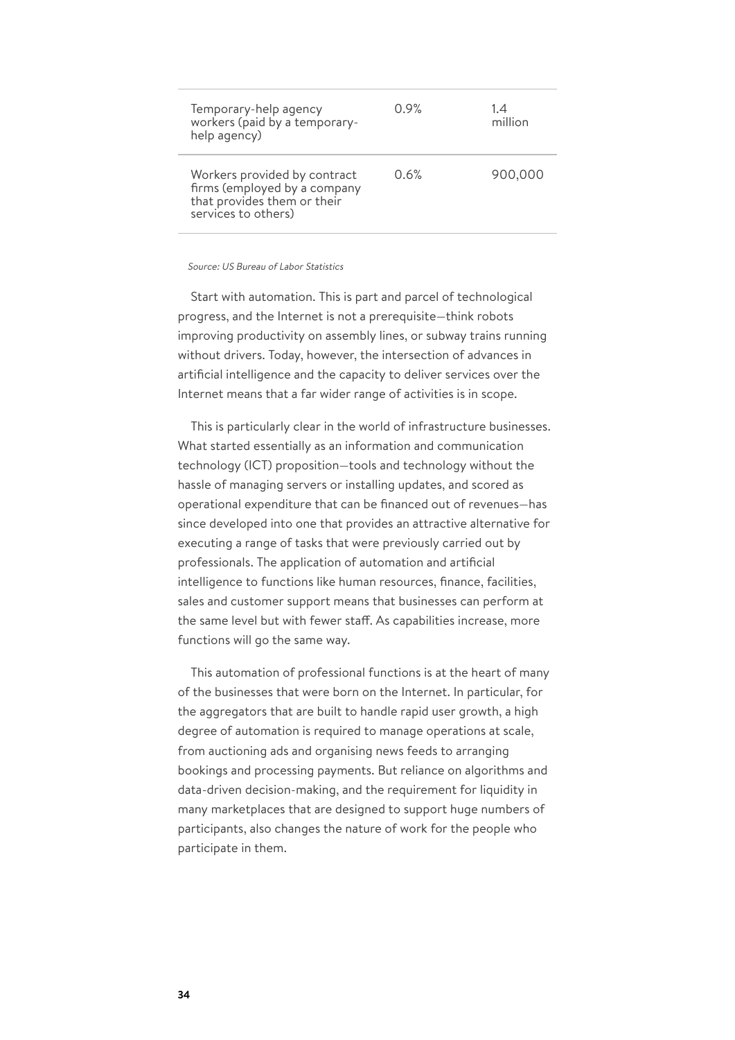| | | |
|---|---|---|
| Temporary-help agency workers (paid by a temporary-help agency) | 0.9% | 1.4 million |
| Workers provided by contract firms (employed by a company that provides them or their services to others) | 0.6% | 900,000 |

*Source: US Bureau of Labor Statistics*

Start with automation. This is part and parcel of technological progress, and the Internet is not a prerequisite—think robots improving productivity on assembly lines, or subway trains running without drivers. Today, however, the intersection of advances in artificial intelligence and the capacity to deliver services over the Internet means that a far wider range of activities is in scope.

This is particularly clear in the world of infrastructure businesses. What started essentially as an information and communication technology (ICT) proposition—tools and technology without the hassle of managing servers or installing updates, and scored as operational expenditure that can be financed out of revenues—has since developed into one that provides an attractive alternative for executing a range of tasks that were previously carried out by professionals. The application of automation and artificial intelligence to functions like human resources, finance, facilities, sales and customer support means that businesses can perform at the same level but with fewer staff. As capabilities increase, more functions will go the same way.

This automation of professional functions is at the heart of many of the businesses that were born on the Internet. In particular, for the aggregators that are built to handle rapid user growth, a high degree of automation is required to manage operations at scale, from auctioning ads and organising news feeds to arranging bookings and processing payments. But reliance on algorithms and data-driven decision-making, and the requirement for liquidity in many marketplaces that are designed to support huge numbers of participants, also changes the nature of work for the people who participate in them.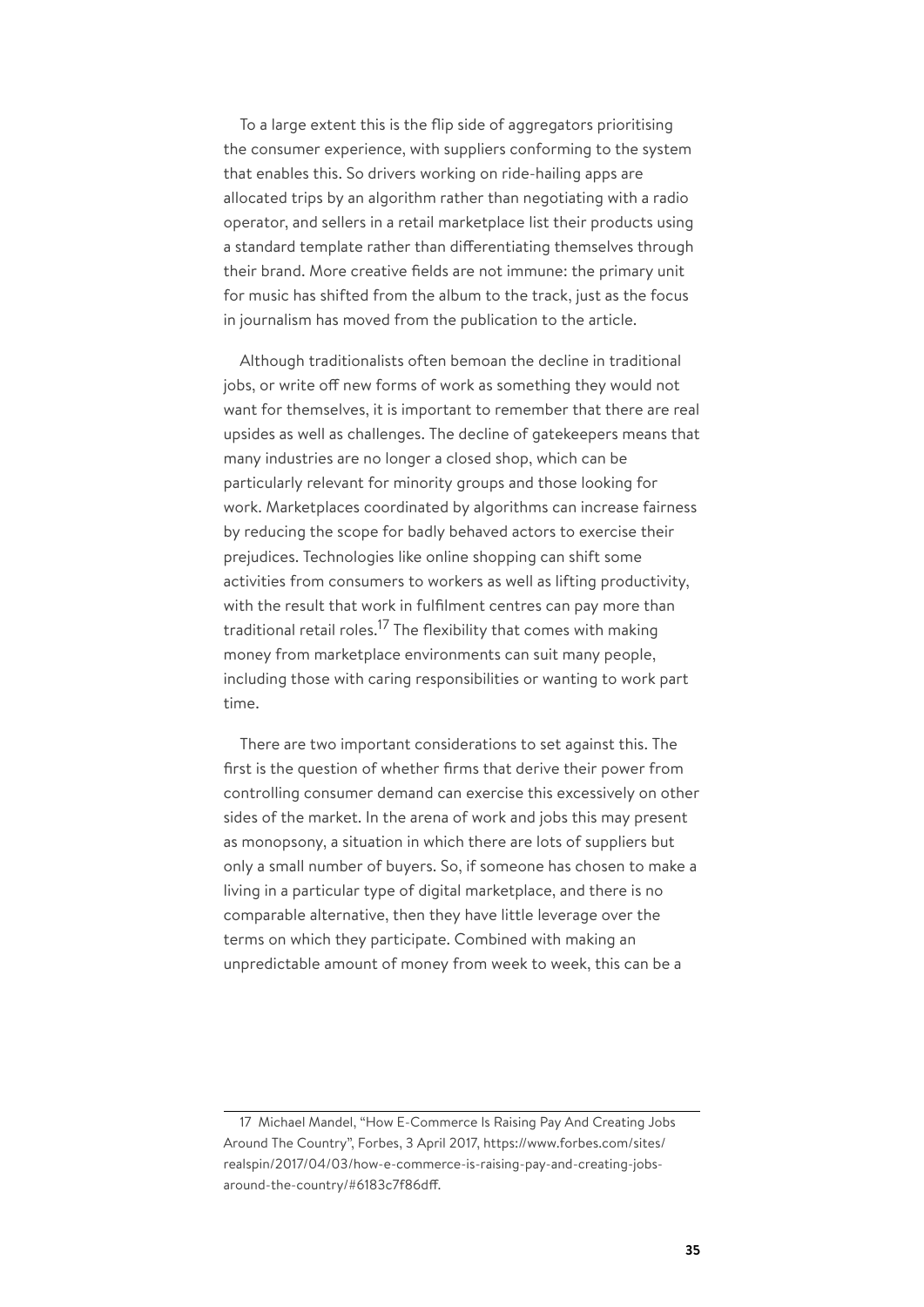To a large extent this is the flip side of aggregators prioritising the consumer experience, with suppliers conforming to the system that enables this. So drivers working on ride-hailing apps are allocated trips by an algorithm rather than negotiating with a radio operator, and sellers in a retail marketplace list their products using a standard template rather than differentiating themselves through their brand. More creative fields are not immune: the primary unit for music has shifted from the album to the track, just as the focus in journalism has moved from the publication to the article.

Although traditionalists often bemoan the decline in traditional jobs, or write off new forms of work as something they would not want for themselves, it is important to remember that there are real upsides as well as challenges. The decline of gatekeepers means that many industries are no longer a closed shop, which can be particularly relevant for minority groups and those looking for work. Marketplaces coordinated by algorithms can increase fairness by reducing the scope for badly behaved actors to exercise their prejudices. Technologies like online shopping can shift some activities from consumers to workers as well as lifting productivity, with the result that work in fulfilment centres can pay more than traditional retail roles.[17] The flexibility that comes with making money from marketplace environments can suit many people, including those with caring responsibilities or wanting to work part time.

There are two important considerations to set against this. The first is the question of whether firms that derive their power from controlling consumer demand can exercise this excessively on other sides of the market. In the arena of work and jobs this may present as monopsony, a situation in which there are lots of suppliers but only a small number of buyers. So, if someone has chosen to make a living in a particular type of digital marketplace, and there is no comparable alternative, then they have little leverage over the terms on which they participate. Combined with making an unpredictable amount of money from week to week, this can be a

---

17 Michael Mandel, "How E-Commerce Is Raising Pay And Creating Jobs Around The Country", Forbes, 3 April 2017, https://www.forbes.com/sites/realspin/2017/04/03/how-e-commerce-is-raising-pay-and-creating-jobs-around-the-country/#6183c7f86dff.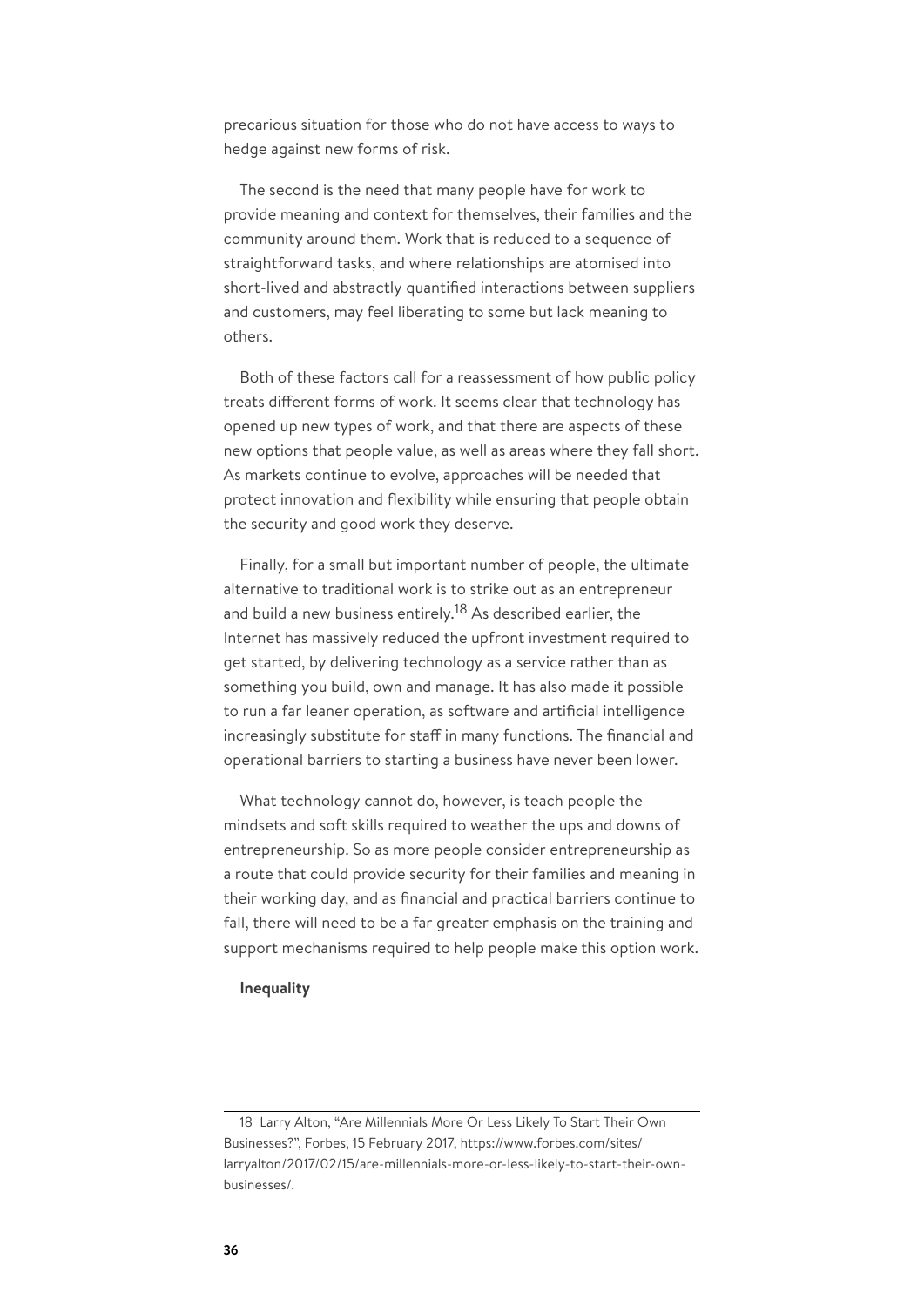precarious situation for those who do not have access to ways to hedge against new forms of risk.

The second is the need that many people have for work to provide meaning and context for themselves, their families and the community around them. Work that is reduced to a sequence of straightforward tasks, and where relationships are atomised into short-lived and abstractly quantified interactions between suppliers and customers, may feel liberating to some but lack meaning to others.

Both of these factors call for a reassessment of how public policy treats different forms of work. It seems clear that technology has opened up new types of work, and that there are aspects of these new options that people value, as well as areas where they fall short. As markets continue to evolve, approaches will be needed that protect innovation and flexibility while ensuring that people obtain the security and good work they deserve.

Finally, for a small but important number of people, the ultimate alternative to traditional work is to strike out as an entrepreneur and build a new business entirely.[18] As described earlier, the Internet has massively reduced the upfront investment required to get started, by delivering technology as a service rather than as something you build, own and manage. It has also made it possible to run a far leaner operation, as software and artificial intelligence increasingly substitute for staff in many functions. The financial and operational barriers to starting a business have never been lower.

What technology cannot do, however, is teach people the mindsets and soft skills required to weather the ups and downs of entrepreneurship. So as more people consider entrepreneurship as a route that could provide security for their families and meaning in their working day, and as financial and practical barriers continue to fall, there will need to be a far greater emphasis on the training and support mechanisms required to help people make this option work.

**Inequality**

---

18 Larry Alton, "Are Millennials More Or Less Likely To Start Their Own Businesses?", Forbes, 15 February 2017, https://www.forbes.com/sites/larryalton/2017/02/15/are-millennials-more-or-less-likely-to-start-their-own-businesses/.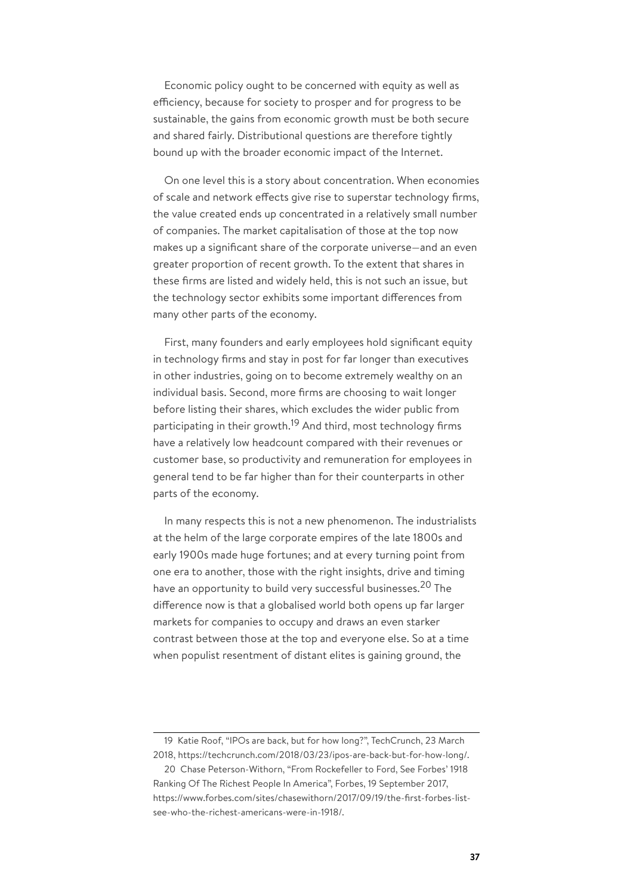Economic policy ought to be concerned with equity as well as efficiency, because for society to prosper and for progress to be sustainable, the gains from economic growth must be both secure and shared fairly. Distributional questions are therefore tightly bound up with the broader economic impact of the Internet.

On one level this is a story about concentration. When economies of scale and network effects give rise to superstar technology firms, the value created ends up concentrated in a relatively small number of companies. The market capitalisation of those at the top now makes up a significant share of the corporate universe—and an even greater proportion of recent growth. To the extent that shares in these firms are listed and widely held, this is not such an issue, but the technology sector exhibits some important differences from many other parts of the economy.

First, many founders and early employees hold significant equity in technology firms and stay in post for far longer than executives in other industries, going on to become extremely wealthy on an individual basis. Second, more firms are choosing to wait longer before listing their shares, which excludes the wider public from participating in their growth.[19] And third, most technology firms have a relatively low headcount compared with their revenues or customer base, so productivity and remuneration for employees in general tend to be far higher than for their counterparts in other parts of the economy.

In many respects this is not a new phenomenon. The industrialists at the helm of the large corporate empires of the late 1800s and early 1900s made huge fortunes; and at every turning point from one era to another, those with the right insights, drive and timing have an opportunity to build very successful businesses.[20] The difference now is that a globalised world both opens up far larger markets for companies to occupy and draws an even starker contrast between those at the top and everyone else. So at a time when populist resentment of distant elites is gaining ground, the

---

19 Katie Roof, "IPOs are back, but for how long?", TechCrunch, 23 March 2018, https://techcrunch.com/2018/03/23/ipos-are-back-but-for-how-long/.

20 Chase Peterson-Withorn, "From Rockefeller to Ford, See Forbes' 1918 Ranking Of The Richest People In America", Forbes, 19 September 2017, https://www.forbes.com/sites/chasewithorn/2017/09/19/the-first-forbes-list-see-who-the-richest-americans-were-in-1918/.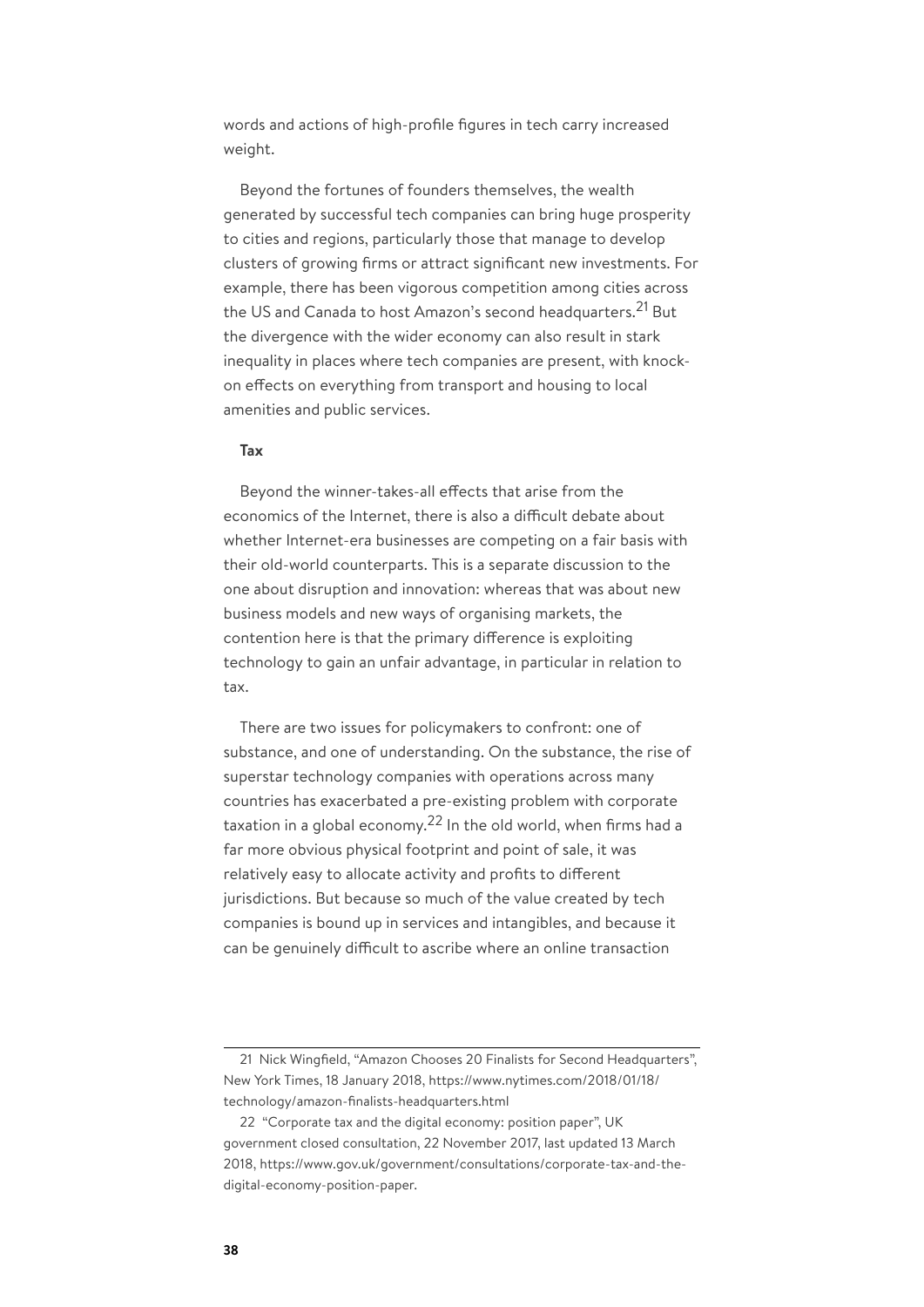words and actions of high-profile figures in tech carry increased weight.

Beyond the fortunes of founders themselves, the wealth generated by successful tech companies can bring huge prosperity to cities and regions, particularly those that manage to develop clusters of growing firms or attract significant new investments. For example, there has been vigorous competition among cities across the US and Canada to host Amazon's second headquarters.[21] But the divergence with the wider economy can also result in stark inequality in places where tech companies are present, with knock-on effects on everything from transport and housing to local amenities and public services.

**Tax**

Beyond the winner-takes-all effects that arise from the economics of the Internet, there is also a difficult debate about whether Internet-era businesses are competing on a fair basis with their old-world counterparts. This is a separate discussion to the one about disruption and innovation: whereas that was about new business models and new ways of organising markets, the contention here is that the primary difference is exploiting technology to gain an unfair advantage, in particular in relation to tax.

There are two issues for policymakers to confront: one of substance, and one of understanding. On the substance, the rise of superstar technology companies with operations across many countries has exacerbated a pre-existing problem with corporate taxation in a global economy.[22] In the old world, when firms had a far more obvious physical footprint and point of sale, it was relatively easy to allocate activity and profits to different jurisdictions. But because so much of the value created by tech companies is bound up in services and intangibles, and because it can be genuinely difficult to ascribe where an online transaction

---

21 Nick Wingfield, "Amazon Chooses 20 Finalists for Second Headquarters", New York Times, 18 January 2018, https://www.nytimes.com/2018/01/18/technology/amazon-finalists-headquarters.html

22 "Corporate tax and the digital economy: position paper", UK government closed consultation, 22 November 2017, last updated 13 March 2018, https://www.gov.uk/government/consultations/corporate-tax-and-the-digital-economy-position-paper.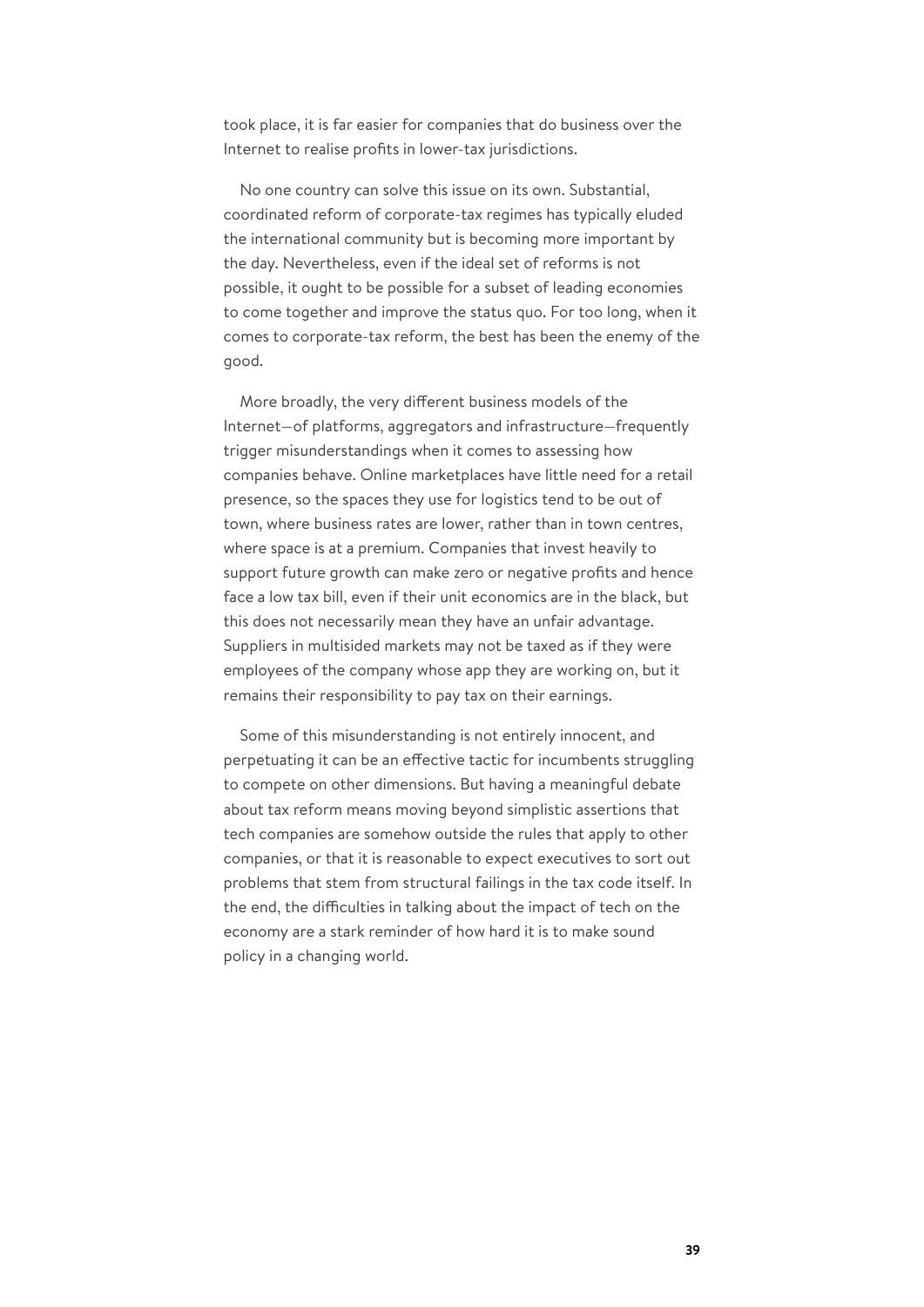took place, it is far easier for companies that do business over the Internet to realise profits in lower-tax jurisdictions.

No one country can solve this issue on its own. Substantial, coordinated reform of corporate-tax regimes has typically eluded the international community but is becoming more important by the day. Nevertheless, even if the ideal set of reforms is not possible, it ought to be possible for a subset of leading economies to come together and improve the status quo. For too long, when it comes to corporate-tax reform, the best has been the enemy of the good.

More broadly, the very different business models of the Internet—of platforms, aggregators and infrastructure—frequently trigger misunderstandings when it comes to assessing how companies behave. Online marketplaces have little need for a retail presence, so the spaces they use for logistics tend to be out of town, where business rates are lower, rather than in town centres, where space is at a premium. Companies that invest heavily to support future growth can make zero or negative profits and hence face a low tax bill, even if their unit economics are in the black, but this does not necessarily mean they have an unfair advantage. Suppliers in multisided markets may not be taxed as if they were employees of the company whose app they are working on, but it remains their responsibility to pay tax on their earnings.

Some of this misunderstanding is not entirely innocent, and perpetuating it can be an effective tactic for incumbents struggling to compete on other dimensions. But having a meaningful debate about tax reform means moving beyond simplistic assertions that tech companies are somehow outside the rules that apply to other companies, or that it is reasonable to expect executives to sort out problems that stem from structural failings in the tax code itself. In the end, the difficulties in talking about the impact of tech on the economy are a stark reminder of how hard it is to make sound policy in a changing world.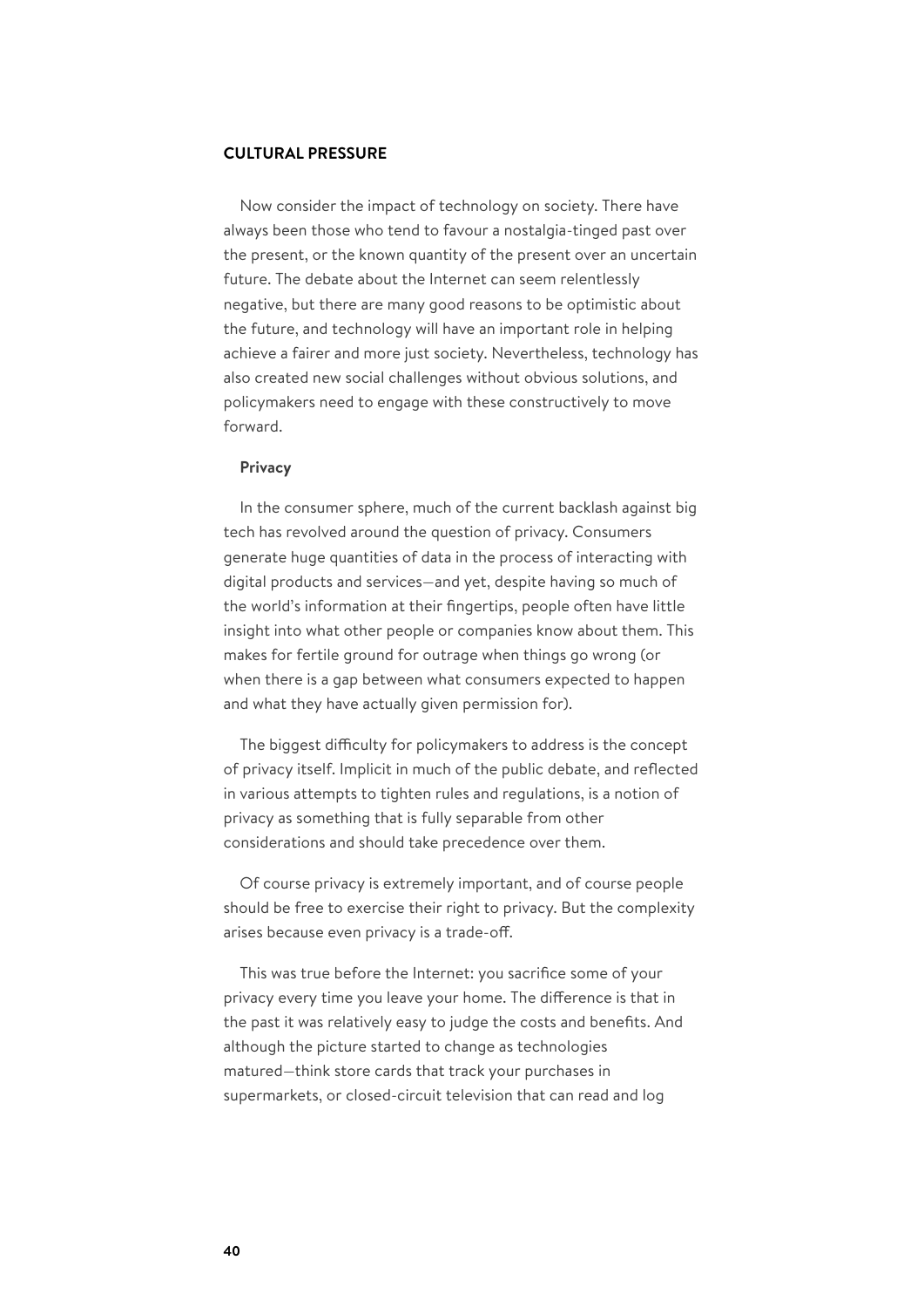## CULTURAL PRESSURE

Now consider the impact of technology on society. There have always been those who tend to favour a nostalgia-tinged past over the present, or the known quantity of the present over an uncertain future. The debate about the Internet can seem relentlessly negative, but there are many good reasons to be optimistic about the future, and technology will have an important role in helping achieve a fairer and more just society. Nevertheless, technology has also created new social challenges without obvious solutions, and policymakers need to engage with these constructively to move forward.

### Privacy

In the consumer sphere, much of the current backlash against big tech has revolved around the question of privacy. Consumers generate huge quantities of data in the process of interacting with digital products and services—and yet, despite having so much of the world's information at their fingertips, people often have little insight into what other people or companies know about them. This makes for fertile ground for outrage when things go wrong (or when there is a gap between what consumers expected to happen and what they have actually given permission for).

The biggest difficulty for policymakers to address is the concept of privacy itself. Implicit in much of the public debate, and reflected in various attempts to tighten rules and regulations, is a notion of privacy as something that is fully separable from other considerations and should take precedence over them.

Of course privacy is extremely important, and of course people should be free to exercise their right to privacy. But the complexity arises because even privacy is a trade-off.

This was true before the Internet: you sacrifice some of your privacy every time you leave your home. The difference is that in the past it was relatively easy to judge the costs and benefits. And although the picture started to change as technologies matured—think store cards that track your purchases in supermarkets, or closed-circuit television that can read and log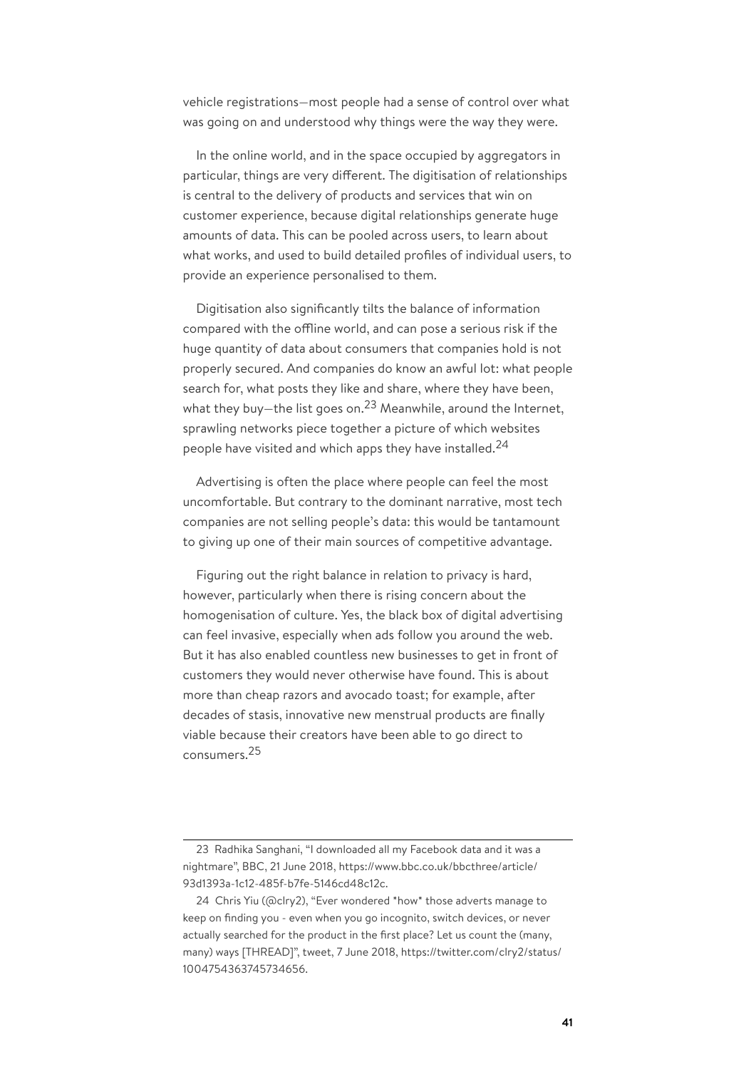vehicle registrations—most people had a sense of control over what was going on and understood why things were the way they were.

In the online world, and in the space occupied by aggregators in particular, things are very different. The digitisation of relationships is central to the delivery of products and services that win on customer experience, because digital relationships generate huge amounts of data. This can be pooled across users, to learn about what works, and used to build detailed profiles of individual users, to provide an experience personalised to them.

Digitisation also significantly tilts the balance of information compared with the offline world, and can pose a serious risk if the huge quantity of data about consumers that companies hold is not properly secured. And companies do know an awful lot: what people search for, what posts they like and share, where they have been, what they buy—the list goes on.[23] Meanwhile, around the Internet, sprawling networks piece together a picture of which websites people have visited and which apps they have installed.[24]

Advertising is often the place where people can feel the most uncomfortable. But contrary to the dominant narrative, most tech companies are not selling people's data: this would be tantamount to giving up one of their main sources of competitive advantage.

Figuring out the right balance in relation to privacy is hard, however, particularly when there is rising concern about the homogenisation of culture. Yes, the black box of digital advertising can feel invasive, especially when ads follow you around the web. But it has also enabled countless new businesses to get in front of customers they would never otherwise have found. This is about more than cheap razors and avocado toast; for example, after decades of stasis, innovative new menstrual products are finally viable because their creators have been able to go direct to consumers.[25]

---

23 Radhika Sanghani, "I downloaded all my Facebook data and it was a nightmare", BBC, 21 June 2018, https://www.bbc.co.uk/bbcthree/article/93d1393a-1c12-485f-b7fe-5146cd48c12c.

24 Chris Yiu (@clry2), "Ever wondered *how* those adverts manage to keep on finding you - even when you go incognito, switch devices, or never actually searched for the product in the first place? Let us count the (many, many) ways [THREAD]", tweet, 7 June 2018, https://twitter.com/clry2/status/1004754363745734656.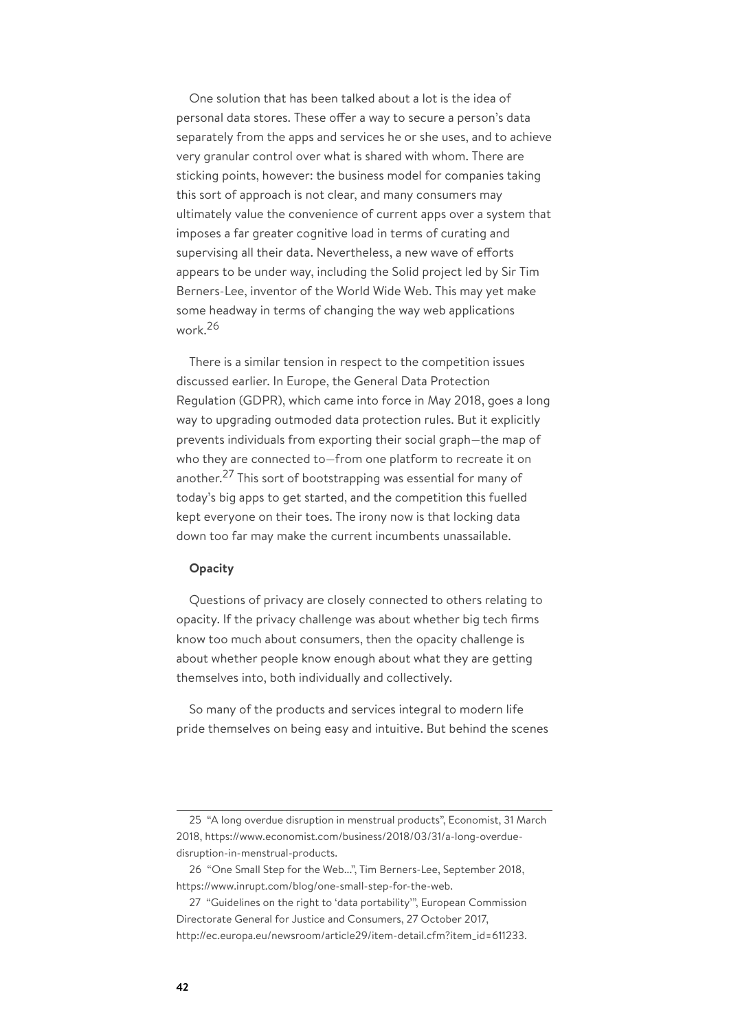One solution that has been talked about a lot is the idea of personal data stores. These offer a way to secure a person's data separately from the apps and services he or she uses, and to achieve very granular control over what is shared with whom. There are sticking points, however: the business model for companies taking this sort of approach is not clear, and many consumers may ultimately value the convenience of current apps over a system that imposes a far greater cognitive load in terms of curating and supervising all their data. Nevertheless, a new wave of efforts appears to be under way, including the Solid project led by Sir Tim Berners-Lee, inventor of the World Wide Web. This may yet make some headway in terms of changing the way web applications work.[26]

There is a similar tension in respect to the competition issues discussed earlier. In Europe, the General Data Protection Regulation (GDPR), which came into force in May 2018, goes a long way to upgrading outmoded data protection rules. But it explicitly prevents individuals from exporting their social graph—the map of who they are connected to—from one platform to recreate it on another.[27] This sort of bootstrapping was essential for many of today's big apps to get started, and the competition this fuelled kept everyone on their toes. The irony now is that locking data down too far may make the current incumbents unassailable.

**Opacity**

Questions of privacy are closely connected to others relating to opacity. If the privacy challenge was about whether big tech firms know too much about consumers, then the opacity challenge is about whether people know enough about what they are getting themselves into, both individually and collectively.

So many of the products and services integral to modern life pride themselves on being easy and intuitive. But behind the scenes

---

25 "A long overdue disruption in menstrual products", Economist, 31 March 2018, https://www.economist.com/business/2018/03/31/a-long-overdue-disruption-in-menstrual-products.

26 "One Small Step for the Web...", Tim Berners-Lee, September 2018, https://www.inrupt.com/blog/one-small-step-for-the-web.

27 "Guidelines on the right to 'data portability'", European Commission Directorate General for Justice and Consumers, 27 October 2017, http://ec.europa.eu/newsroom/article29/item-detail.cfm?item_id=611233.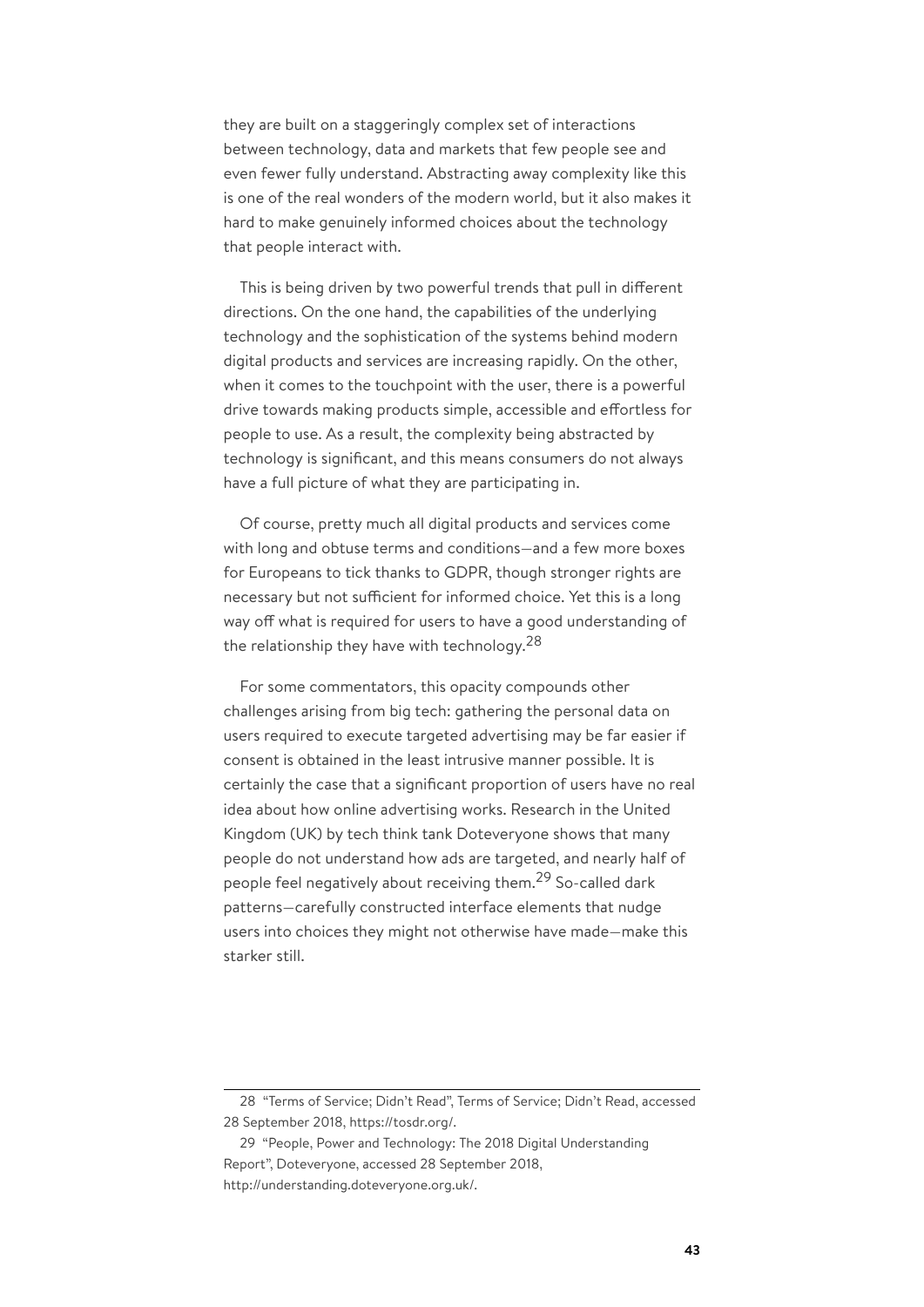they are built on a staggeringly complex set of interactions between technology, data and markets that few people see and even fewer fully understand. Abstracting away complexity like this is one of the real wonders of the modern world, but it also makes it hard to make genuinely informed choices about the technology that people interact with.

This is being driven by two powerful trends that pull in different directions. On the one hand, the capabilities of the underlying technology and the sophistication of the systems behind modern digital products and services are increasing rapidly. On the other, when it comes to the touchpoint with the user, there is a powerful drive towards making products simple, accessible and effortless for people to use. As a result, the complexity being abstracted by technology is significant, and this means consumers do not always have a full picture of what they are participating in.

Of course, pretty much all digital products and services come with long and obtuse terms and conditions—and a few more boxes for Europeans to tick thanks to GDPR, though stronger rights are necessary but not sufficient for informed choice. Yet this is a long way off what is required for users to have a good understanding of the relationship they have with technology.[28]

For some commentators, this opacity compounds other challenges arising from big tech: gathering the personal data on users required to execute targeted advertising may be far easier if consent is obtained in the least intrusive manner possible. It is certainly the case that a significant proportion of users have no real idea about how online advertising works. Research in the United Kingdom (UK) by tech think tank Doteveryone shows that many people do not understand how ads are targeted, and nearly half of people feel negatively about receiving them.[29] So-called dark patterns—carefully constructed interface elements that nudge users into choices they might not otherwise have made—make this starker still.

---

28 "Terms of Service; Didn't Read", Terms of Service; Didn't Read, accessed 28 September 2018, https://tosdr.org/.

29 "People, Power and Technology: The 2018 Digital Understanding Report", Doteveryone, accessed 28 September 2018, http://understanding.doteveryone.org.uk/.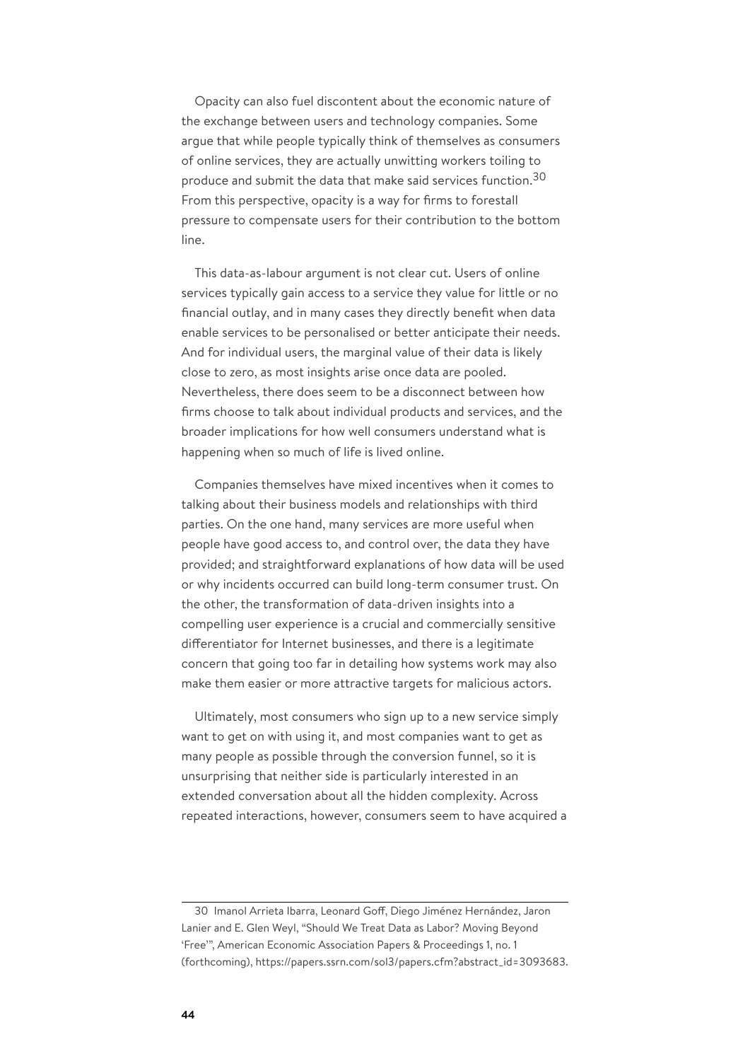Opacity can also fuel discontent about the economic nature of the exchange between users and technology companies. Some argue that while people typically think of themselves as consumers of online services, they are actually unwitting workers toiling to produce and submit the data that make said services function.[30] From this perspective, opacity is a way for firms to forestall pressure to compensate users for their contribution to the bottom line.

This data-as-labour argument is not clear cut. Users of online services typically gain access to a service they value for little or no financial outlay, and in many cases they directly benefit when data enable services to be personalised or better anticipate their needs. And for individual users, the marginal value of their data is likely close to zero, as most insights arise once data are pooled. Nevertheless, there does seem to be a disconnect between how firms choose to talk about individual products and services, and the broader implications for how well consumers understand what is happening when so much of life is lived online.

Companies themselves have mixed incentives when it comes to talking about their business models and relationships with third parties. On the one hand, many services are more useful when people have good access to, and control over, the data they have provided; and straightforward explanations of how data will be used or why incidents occurred can build long-term consumer trust. On the other, the transformation of data-driven insights into a compelling user experience is a crucial and commercially sensitive differentiator for Internet businesses, and there is a legitimate concern that going too far in detailing how systems work may also make them easier or more attractive targets for malicious actors.

Ultimately, most consumers who sign up to a new service simply want to get on with using it, and most companies want to get as many people as possible through the conversion funnel, so it is unsurprising that neither side is particularly interested in an extended conversation about all the hidden complexity. Across repeated interactions, however, consumers seem to have acquired a

---

30 Imanol Arrieta Ibarra, Leonard Goff, Diego Jiménez Hernández, Jaron Lanier and E. Glen Weyl, "Should We Treat Data as Labor? Moving Beyond 'Free'", American Economic Association Papers & Proceedings 1, no. 1 (forthcoming), https://papers.ssrn.com/sol3/papers.cfm?abstract_id=3093683.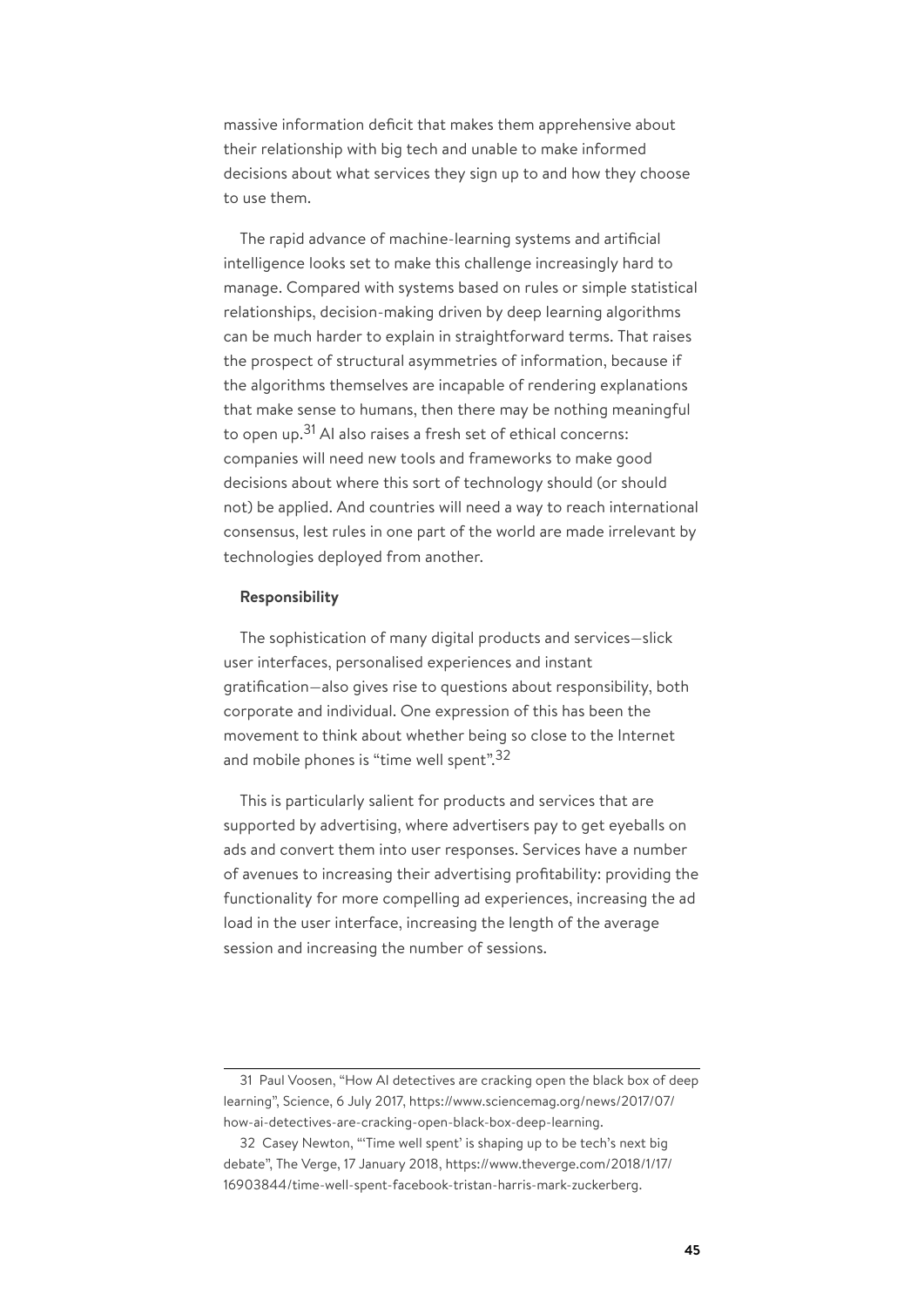massive information deficit that makes them apprehensive about their relationship with big tech and unable to make informed decisions about what services they sign up to and how they choose to use them.

The rapid advance of machine-learning systems and artificial intelligence looks set to make this challenge increasingly hard to manage. Compared with systems based on rules or simple statistical relationships, decision-making driven by deep learning algorithms can be much harder to explain in straightforward terms. That raises the prospect of structural asymmetries of information, because if the algorithms themselves are incapable of rendering explanations that make sense to humans, then there may be nothing meaningful to open up.[31] AI also raises a fresh set of ethical concerns: companies will need new tools and frameworks to make good decisions about where this sort of technology should (or should not) be applied. And countries will need a way to reach international consensus, lest rules in one part of the world are made irrelevant by technologies deployed from another.

**Responsibility**

The sophistication of many digital products and services—slick user interfaces, personalised experiences and instant gratification—also gives rise to questions about responsibility, both corporate and individual. One expression of this has been the movement to think about whether being so close to the Internet and mobile phones is "time well spent".[32]

This is particularly salient for products and services that are supported by advertising, where advertisers pay to get eyeballs on ads and convert them into user responses. Services have a number of avenues to increasing their advertising profitability: providing the functionality for more compelling ad experiences, increasing the ad load in the user interface, increasing the length of the average session and increasing the number of sessions.

---

31 Paul Voosen, "How AI detectives are cracking open the black box of deep learning", Science, 6 July 2017, https://www.sciencemag.org/news/2017/07/how-ai-detectives-are-cracking-open-black-box-deep-learning.

32 Casey Newton, "'Time well spent' is shaping up to be tech's next big debate", The Verge, 17 January 2018, https://www.theverge.com/2018/1/17/16903844/time-well-spent-facebook-tristan-harris-mark-zuckerberg.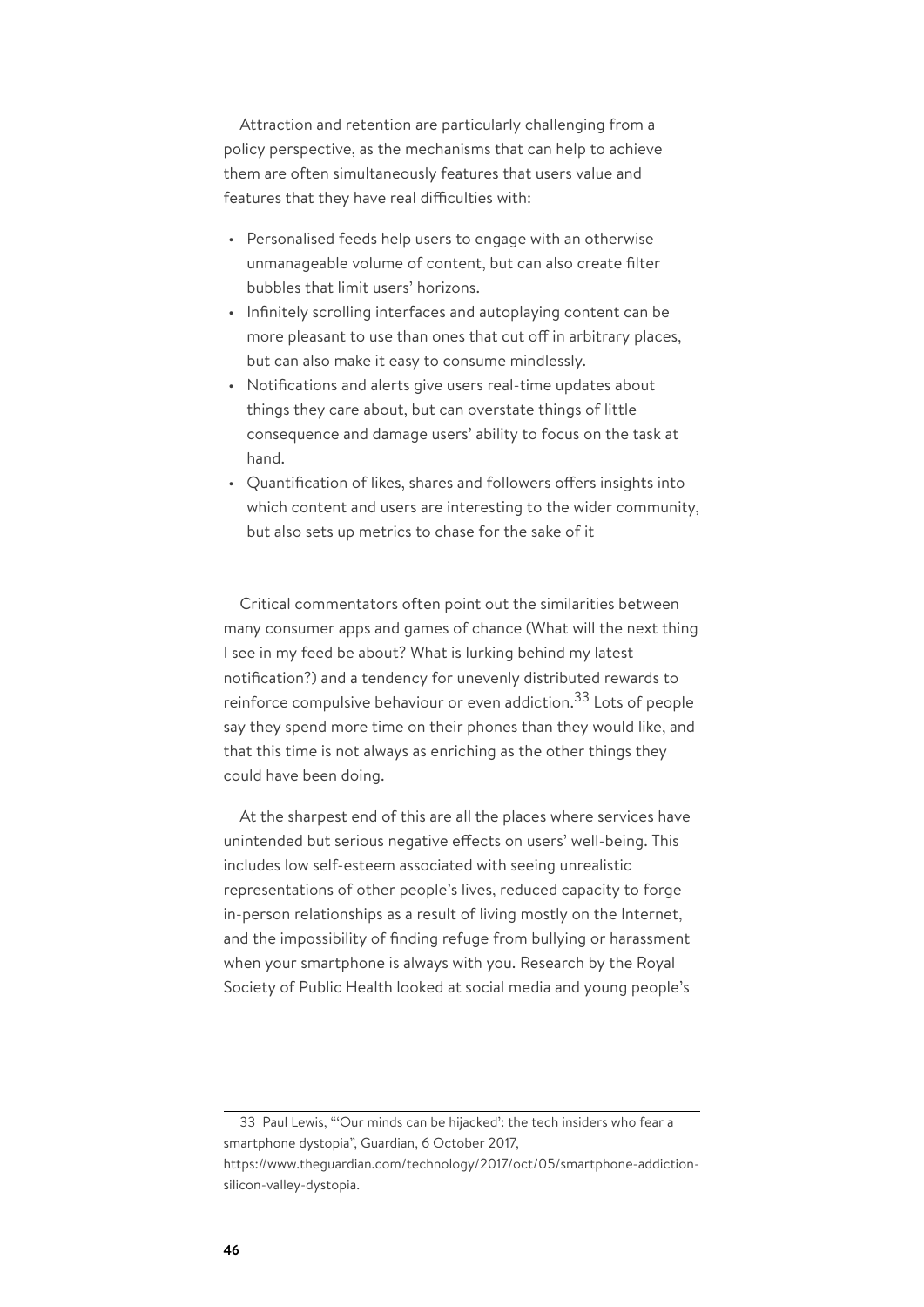Attraction and retention are particularly challenging from a policy perspective, as the mechanisms that can help to achieve them are often simultaneously features that users value and features that they have real difficulties with:

- Personalised feeds help users to engage with an otherwise unmanageable volume of content, but can also create filter bubbles that limit users' horizons.
- Infinitely scrolling interfaces and autoplaying content can be more pleasant to use than ones that cut off in arbitrary places, but can also make it easy to consume mindlessly.
- Notifications and alerts give users real-time updates about things they care about, but can overstate things of little consequence and damage users' ability to focus on the task at hand.
- Quantification of likes, shares and followers offers insights into which content and users are interesting to the wider community, but also sets up metrics to chase for the sake of it

Critical commentators often point out the similarities between many consumer apps and games of chance (What will the next thing I see in my feed be about? What is lurking behind my latest notification?) and a tendency for unevenly distributed rewards to reinforce compulsive behaviour or even addiction.[33] Lots of people say they spend more time on their phones than they would like, and that this time is not always as enriching as the other things they could have been doing.

At the sharpest end of this are all the places where services have unintended but serious negative effects on users' well-being. This includes low self-esteem associated with seeing unrealistic representations of other people's lives, reduced capacity to forge in-person relationships as a result of living mostly on the Internet, and the impossibility of finding refuge from bullying or harassment when your smartphone is always with you. Research by the Royal Society of Public Health looked at social media and young people's

---

33 Paul Lewis, "'Our minds can be hijacked': the tech insiders who fear a smartphone dystopia", Guardian, 6 October 2017, https://www.theguardian.com/technology/2017/oct/05/smartphone-addiction-silicon-valley-dystopia.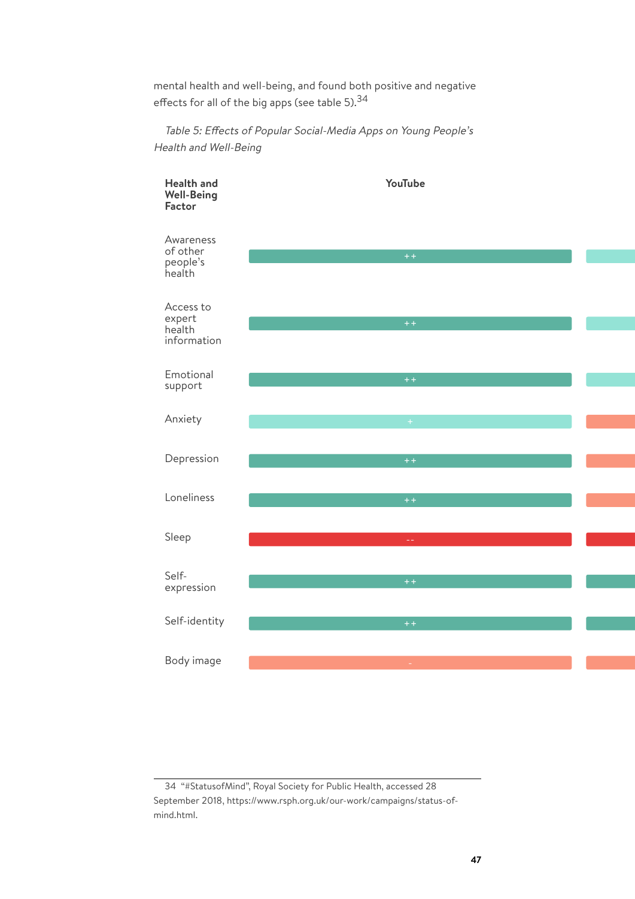mental health and well-being, and found both positive and negative effects for all of the big apps (see table 5).[34]

*Table 5: Effects of Popular Social-Media Apps on Young People's Health and Well-Being*

| Health and Well-Being Factor | YouTube |
|---|---|
| Awareness of other people's health | ++ |
| Access to expert health information | ++ |
| Emotional support | ++ |
| Anxiety | + |
| Depression | ++ |
| Loneliness | ++ |
| Sleep | -- |
| Self-expression | ++ |
| Self-identity | ++ |
| Body image | - |

34 "#StatusofMind", Royal Society for Public Health, accessed 28 September 2018, https://www.rsph.org.uk/our-work/campaigns/status-of-mind.html.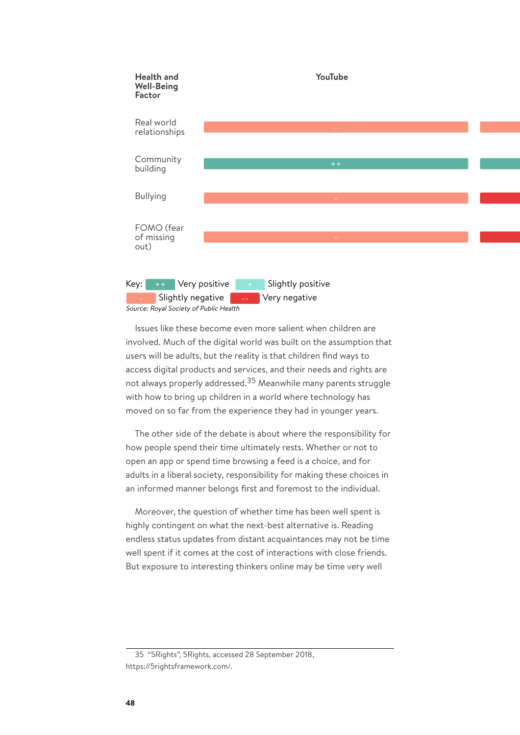| Health and Well-Being Factor | YouTube |
|---|---|
| Real world relationships | - |
| Community building | ++ |
| Bullying | - |
| FOMO (fear of missing out) | - |

Key: ++ Very positive + Slightly positive - Slightly negative -- Very negative

*Source: Royal Society of Public Health*

Issues like these become even more salient when children are involved. Much of the digital world was built on the assumption that users will be adults, but the reality is that children find ways to access digital products and services, and their needs and rights are not always properly addressed.[35] Meanwhile many parents struggle with how to bring up children in a world where technology has moved on so far from the experience they had in younger years.

The other side of the debate is about where the responsibility for how people spend their time ultimately rests. Whether or not to open an app or spend time browsing a feed is a choice, and for adults in a liberal society, responsibility for making these choices in an informed manner belongs first and foremost to the individual.

Moreover, the question of whether time has been well spent is highly contingent on what the next-best alternative is. Reading endless status updates from distant acquaintances may not be time well spent if it comes at the cost of interactions with close friends. But exposure to interesting thinkers online may be time very well

---

35 "5Rights", 5Rights, accessed 28 September 2018, https://5rightsframework.com/.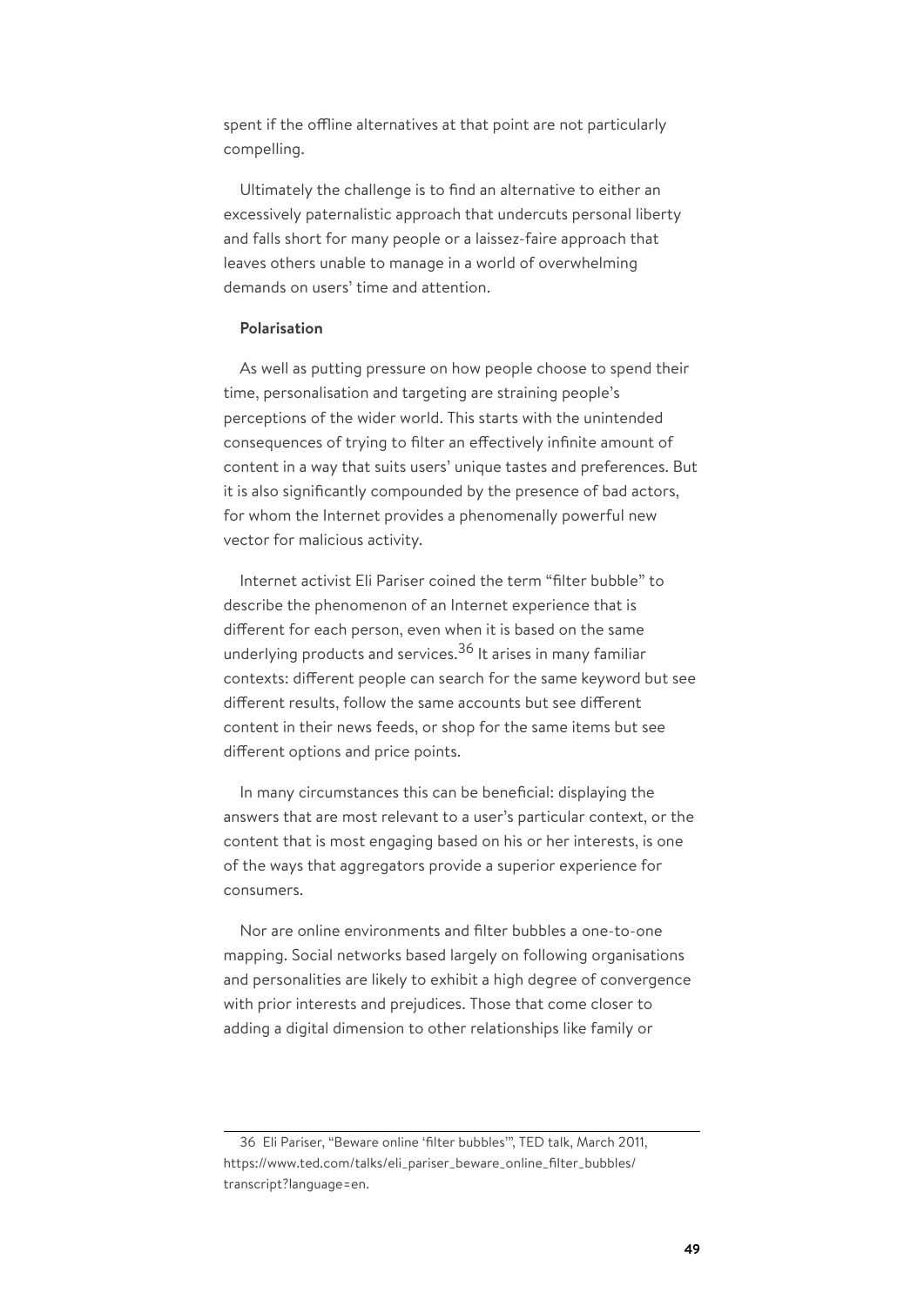spent if the offline alternatives at that point are not particularly compelling.

Ultimately the challenge is to find an alternative to either an excessively paternalistic approach that undercuts personal liberty and falls short for many people or a laissez-faire approach that leaves others unable to manage in a world of overwhelming demands on users' time and attention.

**Polarisation**

As well as putting pressure on how people choose to spend their time, personalisation and targeting are straining people's perceptions of the wider world. This starts with the unintended consequences of trying to filter an effectively infinite amount of content in a way that suits users' unique tastes and preferences. But it is also significantly compounded by the presence of bad actors, for whom the Internet provides a phenomenally powerful new vector for malicious activity.

Internet activist Eli Pariser coined the term "filter bubble" to describe the phenomenon of an Internet experience that is different for each person, even when it is based on the same underlying products and services.[36] It arises in many familiar contexts: different people can search for the same keyword but see different results, follow the same accounts but see different content in their news feeds, or shop for the same items but see different options and price points.

In many circumstances this can be beneficial: displaying the answers that are most relevant to a user's particular context, or the content that is most engaging based on his or her interests, is one of the ways that aggregators provide a superior experience for consumers.

Nor are online environments and filter bubbles a one-to-one mapping. Social networks based largely on following organisations and personalities are likely to exhibit a high degree of convergence with prior interests and prejudices. Those that come closer to adding a digital dimension to other relationships like family or

---

36 Eli Pariser, "Beware online 'filter bubbles'", TED talk, March 2011, https://www.ted.com/talks/eli_pariser_beware_online_filter_bubbles/transcript?language=en.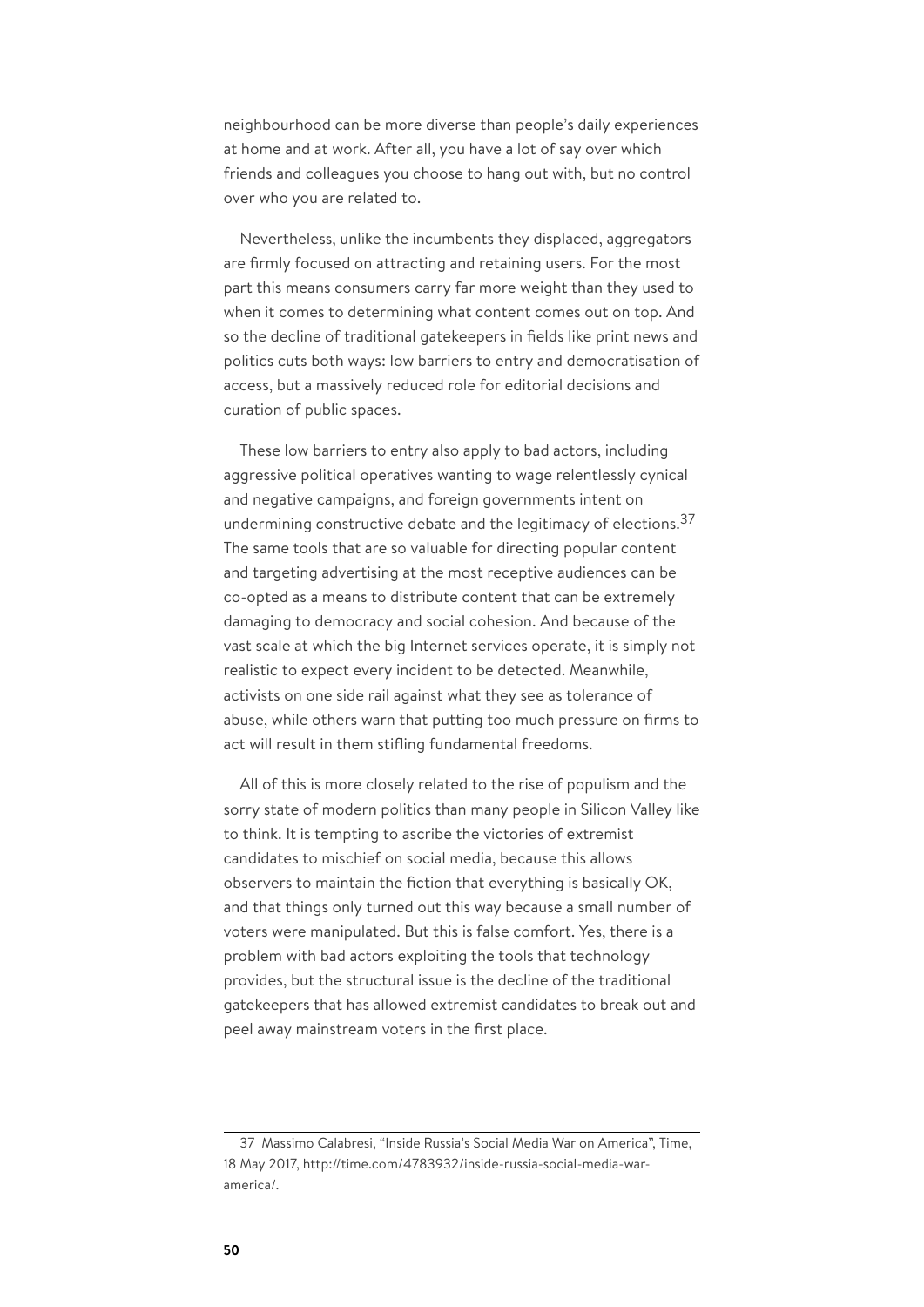neighbourhood can be more diverse than people's daily experiences at home and at work. After all, you have a lot of say over which friends and colleagues you choose to hang out with, but no control over who you are related to.

Nevertheless, unlike the incumbents they displaced, aggregators are firmly focused on attracting and retaining users. For the most part this means consumers carry far more weight than they used to when it comes to determining what content comes out on top. And so the decline of traditional gatekeepers in fields like print news and politics cuts both ways: low barriers to entry and democratisation of access, but a massively reduced role for editorial decisions and curation of public spaces.

These low barriers to entry also apply to bad actors, including aggressive political operatives wanting to wage relentlessly cynical and negative campaigns, and foreign governments intent on undermining constructive debate and the legitimacy of elections.[37] The same tools that are so valuable for directing popular content and targeting advertising at the most receptive audiences can be co-opted as a means to distribute content that can be extremely damaging to democracy and social cohesion. And because of the vast scale at which the big Internet services operate, it is simply not realistic to expect every incident to be detected. Meanwhile, activists on one side rail against what they see as tolerance of abuse, while others warn that putting too much pressure on firms to act will result in them stifling fundamental freedoms.

All of this is more closely related to the rise of populism and the sorry state of modern politics than many people in Silicon Valley like to think. It is tempting to ascribe the victories of extremist candidates to mischief on social media, because this allows observers to maintain the fiction that everything is basically OK, and that things only turned out this way because a small number of voters were manipulated. But this is false comfort. Yes, there is a problem with bad actors exploiting the tools that technology provides, but the structural issue is the decline of the traditional gatekeepers that has allowed extremist candidates to break out and peel away mainstream voters in the first place.

---

37 Massimo Calabresi, "Inside Russia's Social Media War on America", Time, 18 May 2017, http://time.com/4783932/inside-russia-social-media-war-america/.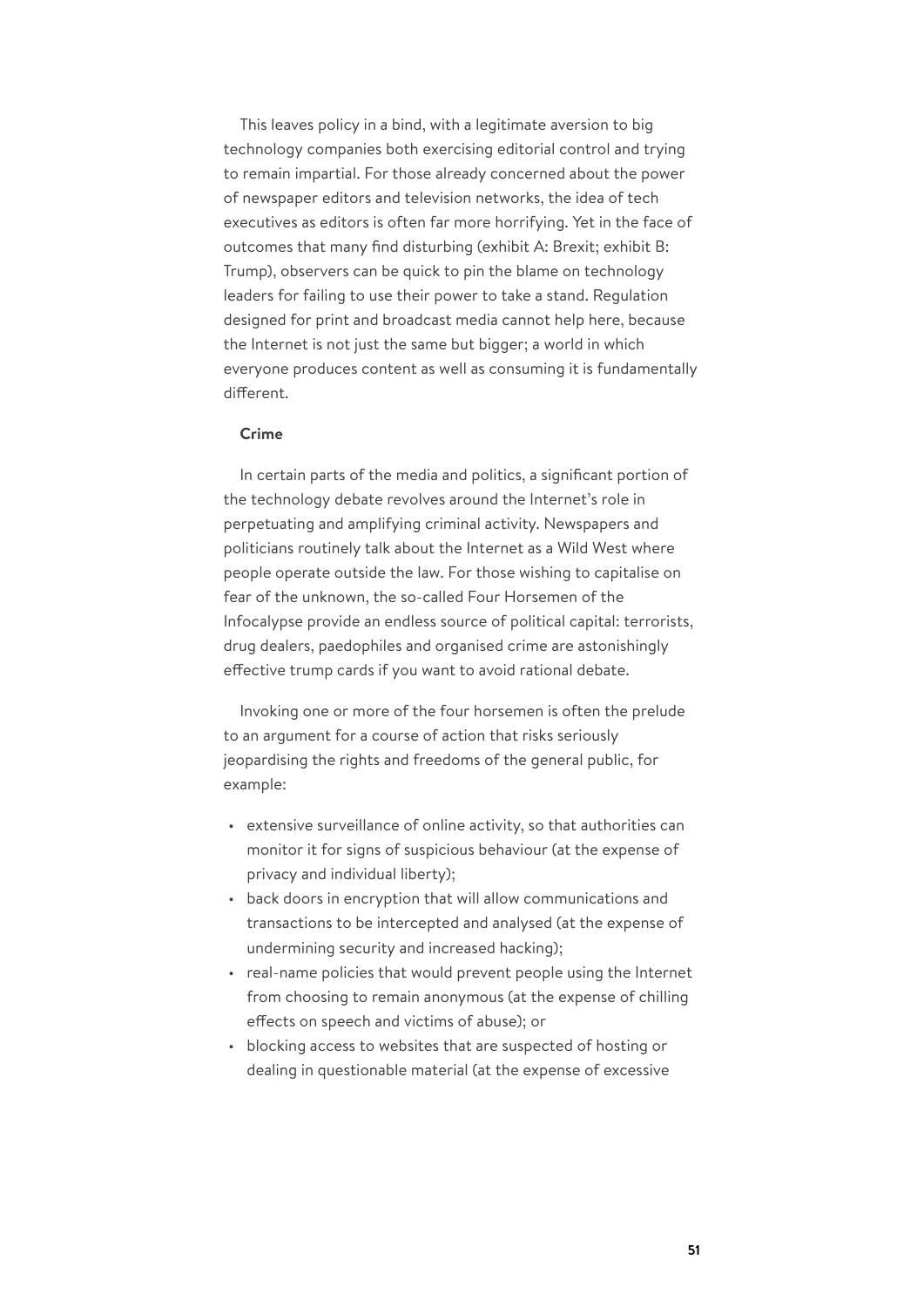This leaves policy in a bind, with a legitimate aversion to big technology companies both exercising editorial control and trying to remain impartial. For those already concerned about the power of newspaper editors and television networks, the idea of tech executives as editors is often far more horrifying. Yet in the face of outcomes that many find disturbing (exhibit A: Brexit; exhibit B: Trump), observers can be quick to pin the blame on technology leaders for failing to use their power to take a stand. Regulation designed for print and broadcast media cannot help here, because the Internet is not just the same but bigger; a world in which everyone produces content as well as consuming it is fundamentally different.

**Crime**

In certain parts of the media and politics, a significant portion of the technology debate revolves around the Internet's role in perpetuating and amplifying criminal activity. Newspapers and politicians routinely talk about the Internet as a Wild West where people operate outside the law. For those wishing to capitalise on fear of the unknown, the so-called Four Horsemen of the Infocalypse provide an endless source of political capital: terrorists, drug dealers, paedophiles and organised crime are astonishingly effective trump cards if you want to avoid rational debate.

Invoking one or more of the four horsemen is often the prelude to an argument for a course of action that risks seriously jeopardising the rights and freedoms of the general public, for example:

- extensive surveillance of online activity, so that authorities can monitor it for signs of suspicious behaviour (at the expense of privacy and individual liberty);
- back doors in encryption that will allow communications and transactions to be intercepted and analysed (at the expense of undermining security and increased hacking);
- real-name policies that would prevent people using the Internet from choosing to remain anonymous (at the expense of chilling effects on speech and victims of abuse); or
- blocking access to websites that are suspected of hosting or dealing in questionable material (at the expense of excessive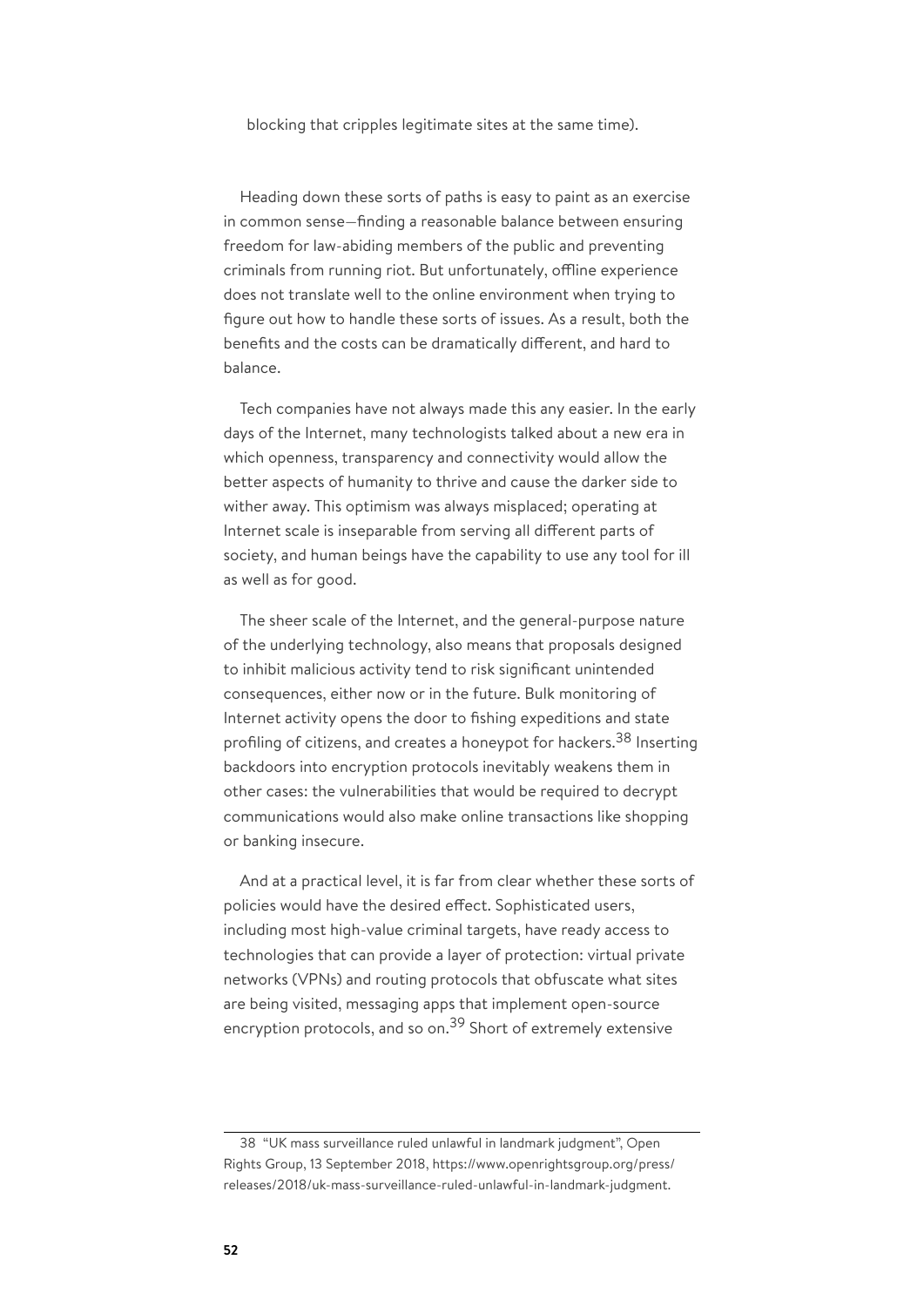blocking that cripples legitimate sites at the same time).

Heading down these sorts of paths is easy to paint as an exercise in common sense—finding a reasonable balance between ensuring freedom for law-abiding members of the public and preventing criminals from running riot. But unfortunately, offline experience does not translate well to the online environment when trying to figure out how to handle these sorts of issues. As a result, both the benefits and the costs can be dramatically different, and hard to balance.

Tech companies have not always made this any easier. In the early days of the Internet, many technologists talked about a new era in which openness, transparency and connectivity would allow the better aspects of humanity to thrive and cause the darker side to wither away. This optimism was always misplaced; operating at Internet scale is inseparable from serving all different parts of society, and human beings have the capability to use any tool for ill as well as for good.

The sheer scale of the Internet, and the general-purpose nature of the underlying technology, also means that proposals designed to inhibit malicious activity tend to risk significant unintended consequences, either now or in the future. Bulk monitoring of Internet activity opens the door to fishing expeditions and state profiling of citizens, and creates a honeypot for hackers.[38] Inserting backdoors into encryption protocols inevitably weakens them in other cases: the vulnerabilities that would be required to decrypt communications would also make online transactions like shopping or banking insecure.

And at a practical level, it is far from clear whether these sorts of policies would have the desired effect. Sophisticated users, including most high-value criminal targets, have ready access to technologies that can provide a layer of protection: virtual private networks (VPNs) and routing protocols that obfuscate what sites are being visited, messaging apps that implement open-source encryption protocols, and so on.[39] Short of extremely extensive

---

38 "UK mass surveillance ruled unlawful in landmark judgment", Open Rights Group, 13 September 2018, https://www.openrightsgroup.org/press/releases/2018/uk-mass-surveillance-ruled-unlawful-in-landmark-judgment.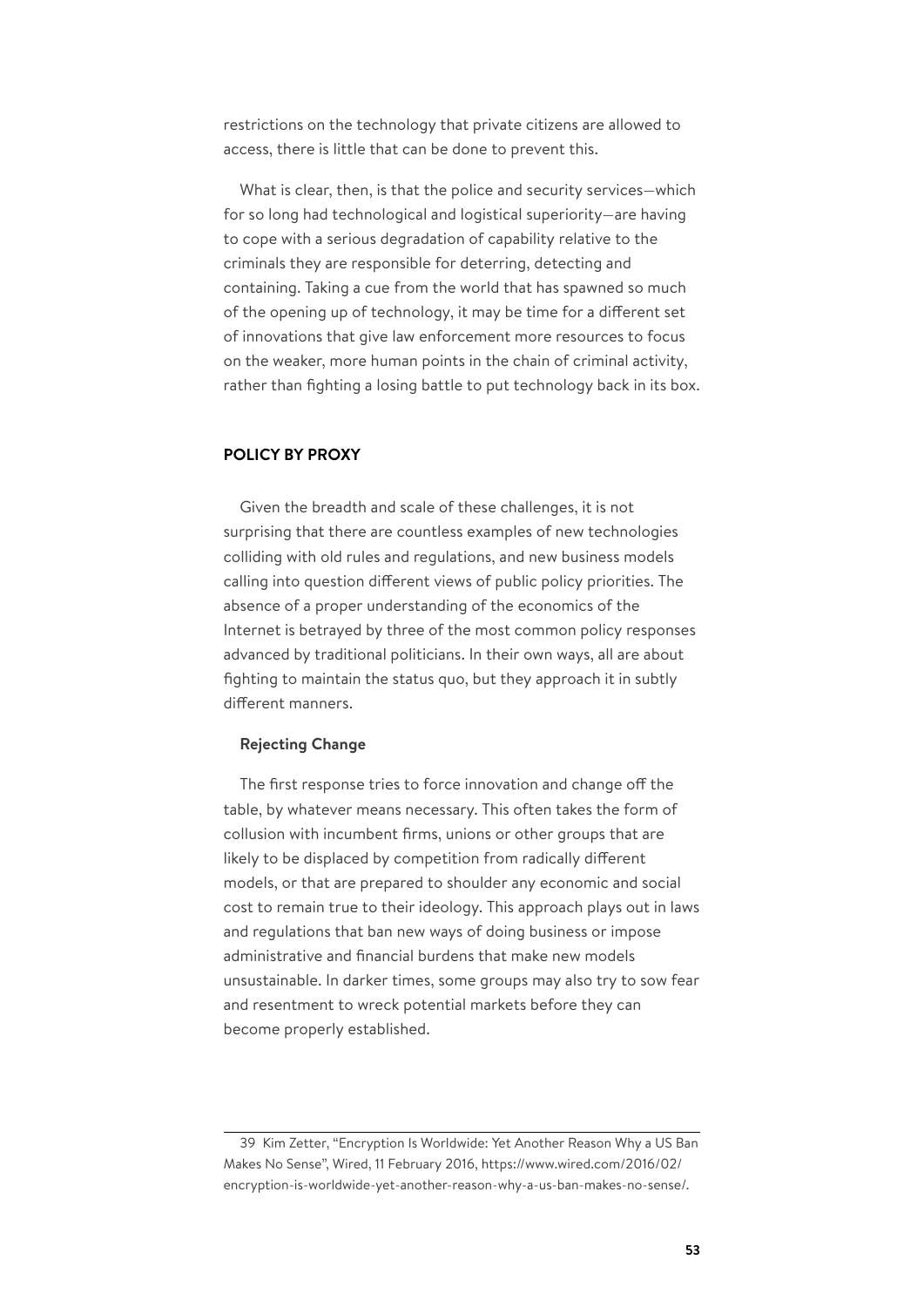restrictions on the technology that private citizens are allowed to access, there is little that can be done to prevent this.

What is clear, then, is that the police and security services—which for so long had technological and logistical superiority—are having to cope with a serious degradation of capability relative to the criminals they are responsible for deterring, detecting and containing. Taking a cue from the world that has spawned so much of the opening up of technology, it may be time for a different set of innovations that give law enforcement more resources to focus on the weaker, more human points in the chain of criminal activity, rather than fighting a losing battle to put technology back in its box.

## POLICY BY PROXY

Given the breadth and scale of these challenges, it is not surprising that there are countless examples of new technologies colliding with old rules and regulations, and new business models calling into question different views of public policy priorities. The absence of a proper understanding of the economics of the Internet is betrayed by three of the most common policy responses advanced by traditional politicians. In their own ways, all are about fighting to maintain the status quo, but they approach it in subtly different manners.

### Rejecting Change

The first response tries to force innovation and change off the table, by whatever means necessary. This often takes the form of collusion with incumbent firms, unions or other groups that are likely to be displaced by competition from radically different models, or that are prepared to shoulder any economic and social cost to remain true to their ideology. This approach plays out in laws and regulations that ban new ways of doing business or impose administrative and financial burdens that make new models unsustainable. In darker times, some groups may also try to sow fear and resentment to wreck potential markets before they can become properly established.

---

39 Kim Zetter, "Encryption Is Worldwide: Yet Another Reason Why a US Ban Makes No Sense", Wired, 11 February 2016, https://www.wired.com/2016/02/encryption-is-worldwide-yet-another-reason-why-a-us-ban-makes-no-sense/.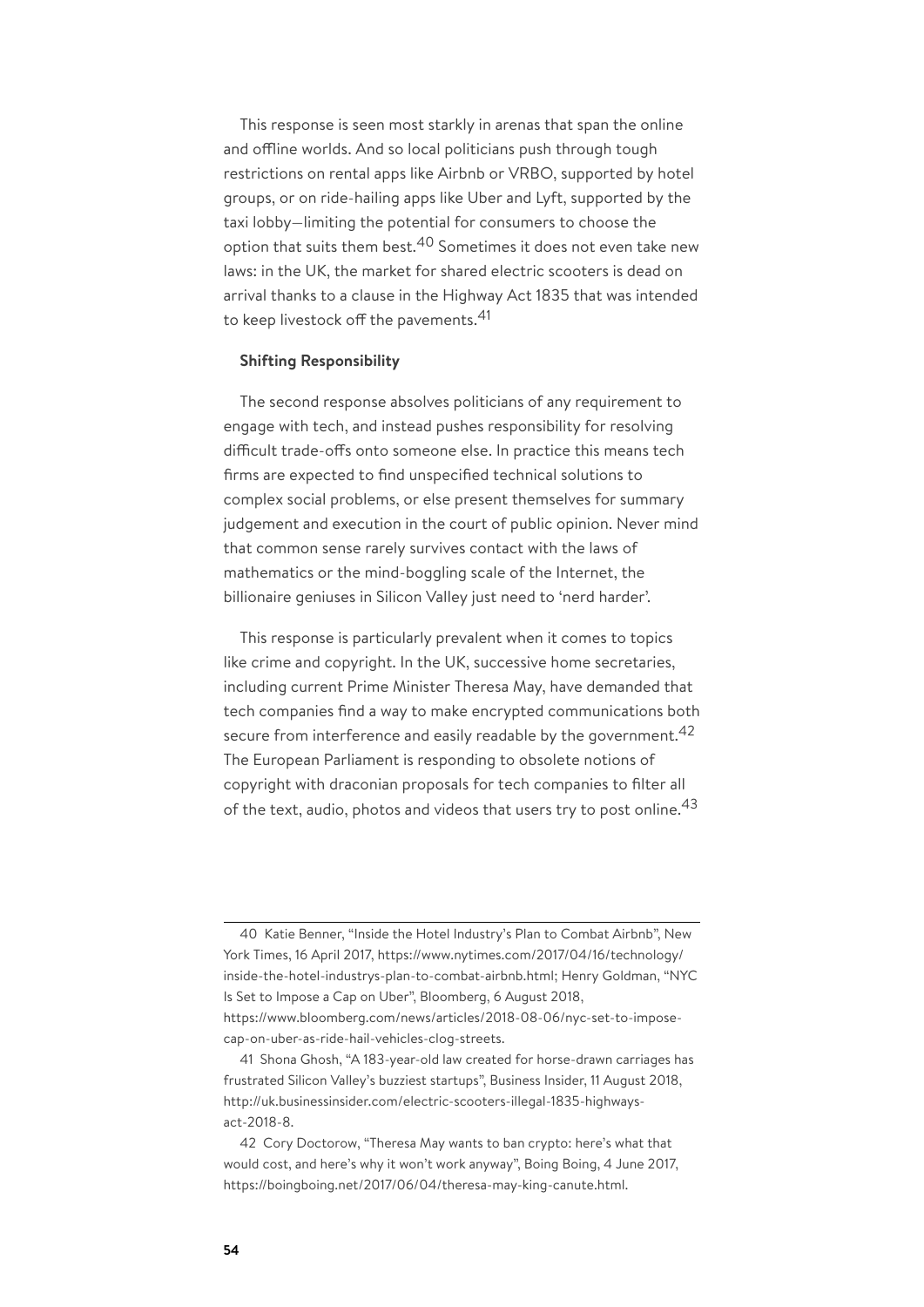This response is seen most starkly in arenas that span the online and offline worlds. And so local politicians push through tough restrictions on rental apps like Airbnb or VRBO, supported by hotel groups, or on ride-hailing apps like Uber and Lyft, supported by the taxi lobby—limiting the potential for consumers to choose the option that suits them best.[40] Sometimes it does not even take new laws: in the UK, the market for shared electric scooters is dead on arrival thanks to a clause in the Highway Act 1835 that was intended to keep livestock off the pavements.[41]

**Shifting Responsibility**

The second response absolves politicians of any requirement to engage with tech, and instead pushes responsibility for resolving difficult trade-offs onto someone else. In practice this means tech firms are expected to find unspecified technical solutions to complex social problems, or else present themselves for summary judgement and execution in the court of public opinion. Never mind that common sense rarely survives contact with the laws of mathematics or the mind-boggling scale of the Internet, the billionaire geniuses in Silicon Valley just need to 'nerd harder'.

This response is particularly prevalent when it comes to topics like crime and copyright. In the UK, successive home secretaries, including current Prime Minister Theresa May, have demanded that tech companies find a way to make encrypted communications both secure from interference and easily readable by the government.[42] The European Parliament is responding to obsolete notions of copyright with draconian proposals for tech companies to filter all of the text, audio, photos and videos that users try to post online.[43]

---

40 Katie Benner, "Inside the Hotel Industry's Plan to Combat Airbnb", New York Times, 16 April 2017, https://www.nytimes.com/2017/04/16/technology/inside-the-hotel-industrys-plan-to-combat-airbnb.html; Henry Goldman, "NYC Is Set to Impose a Cap on Uber", Bloomberg, 6 August 2018, https://www.bloomberg.com/news/articles/2018-08-06/nyc-set-to-impose-cap-on-uber-as-ride-hail-vehicles-clog-streets.

41 Shona Ghosh, "A 183-year-old law created for horse-drawn carriages has frustrated Silicon Valley's buzziest startups", Business Insider, 11 August 2018, http://uk.businessinsider.com/electric-scooters-illegal-1835-highways-act-2018-8.

42 Cory Doctorow, "Theresa May wants to ban crypto: here's what that would cost, and here's why it won't work anyway", Boing Boing, 4 June 2017, https://boingboing.net/2017/06/04/theresa-may-king-canute.html.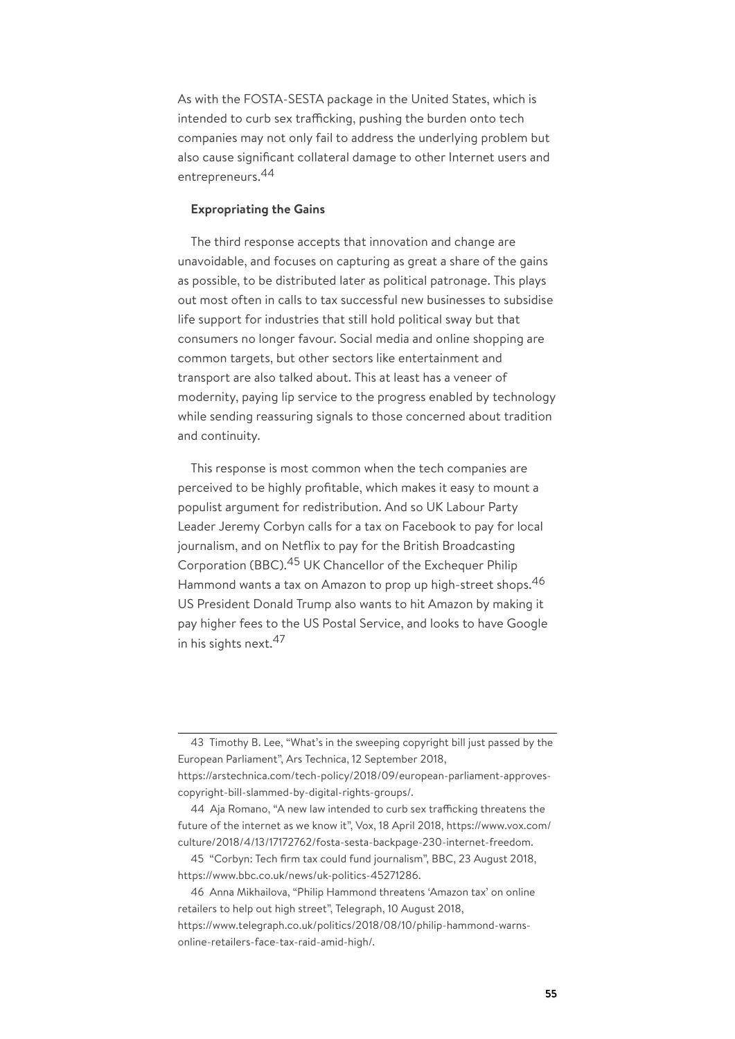As with the FOSTA-SESTA package in the United States, which is intended to curb sex trafficking, pushing the burden onto tech companies may not only fail to address the underlying problem but also cause significant collateral damage to other Internet users and entrepreneurs.[44]

**Expropriating the Gains**

The third response accepts that innovation and change are unavoidable, and focuses on capturing as great a share of the gains as possible, to be distributed later as political patronage. This plays out most often in calls to tax successful new businesses to subsidise life support for industries that still hold political sway but that consumers no longer favour. Social media and online shopping are common targets, but other sectors like entertainment and transport are also talked about. This at least has a veneer of modernity, paying lip service to the progress enabled by technology while sending reassuring signals to those concerned about tradition and continuity.

This response is most common when the tech companies are perceived to be highly profitable, which makes it easy to mount a populist argument for redistribution. And so UK Labour Party Leader Jeremy Corbyn calls for a tax on Facebook to pay for local journalism, and on Netflix to pay for the British Broadcasting Corporation (BBC).[45] UK Chancellor of the Exchequer Philip Hammond wants a tax on Amazon to prop up high-street shops.[46] US President Donald Trump also wants to hit Amazon by making it pay higher fees to the US Postal Service, and looks to have Google in his sights next.[47]

---

43 Timothy B. Lee, "What's in the sweeping copyright bill just passed by the European Parliament", Ars Technica, 12 September 2018, https://arstechnica.com/tech-policy/2018/09/european-parliament-approves-copyright-bill-slammed-by-digital-rights-groups/.

44 Aja Romano, "A new law intended to curb sex trafficking threatens the future of the internet as we know it", Vox, 18 April 2018, https://www.vox.com/culture/2018/4/13/17172762/fosta-sesta-backpage-230-internet-freedom.

45 "Corbyn: Tech firm tax could fund journalism", BBC, 23 August 2018, https://www.bbc.co.uk/news/uk-politics-45271286.

46 Anna Mikhailova, "Philip Hammond threatens 'Amazon tax' on online retailers to help out high street", Telegraph, 10 August 2018, https://www.telegraph.co.uk/politics/2018/08/10/philip-hammond-warns-online-retailers-face-tax-raid-amid-high/.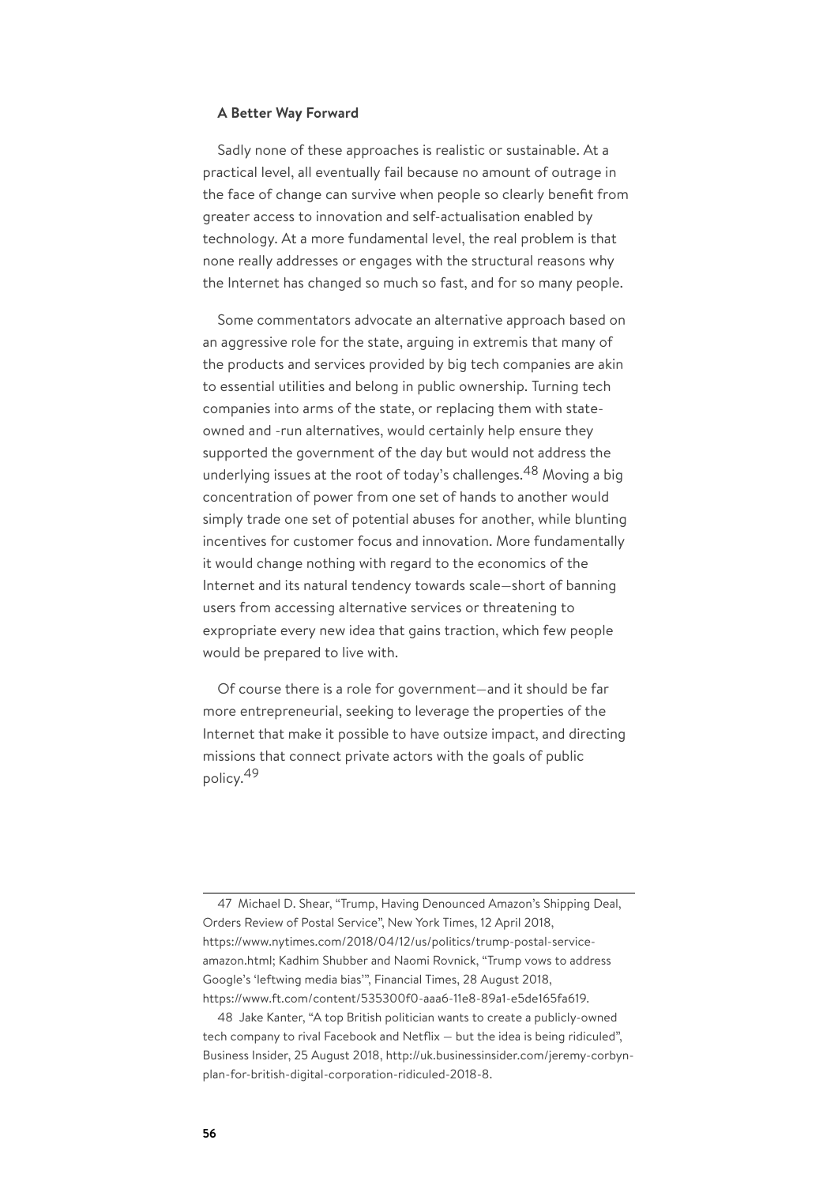**A Better Way Forward**

Sadly none of these approaches is realistic or sustainable. At a practical level, all eventually fail because no amount of outrage in the face of change can survive when people so clearly benefit from greater access to innovation and self-actualisation enabled by technology. At a more fundamental level, the real problem is that none really addresses or engages with the structural reasons why the Internet has changed so much so fast, and for so many people.

Some commentators advocate an alternative approach based on an aggressive role for the state, arguing in extremis that many of the products and services provided by big tech companies are akin to essential utilities and belong in public ownership. Turning tech companies into arms of the state, or replacing them with state-owned and -run alternatives, would certainly help ensure they supported the government of the day but would not address the underlying issues at the root of today's challenges.[48] Moving a big concentration of power from one set of hands to another would simply trade one set of potential abuses for another, while blunting incentives for customer focus and innovation. More fundamentally it would change nothing with regard to the economics of the Internet and its natural tendency towards scale—short of banning users from accessing alternative services or threatening to expropriate every new idea that gains traction, which few people would be prepared to live with.

Of course there is a role for government—and it should be far more entrepreneurial, seeking to leverage the properties of the Internet that make it possible to have outsize impact, and directing missions that connect private actors with the goals of public policy.[49]

---

47 Michael D. Shear, "Trump, Having Denounced Amazon's Shipping Deal, Orders Review of Postal Service", New York Times, 12 April 2018, https://www.nytimes.com/2018/04/12/us/politics/trump-postal-service-amazon.html; Kadhim Shubber and Naomi Rovnick, "Trump vows to address Google's 'leftwing media bias'", Financial Times, 28 August 2018, https://www.ft.com/content/535300f0-aaa6-11e8-89a1-e5de165fa619.

48 Jake Kanter, "A top British politician wants to create a publicly-owned tech company to rival Facebook and Netflix — but the idea is being ridiculed", Business Insider, 25 August 2018, http://uk.businessinsider.com/jeremy-corbyn-plan-for-british-digital-corporation-ridiculed-2018-8.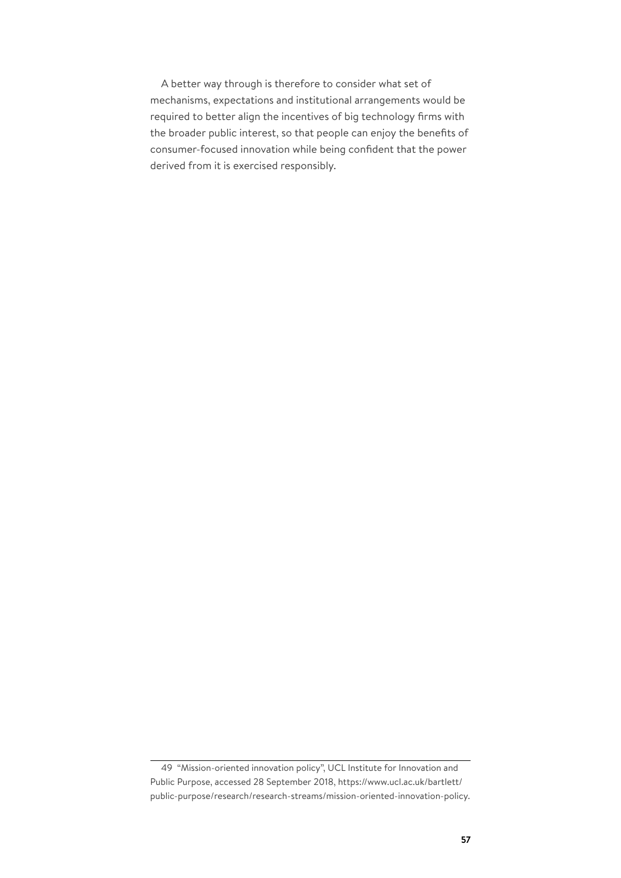A better way through is therefore to consider what set of mechanisms, expectations and institutional arrangements would be required to better align the incentives of big technology firms with the broader public interest, so that people can enjoy the benefits of consumer-focused innovation while being confident that the power derived from it is exercised responsibly.

---

49 "Mission-oriented innovation policy", UCL Institute for Innovation and Public Purpose, accessed 28 September 2018, https://www.ucl.ac.uk/bartlett/public-purpose/research/research-streams/mission-oriented-innovation-policy.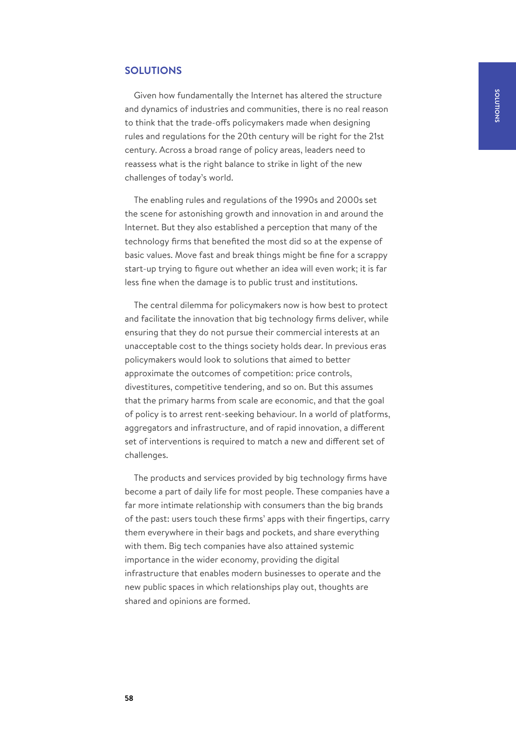## SOLUTIONS

Given how fundamentally the Internet has altered the structure and dynamics of industries and communities, there is no real reason to think that the trade-offs policymakers made when designing rules and regulations for the 20th century will be right for the 21st century. Across a broad range of policy areas, leaders need to reassess what is the right balance to strike in light of the new challenges of today's world.

The enabling rules and regulations of the 1990s and 2000s set the scene for astonishing growth and innovation in and around the Internet. But they also established a perception that many of the technology firms that benefited the most did so at the expense of basic values. Move fast and break things might be fine for a scrappy start-up trying to figure out whether an idea will even work; it is far less fine when the damage is to public trust and institutions.

The central dilemma for policymakers now is how best to protect and facilitate the innovation that big technology firms deliver, while ensuring that they do not pursue their commercial interests at an unacceptable cost to the things society holds dear. In previous eras policymakers would look to solutions that aimed to better approximate the outcomes of competition: price controls, divestitures, competitive tendering, and so on. But this assumes that the primary harms from scale are economic, and that the goal of policy is to arrest rent-seeking behaviour. In a world of platforms, aggregators and infrastructure, and of rapid innovation, a different set of interventions is required to match a new and different set of challenges.

The products and services provided by big technology firms have become a part of daily life for most people. These companies have a far more intimate relationship with consumers than the big brands of the past: users touch these firms' apps with their fingertips, carry them everywhere in their bags and pockets, and share everything with them. Big tech companies have also attained systemic importance in the wider economy, providing the digital infrastructure that enables modern businesses to operate and the new public spaces in which relationships play out, thoughts are shared and opinions are formed.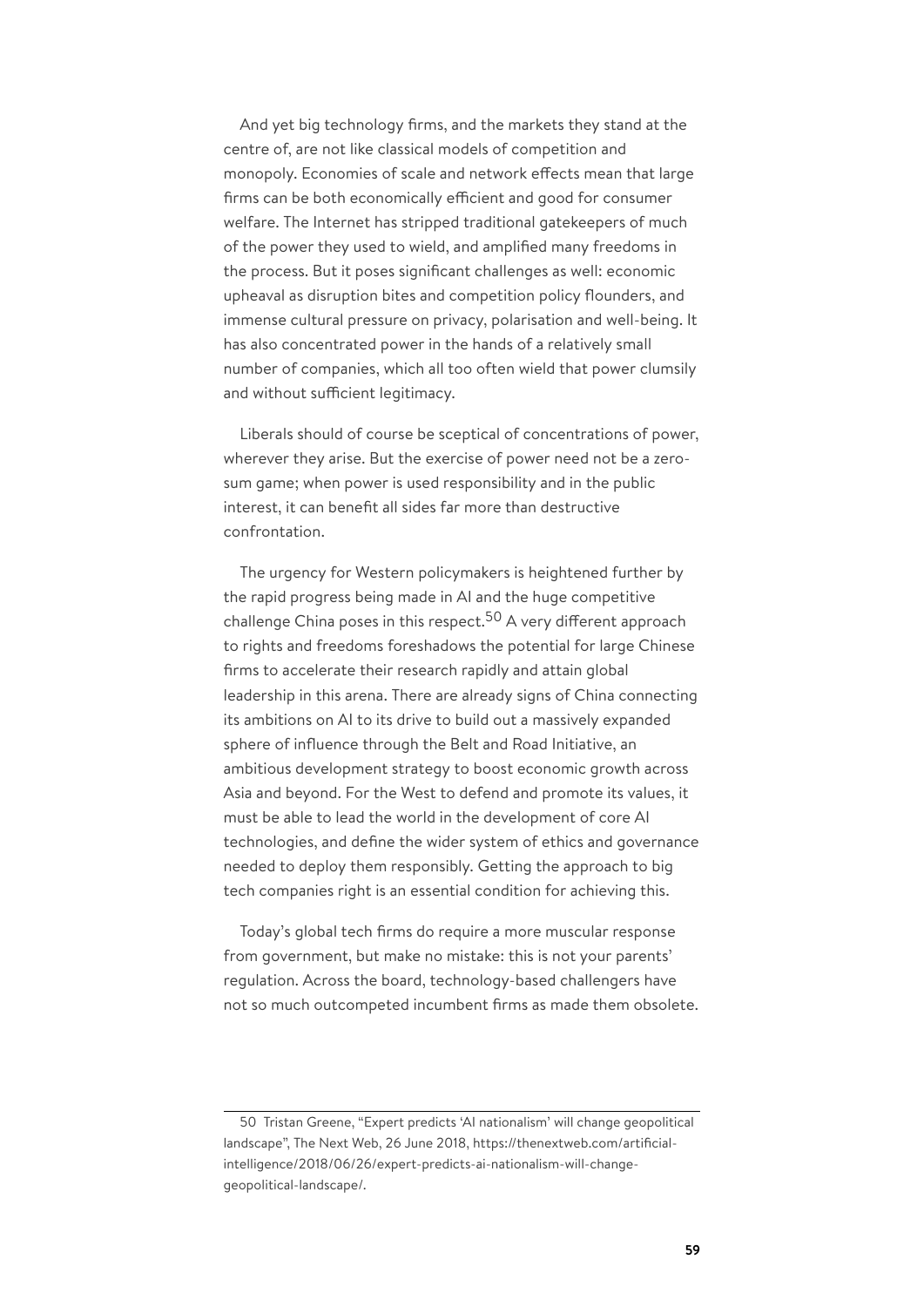And yet big technology firms, and the markets they stand at the centre of, are not like classical models of competition and monopoly. Economies of scale and network effects mean that large firms can be both economically efficient and good for consumer welfare. The Internet has stripped traditional gatekeepers of much of the power they used to wield, and amplified many freedoms in the process. But it poses significant challenges as well: economic upheaval as disruption bites and competition policy flounders, and immense cultural pressure on privacy, polarisation and well-being. It has also concentrated power in the hands of a relatively small number of companies, which all too often wield that power clumsily and without sufficient legitimacy.

Liberals should of course be sceptical of concentrations of power, wherever they arise. But the exercise of power need not be a zero-sum game; when power is used responsibility and in the public interest, it can benefit all sides far more than destructive confrontation.

The urgency for Western policymakers is heightened further by the rapid progress being made in AI and the huge competitive challenge China poses in this respect.[50] A very different approach to rights and freedoms foreshadows the potential for large Chinese firms to accelerate their research rapidly and attain global leadership in this arena. There are already signs of China connecting its ambitions on AI to its drive to build out a massively expanded sphere of influence through the Belt and Road Initiative, an ambitious development strategy to boost economic growth across Asia and beyond. For the West to defend and promote its values, it must be able to lead the world in the development of core AI technologies, and define the wider system of ethics and governance needed to deploy them responsibly. Getting the approach to big tech companies right is an essential condition for achieving this.

Today's global tech firms do require a more muscular response from government, but make no mistake: this is not your parents' regulation. Across the board, technology-based challengers have not so much outcompeted incumbent firms as made them obsolete.

---

50 Tristan Greene, "Expert predicts 'AI nationalism' will change geopolitical landscape", The Next Web, 26 June 2018, https://thenextweb.com/artificial-intelligence/2018/06/26/expert-predicts-ai-nationalism-will-change-geopolitical-landscape/.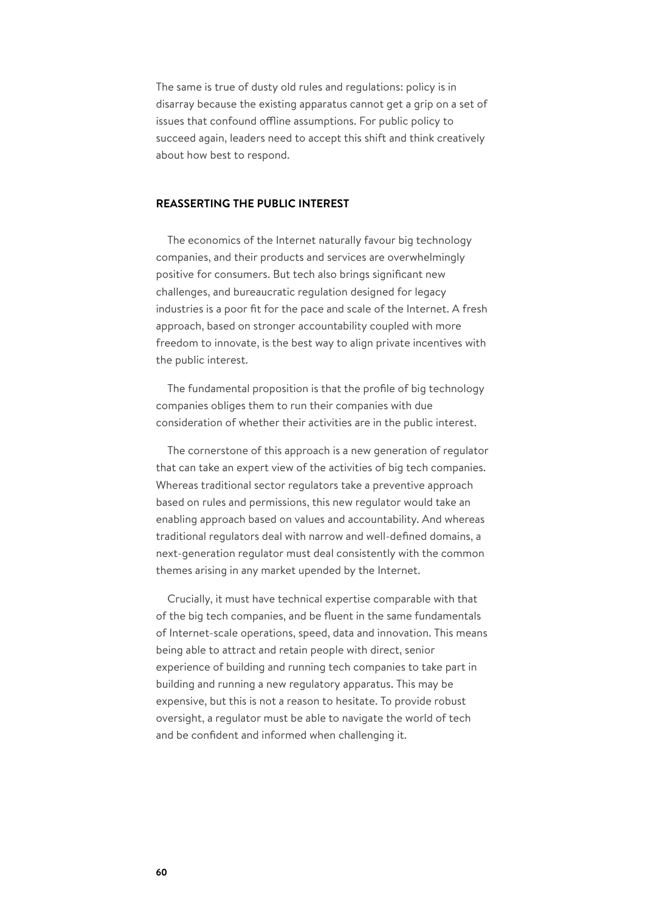The same is true of dusty old rules and regulations: policy is in disarray because the existing apparatus cannot get a grip on a set of issues that confound offline assumptions. For public policy to succeed again, leaders need to accept this shift and think creatively about how best to respond.

## REASSERTING THE PUBLIC INTEREST

The economics of the Internet naturally favour big technology companies, and their products and services are overwhelmingly positive for consumers. But tech also brings significant new challenges, and bureaucratic regulation designed for legacy industries is a poor fit for the pace and scale of the Internet. A fresh approach, based on stronger accountability coupled with more freedom to innovate, is the best way to align private incentives with the public interest.

The fundamental proposition is that the profile of big technology companies obliges them to run their companies with due consideration of whether their activities are in the public interest.

The cornerstone of this approach is a new generation of regulator that can take an expert view of the activities of big tech companies. Whereas traditional sector regulators take a preventive approach based on rules and permissions, this new regulator would take an enabling approach based on values and accountability. And whereas traditional regulators deal with narrow and well-defined domains, a next-generation regulator must deal consistently with the common themes arising in any market upended by the Internet.

Crucially, it must have technical expertise comparable with that of the big tech companies, and be fluent in the same fundamentals of Internet-scale operations, speed, data and innovation. This means being able to attract and retain people with direct, senior experience of building and running tech companies to take part in building and running a new regulatory apparatus. This may be expensive, but this is not a reason to hesitate. To provide robust oversight, a regulator must be able to navigate the world of tech and be confident and informed when challenging it.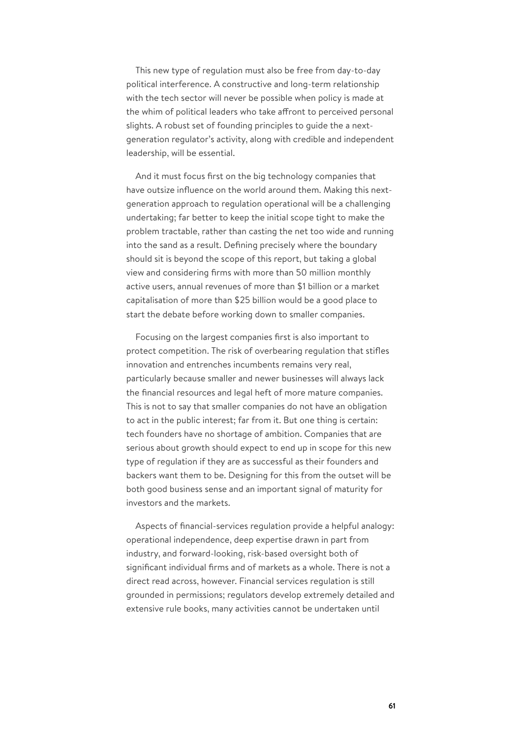This new type of regulation must also be free from day-to-day political interference. A constructive and long-term relationship with the tech sector will never be possible when policy is made at the whim of political leaders who take affront to perceived personal slights. A robust set of founding principles to guide the a next-generation regulator's activity, along with credible and independent leadership, will be essential.

And it must focus first on the big technology companies that have outsize influence on the world around them. Making this next-generation approach to regulation operational will be a challenging undertaking; far better to keep the initial scope tight to make the problem tractable, rather than casting the net too wide and running into the sand as a result. Defining precisely where the boundary should sit is beyond the scope of this report, but taking a global view and considering firms with more than 50 million monthly active users, annual revenues of more than $1 billion or a market capitalisation of more than $25 billion would be a good place to start the debate before working down to smaller companies.

Focusing on the largest companies first is also important to protect competition. The risk of overbearing regulation that stifles innovation and entrenches incumbents remains very real, particularly because smaller and newer businesses will always lack the financial resources and legal heft of more mature companies. This is not to say that smaller companies do not have an obligation to act in the public interest; far from it. But one thing is certain: tech founders have no shortage of ambition. Companies that are serious about growth should expect to end up in scope for this new type of regulation if they are as successful as their founders and backers want them to be. Designing for this from the outset will be both good business sense and an important signal of maturity for investors and the markets.

Aspects of financial-services regulation provide a helpful analogy: operational independence, deep expertise drawn in part from industry, and forward-looking, risk-based oversight both of significant individual firms and of markets as a whole. There is not a direct read across, however. Financial services regulation is still grounded in permissions; regulators develop extremely detailed and extensive rule books, many activities cannot be undertaken until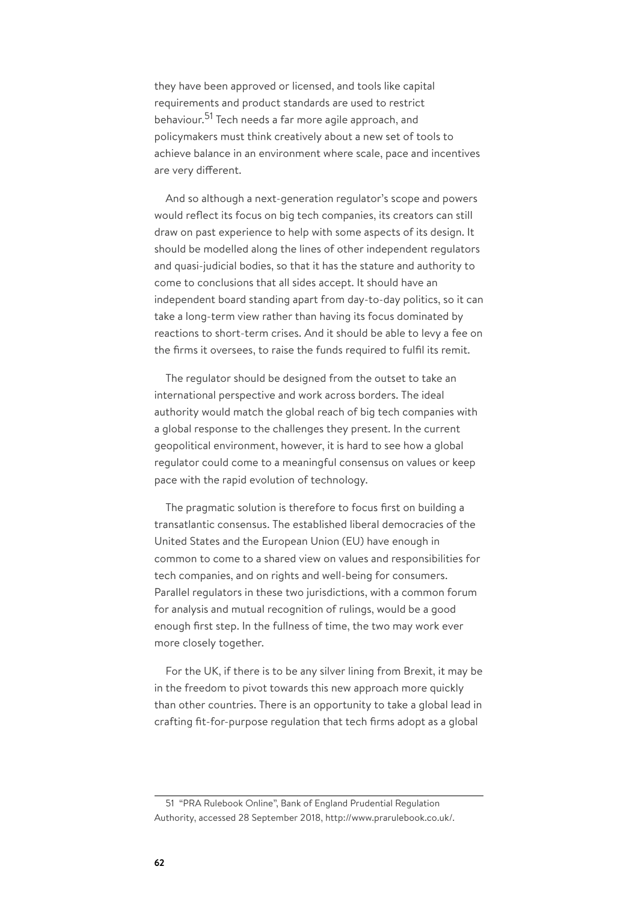they have been approved or licensed, and tools like capital requirements and product standards are used to restrict behaviour.[51] Tech needs a far more agile approach, and policymakers must think creatively about a new set of tools to achieve balance in an environment where scale, pace and incentives are very different.

And so although a next-generation regulator's scope and powers would reflect its focus on big tech companies, its creators can still draw on past experience to help with some aspects of its design. It should be modelled along the lines of other independent regulators and quasi-judicial bodies, so that it has the stature and authority to come to conclusions that all sides accept. It should have an independent board standing apart from day-to-day politics, so it can take a long-term view rather than having its focus dominated by reactions to short-term crises. And it should be able to levy a fee on the firms it oversees, to raise the funds required to fulfil its remit.

The regulator should be designed from the outset to take an international perspective and work across borders. The ideal authority would match the global reach of big tech companies with a global response to the challenges they present. In the current geopolitical environment, however, it is hard to see how a global regulator could come to a meaningful consensus on values or keep pace with the rapid evolution of technology.

The pragmatic solution is therefore to focus first on building a transatlantic consensus. The established liberal democracies of the United States and the European Union (EU) have enough in common to come to a shared view on values and responsibilities for tech companies, and on rights and well-being for consumers. Parallel regulators in these two jurisdictions, with a common forum for analysis and mutual recognition of rulings, would be a good enough first step. In the fullness of time, the two may work ever more closely together.

For the UK, if there is to be any silver lining from Brexit, it may be in the freedom to pivot towards this new approach more quickly than other countries. There is an opportunity to take a global lead in crafting fit-for-purpose regulation that tech firms adopt as a global

---

51 "PRA Rulebook Online", Bank of England Prudential Regulation Authority, accessed 28 September 2018, http://www.prarulebook.co.uk/.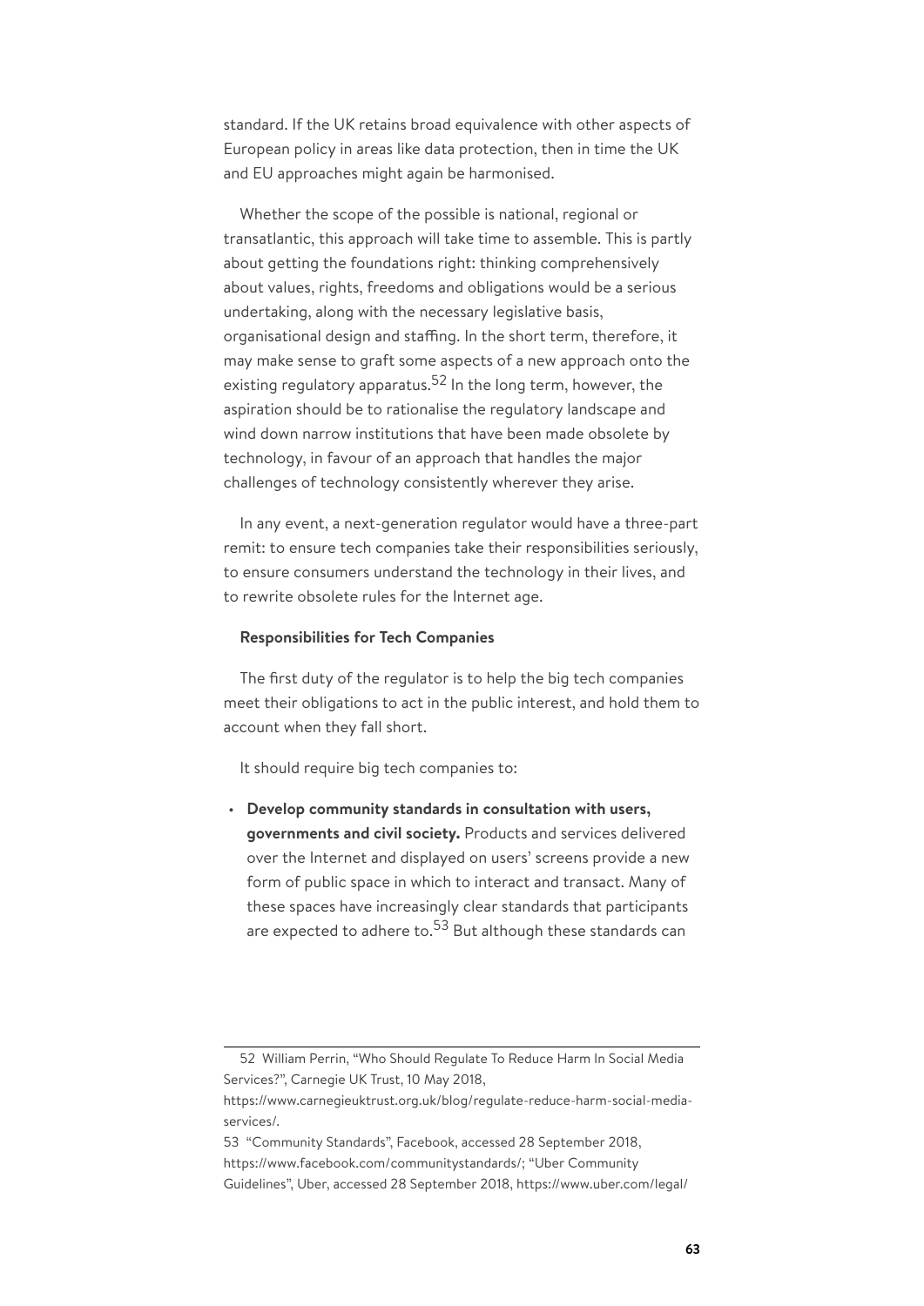standard. If the UK retains broad equivalence with other aspects of European policy in areas like data protection, then in time the UK and EU approaches might again be harmonised.

Whether the scope of the possible is national, regional or transatlantic, this approach will take time to assemble. This is partly about getting the foundations right: thinking comprehensively about values, rights, freedoms and obligations would be a serious undertaking, along with the necessary legislative basis, organisational design and staffing. In the short term, therefore, it may make sense to graft some aspects of a new approach onto the existing regulatory apparatus.[52] In the long term, however, the aspiration should be to rationalise the regulatory landscape and wind down narrow institutions that have been made obsolete by technology, in favour of an approach that handles the major challenges of technology consistently wherever they arise.

In any event, a next-generation regulator would have a three-part remit: to ensure tech companies take their responsibilities seriously, to ensure consumers understand the technology in their lives, and to rewrite obsolete rules for the Internet age.

#### Responsibilities for Tech Companies

The first duty of the regulator is to help the big tech companies meet their obligations to act in the public interest, and hold them to account when they fall short.

It should require big tech companies to:

- **Develop community standards in consultation with users, governments and civil society.** Products and services delivered over the Internet and displayed on users' screens provide a new form of public space in which to interact and transact. Many of these spaces have increasingly clear standards that participants are expected to adhere to.[53] But although these standards can

---

52 William Perrin, "Who Should Regulate To Reduce Harm In Social Media Services?", Carnegie UK Trust, 10 May 2018, https://www.carnegieuktrust.org.uk/blog/regulate-reduce-harm-social-media-services/.

53 "Community Standards", Facebook, accessed 28 September 2018, https://www.facebook.com/communitystandards/; "Uber Community Guidelines", Uber, accessed 28 September 2018, https://www.uber.com/legal/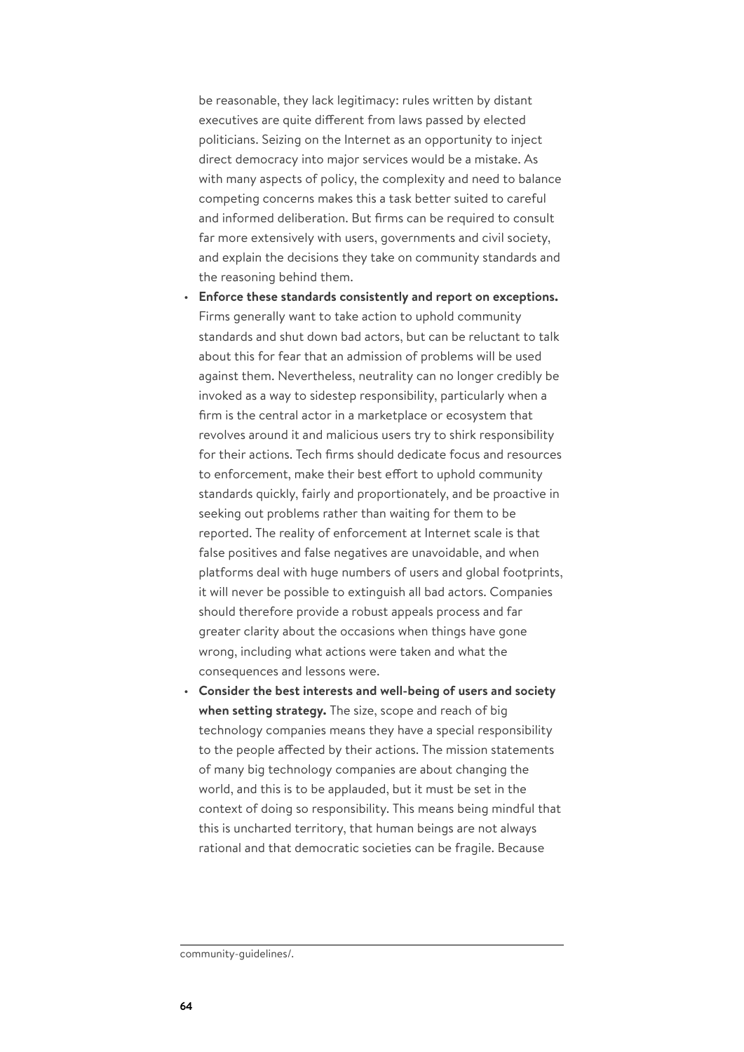be reasonable, they lack legitimacy: rules written by distant executives are quite different from laws passed by elected politicians. Seizing on the Internet as an opportunity to inject direct democracy into major services would be a mistake. As with many aspects of policy, the complexity and need to balance competing concerns makes this a task better suited to careful and informed deliberation. But firms can be required to consult far more extensively with users, governments and civil society, and explain the decisions they take on community standards and the reasoning behind them.

- **Enforce these standards consistently and report on exceptions.** Firms generally want to take action to uphold community standards and shut down bad actors, but can be reluctant to talk about this for fear that an admission of problems will be used against them. Nevertheless, neutrality can no longer credibly be invoked as a way to sidestep responsibility, particularly when a firm is the central actor in a marketplace or ecosystem that revolves around it and malicious users try to shirk responsibility for their actions. Tech firms should dedicate focus and resources to enforcement, make their best effort to uphold community standards quickly, fairly and proportionately, and be proactive in seeking out problems rather than waiting for them to be reported. The reality of enforcement at Internet scale is that false positives and false negatives are unavoidable, and when platforms deal with huge numbers of users and global footprints, it will never be possible to extinguish all bad actors. Companies should therefore provide a robust appeals process and far greater clarity about the occasions when things have gone wrong, including what actions were taken and what the consequences and lessons were.
- **Consider the best interests and well-being of users and society when setting strategy.** The size, scope and reach of big technology companies means they have a special responsibility to the people affected by their actions. The mission statements of many big technology companies are about changing the world, and this is to be applauded, but it must be set in the context of doing so responsibility. This means being mindful that this is uncharted territory, that human beings are not always rational and that democratic societies can be fragile. Because

community-guidelines/.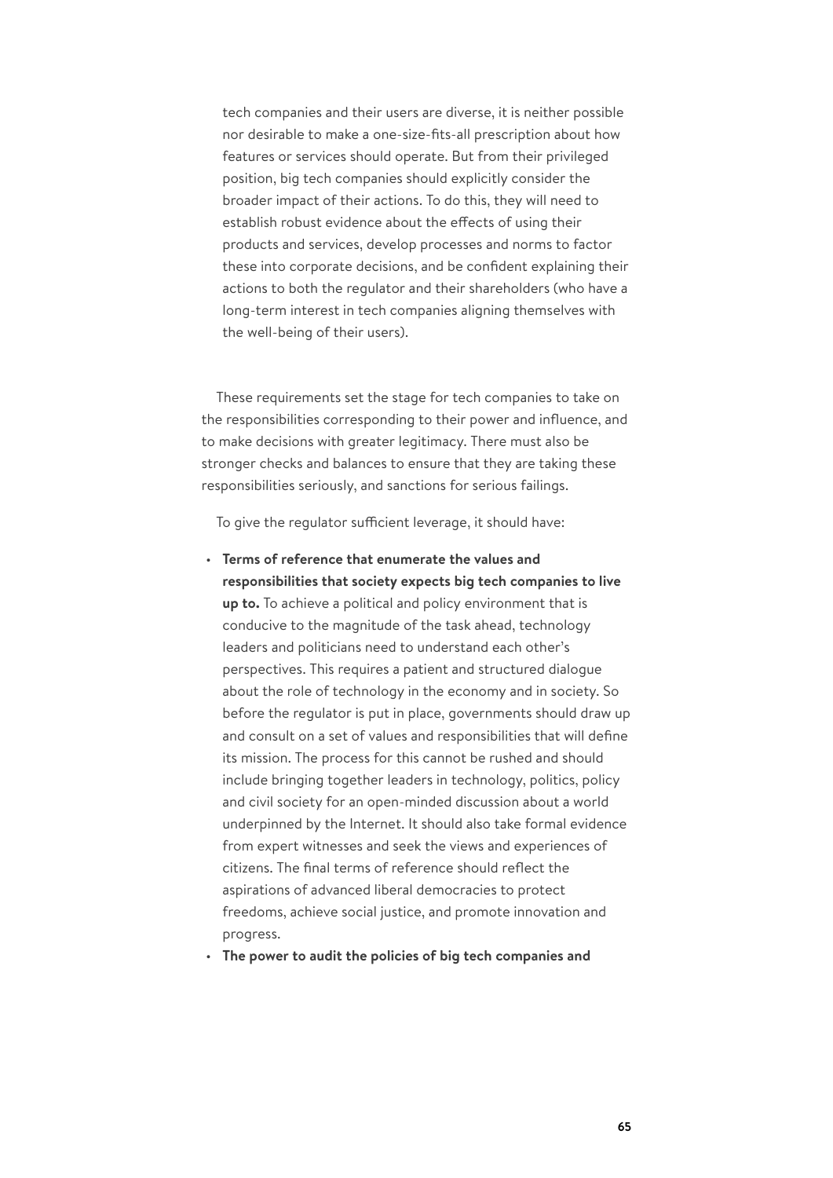tech companies and their users are diverse, it is neither possible nor desirable to make a one-size-fits-all prescription about how features or services should operate. But from their privileged position, big tech companies should explicitly consider the broader impact of their actions. To do this, they will need to establish robust evidence about the effects of using their products and services, develop processes and norms to factor these into corporate decisions, and be confident explaining their actions to both the regulator and their shareholders (who have a long-term interest in tech companies aligning themselves with the well-being of their users).

These requirements set the stage for tech companies to take on the responsibilities corresponding to their power and influence, and to make decisions with greater legitimacy. There must also be stronger checks and balances to ensure that they are taking these responsibilities seriously, and sanctions for serious failings.

To give the regulator sufficient leverage, it should have:

- **Terms of reference that enumerate the values and responsibilities that society expects big tech companies to live up to.** To achieve a political and policy environment that is conducive to the magnitude of the task ahead, technology leaders and politicians need to understand each other's perspectives. This requires a patient and structured dialogue about the role of technology in the economy and in society. So before the regulator is put in place, governments should draw up and consult on a set of values and responsibilities that will define its mission. The process for this cannot be rushed and should include bringing together leaders in technology, politics, policy and civil society for an open-minded discussion about a world underpinned by the Internet. It should also take formal evidence from expert witnesses and seek the views and experiences of citizens. The final terms of reference should reflect the aspirations of advanced liberal democracies to protect freedoms, achieve social justice, and promote innovation and progress.
- **The power to audit the policies of big tech companies and**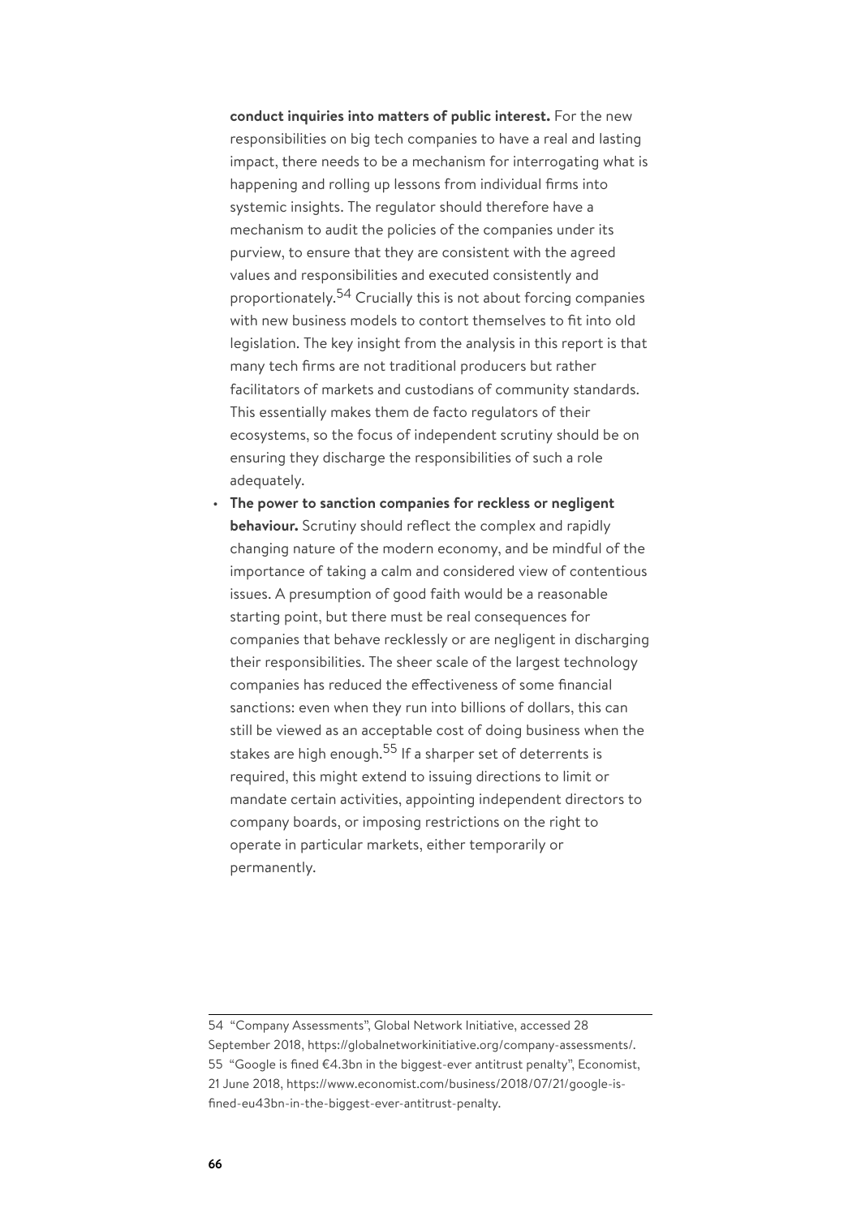**conduct inquiries into matters of public interest.** For the new responsibilities on big tech companies to have a real and lasting impact, there needs to be a mechanism for interrogating what is happening and rolling up lessons from individual firms into systemic insights. The regulator should therefore have a mechanism to audit the policies of the companies under its purview, to ensure that they are consistent with the agreed values and responsibilities and executed consistently and proportionately.[54] Crucially this is not about forcing companies with new business models to contort themselves to fit into old legislation. The key insight from the analysis in this report is that many tech firms are not traditional producers but rather facilitators of markets and custodians of community standards. This essentially makes them de facto regulators of their ecosystems, so the focus of independent scrutiny should be on ensuring they discharge the responsibilities of such a role adequately.

- **The power to sanction companies for reckless or negligent behaviour.** Scrutiny should reflect the complex and rapidly changing nature of the modern economy, and be mindful of the importance of taking a calm and considered view of contentious issues. A presumption of good faith would be a reasonable starting point, but there must be real consequences for companies that behave recklessly or are negligent in discharging their responsibilities. The sheer scale of the largest technology companies has reduced the effectiveness of some financial sanctions: even when they run into billions of dollars, this can still be viewed as an acceptable cost of doing business when the stakes are high enough.[55] If a sharper set of deterrents is required, this might extend to issuing directions to limit or mandate certain activities, appointing independent directors to company boards, or imposing restrictions on the right to operate in particular markets, either temporarily or permanently.

---

54 "Company Assessments", Global Network Initiative, accessed 28 September 2018, https://globalnetworkinitiative.org/company-assessments/.

55 "Google is fined €4.3bn in the biggest-ever antitrust penalty", Economist, 21 June 2018, https://www.economist.com/business/2018/07/21/google-is-fined-eu43bn-in-the-biggest-ever-antitrust-penalty.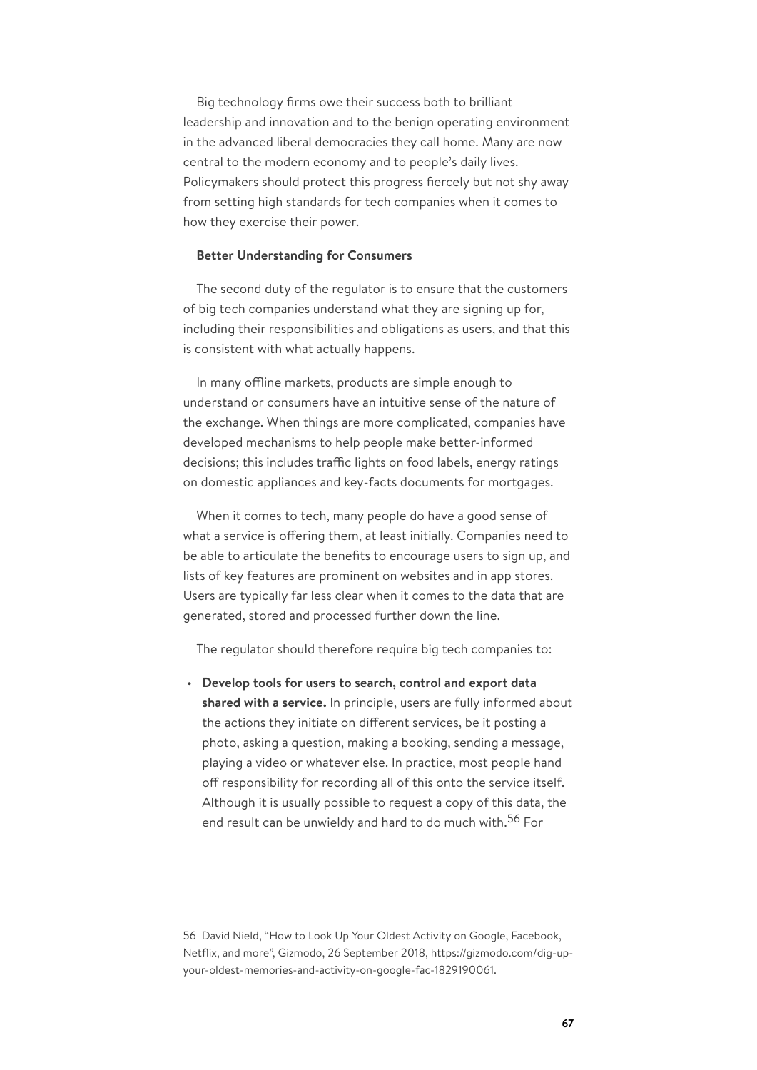Big technology firms owe their success both to brilliant leadership and innovation and to the benign operating environment in the advanced liberal democracies they call home. Many are now central to the modern economy and to people's daily lives. Policymakers should protect this progress fiercely but not shy away from setting high standards for tech companies when it comes to how they exercise their power.

### Better Understanding for Consumers

The second duty of the regulator is to ensure that the customers of big tech companies understand what they are signing up for, including their responsibilities and obligations as users, and that this is consistent with what actually happens.

In many offline markets, products are simple enough to understand or consumers have an intuitive sense of the nature of the exchange. When things are more complicated, companies have developed mechanisms to help people make better-informed decisions; this includes traffic lights on food labels, energy ratings on domestic appliances and key-facts documents for mortgages.

When it comes to tech, many people do have a good sense of what a service is offering them, at least initially. Companies need to be able to articulate the benefits to encourage users to sign up, and lists of key features are prominent on websites and in app stores. Users are typically far less clear when it comes to the data that are generated, stored and processed further down the line.

The regulator should therefore require big tech companies to:

- **Develop tools for users to search, control and export data shared with a service.** In principle, users are fully informed about the actions they initiate on different services, be it posting a photo, asking a question, making a booking, sending a message, playing a video or whatever else. In practice, most people hand off responsibility for recording all of this onto the service itself. Although it is usually possible to request a copy of this data, the end result can be unwieldy and hard to do much with.[56] For

---

56 David Nield, "How to Look Up Your Oldest Activity on Google, Facebook, Netflix, and more", Gizmodo, 26 September 2018, https://gizmodo.com/dig-up-your-oldest-memories-and-activity-on-google-fac-1829190061.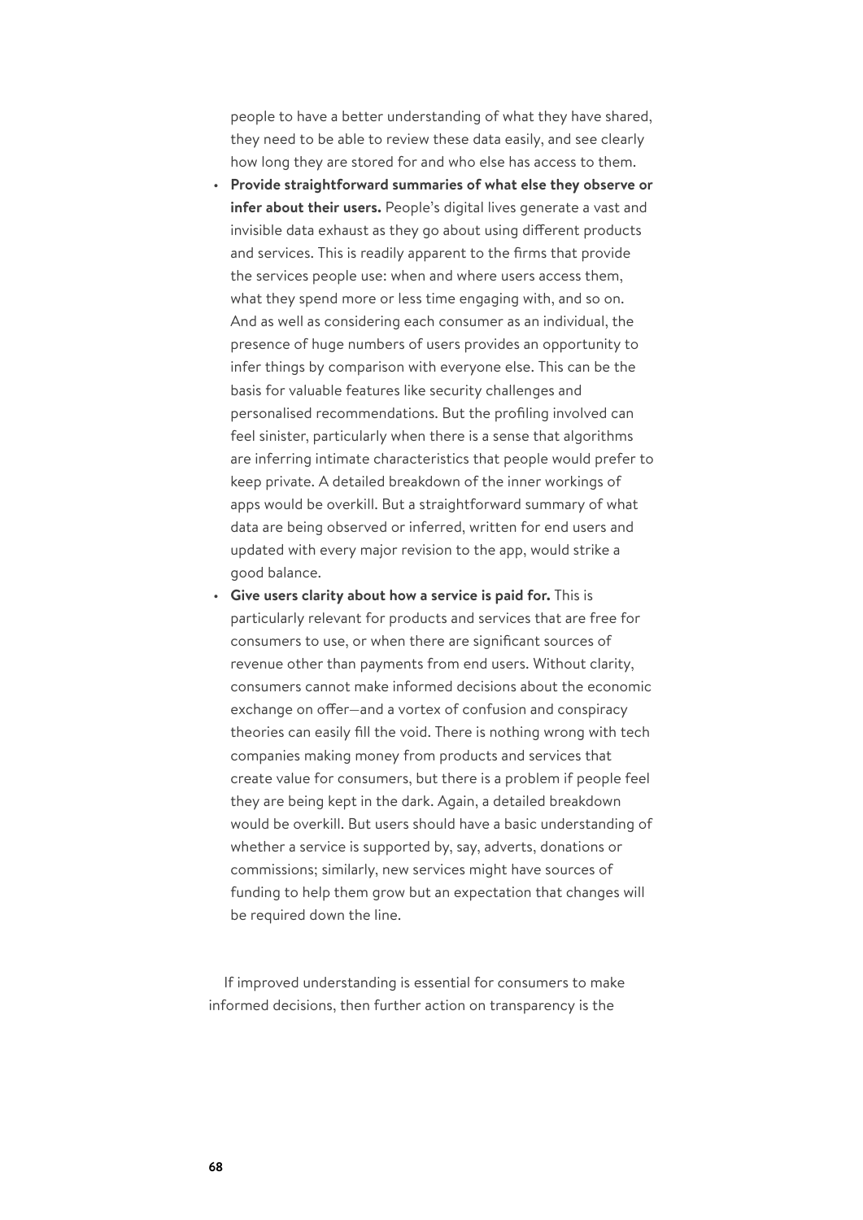people to have a better understanding of what they have shared, they need to be able to review these data easily, and see clearly how long they are stored for and who else has access to them.

- **Provide straightforward summaries of what else they observe or infer about their users.** People's digital lives generate a vast and invisible data exhaust as they go about using different products and services. This is readily apparent to the firms that provide the services people use: when and where users access them, what they spend more or less time engaging with, and so on. And as well as considering each consumer as an individual, the presence of huge numbers of users provides an opportunity to infer things by comparison with everyone else. This can be the basis for valuable features like security challenges and personalised recommendations. But the profiling involved can feel sinister, particularly when there is a sense that algorithms are inferring intimate characteristics that people would prefer to keep private. A detailed breakdown of the inner workings of apps would be overkill. But a straightforward summary of what data are being observed or inferred, written for end users and updated with every major revision to the app, would strike a good balance.
- **Give users clarity about how a service is paid for.** This is particularly relevant for products and services that are free for consumers to use, or when there are significant sources of revenue other than payments from end users. Without clarity, consumers cannot make informed decisions about the economic exchange on offer—and a vortex of confusion and conspiracy theories can easily fill the void. There is nothing wrong with tech companies making money from products and services that create value for consumers, but there is a problem if people feel they are being kept in the dark. Again, a detailed breakdown would be overkill. But users should have a basic understanding of whether a service is supported by, say, adverts, donations or commissions; similarly, new services might have sources of funding to help them grow but an expectation that changes will be required down the line.

If improved understanding is essential for consumers to make informed decisions, then further action on transparency is the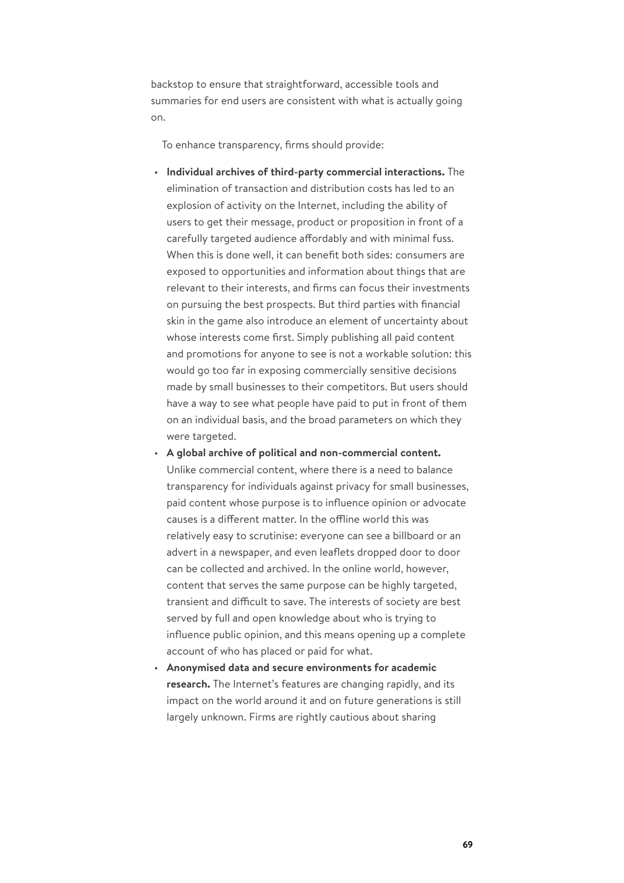backstop to ensure that straightforward, accessible tools and summaries for end users are consistent with what is actually going on.

To enhance transparency, firms should provide:

- **Individual archives of third-party commercial interactions.** The elimination of transaction and distribution costs has led to an explosion of activity on the Internet, including the ability of users to get their message, product or proposition in front of a carefully targeted audience affordably and with minimal fuss. When this is done well, it can benefit both sides: consumers are exposed to opportunities and information about things that are relevant to their interests, and firms can focus their investments on pursuing the best prospects. But third parties with financial skin in the game also introduce an element of uncertainty about whose interests come first. Simply publishing all paid content and promotions for anyone to see is not a workable solution: this would go too far in exposing commercially sensitive decisions made by small businesses to their competitors. But users should have a way to see what people have paid to put in front of them on an individual basis, and the broad parameters on which they were targeted.
- **A global archive of political and non-commercial content.** Unlike commercial content, where there is a need to balance transparency for individuals against privacy for small businesses, paid content whose purpose is to influence opinion or advocate causes is a different matter. In the offline world this was relatively easy to scrutinise: everyone can see a billboard or an advert in a newspaper, and even leaflets dropped door to door can be collected and archived. In the online world, however, content that serves the same purpose can be highly targeted, transient and difficult to save. The interests of society are best served by full and open knowledge about who is trying to influence public opinion, and this means opening up a complete account of who has placed or paid for what.
- **Anonymised data and secure environments for academic research.** The Internet's features are changing rapidly, and its impact on the world around it and on future generations is still largely unknown. Firms are rightly cautious about sharing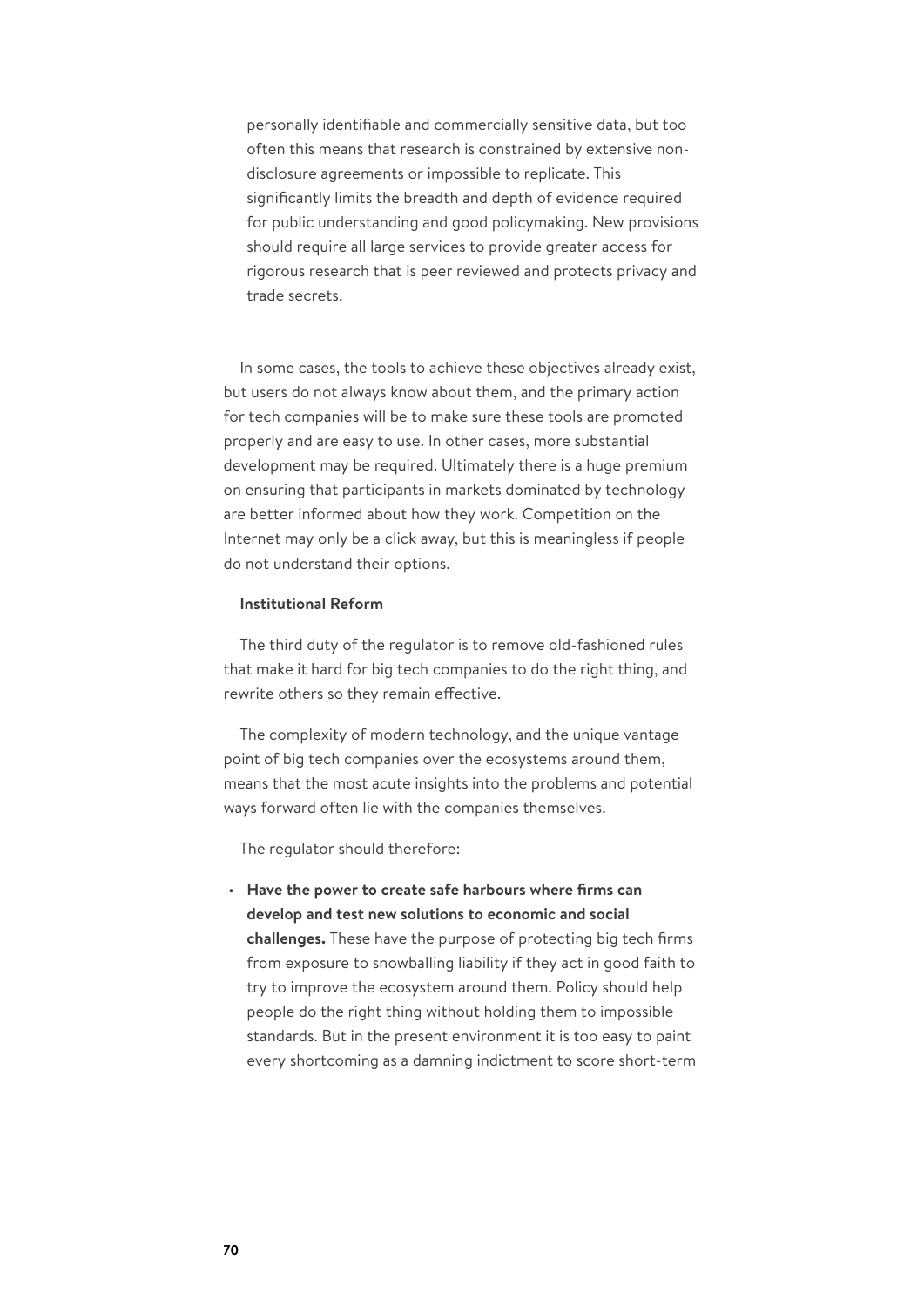personally identifiable and commercially sensitive data, but too often this means that research is constrained by extensive non-disclosure agreements or impossible to replicate. This significantly limits the breadth and depth of evidence required for public understanding and good policymaking. New provisions should require all large services to provide greater access for rigorous research that is peer reviewed and protects privacy and trade secrets.

In some cases, the tools to achieve these objectives already exist, but users do not always know about them, and the primary action for tech companies will be to make sure these tools are promoted properly and are easy to use. In other cases, more substantial development may be required. Ultimately there is a huge premium on ensuring that participants in markets dominated by technology are better informed about how they work. Competition on the Internet may only be a click away, but this is meaningless if people do not understand their options.

**Institutional Reform**

The third duty of the regulator is to remove old-fashioned rules that make it hard for big tech companies to do the right thing, and rewrite others so they remain effective.

The complexity of modern technology, and the unique vantage point of big tech companies over the ecosystems around them, means that the most acute insights into the problems and potential ways forward often lie with the companies themselves.

The regulator should therefore:

- **Have the power to create safe harbours where firms can develop and test new solutions to economic and social challenges.** These have the purpose of protecting big tech firms from exposure to snowballing liability if they act in good faith to try to improve the ecosystem around them. Policy should help people do the right thing without holding them to impossible standards. But in the present environment it is too easy to paint every shortcoming as a damning indictment to score short-term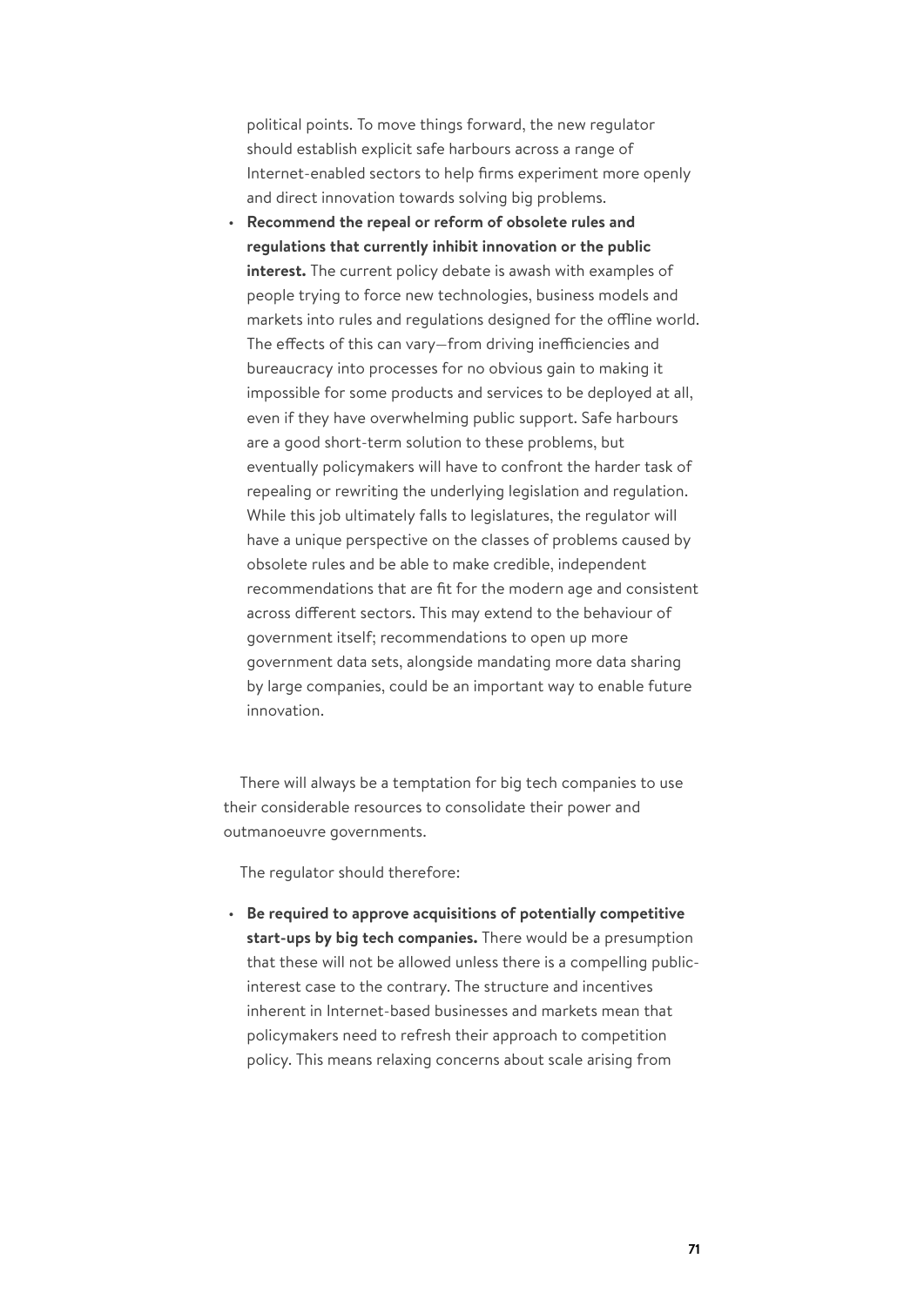political points. To move things forward, the new regulator should establish explicit safe harbours across a range of Internet-enabled sectors to help firms experiment more openly and direct innovation towards solving big problems.

- **Recommend the repeal or reform of obsolete rules and regulations that currently inhibit innovation or the public interest.** The current policy debate is awash with examples of people trying to force new technologies, business models and markets into rules and regulations designed for the offline world. The effects of this can vary—from driving inefficiencies and bureaucracy into processes for no obvious gain to making it impossible for some products and services to be deployed at all, even if they have overwhelming public support. Safe harbours are a good short-term solution to these problems, but eventually policymakers will have to confront the harder task of repealing or rewriting the underlying legislation and regulation. While this job ultimately falls to legislatures, the regulator will have a unique perspective on the classes of problems caused by obsolete rules and be able to make credible, independent recommendations that are fit for the modern age and consistent across different sectors. This may extend to the behaviour of government itself; recommendations to open up more government data sets, alongside mandating more data sharing by large companies, could be an important way to enable future innovation.

There will always be a temptation for big tech companies to use their considerable resources to consolidate their power and outmanoeuvre governments.

The regulator should therefore:

- **Be required to approve acquisitions of potentially competitive start-ups by big tech companies.** There would be a presumption that these will not be allowed unless there is a compelling public-interest case to the contrary. The structure and incentives inherent in Internet-based businesses and markets mean that policymakers need to refresh their approach to competition policy. This means relaxing concerns about scale arising from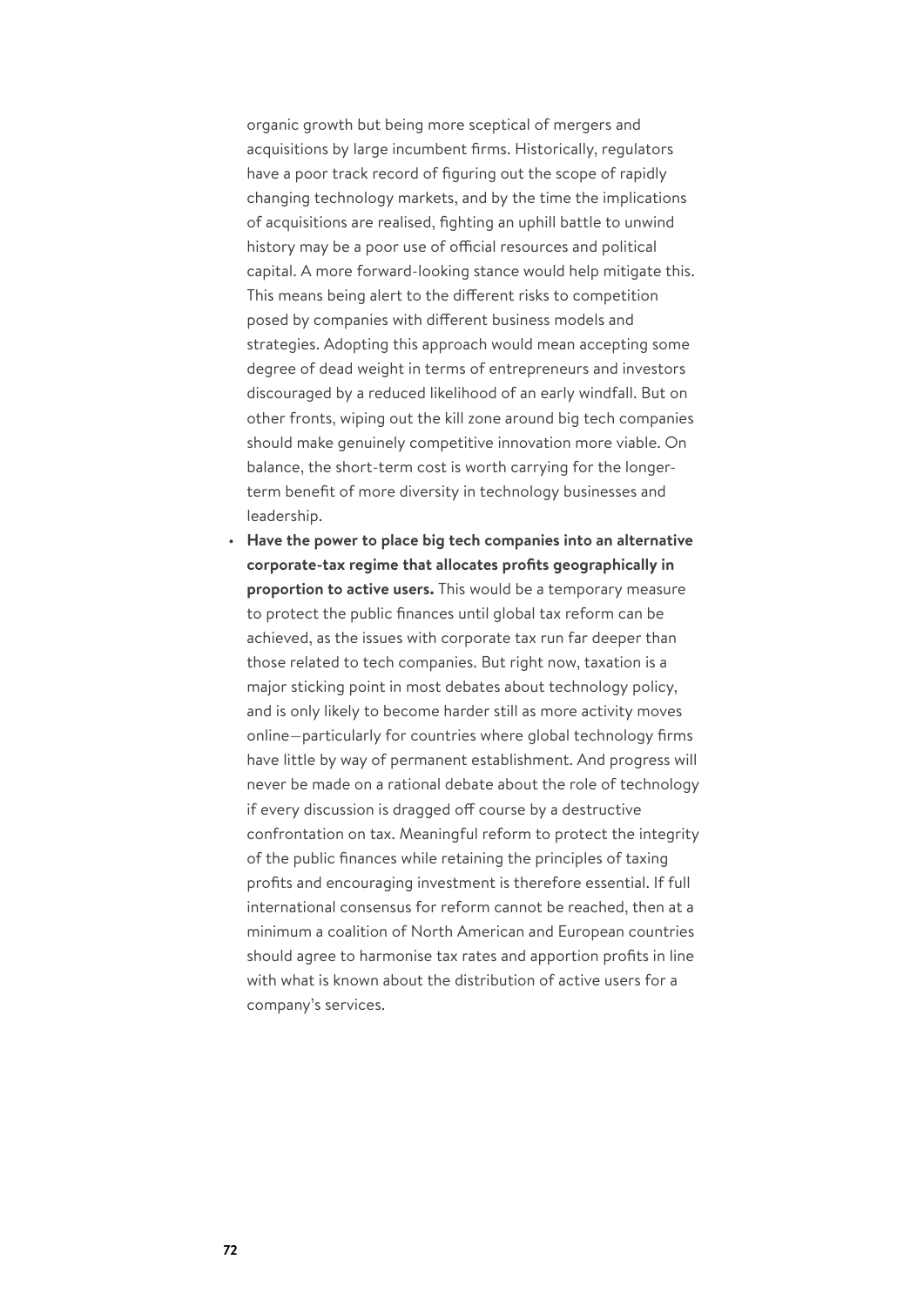organic growth but being more sceptical of mergers and acquisitions by large incumbent firms. Historically, regulators have a poor track record of figuring out the scope of rapidly changing technology markets, and by the time the implications of acquisitions are realised, fighting an uphill battle to unwind history may be a poor use of official resources and political capital. A more forward-looking stance would help mitigate this. This means being alert to the different risks to competition posed by companies with different business models and strategies. Adopting this approach would mean accepting some degree of dead weight in terms of entrepreneurs and investors discouraged by a reduced likelihood of an early windfall. But on other fronts, wiping out the kill zone around big tech companies should make genuinely competitive innovation more viable. On balance, the short-term cost is worth carrying for the longer-term benefit of more diversity in technology businesses and leadership.

- **Have the power to place big tech companies into an alternative corporate-tax regime that allocates profits geographically in proportion to active users.** This would be a temporary measure to protect the public finances until global tax reform can be achieved, as the issues with corporate tax run far deeper than those related to tech companies. But right now, taxation is a major sticking point in most debates about technology policy, and is only likely to become harder still as more activity moves online—particularly for countries where global technology firms have little by way of permanent establishment. And progress will never be made on a rational debate about the role of technology if every discussion is dragged off course by a destructive confrontation on tax. Meaningful reform to protect the integrity of the public finances while retaining the principles of taxing profits and encouraging investment is therefore essential. If full international consensus for reform cannot be reached, then at a minimum a coalition of North American and European countries should agree to harmonise tax rates and apportion profits in line with what is known about the distribution of active users for a company's services.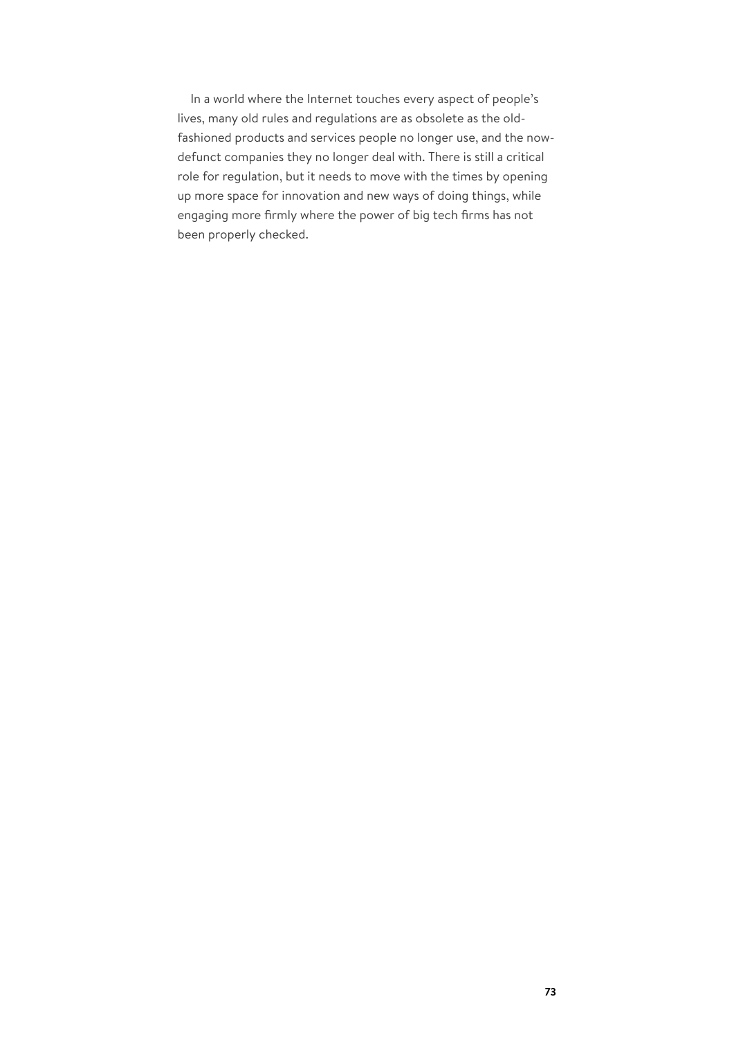In a world where the Internet touches every aspect of people's lives, many old rules and regulations are as obsolete as the old-fashioned products and services people no longer use, and the now-defunct companies they no longer deal with. There is still a critical role for regulation, but it needs to move with the times by opening up more space for innovation and new ways of doing things, while engaging more firmly where the power of big tech firms has not been properly checked.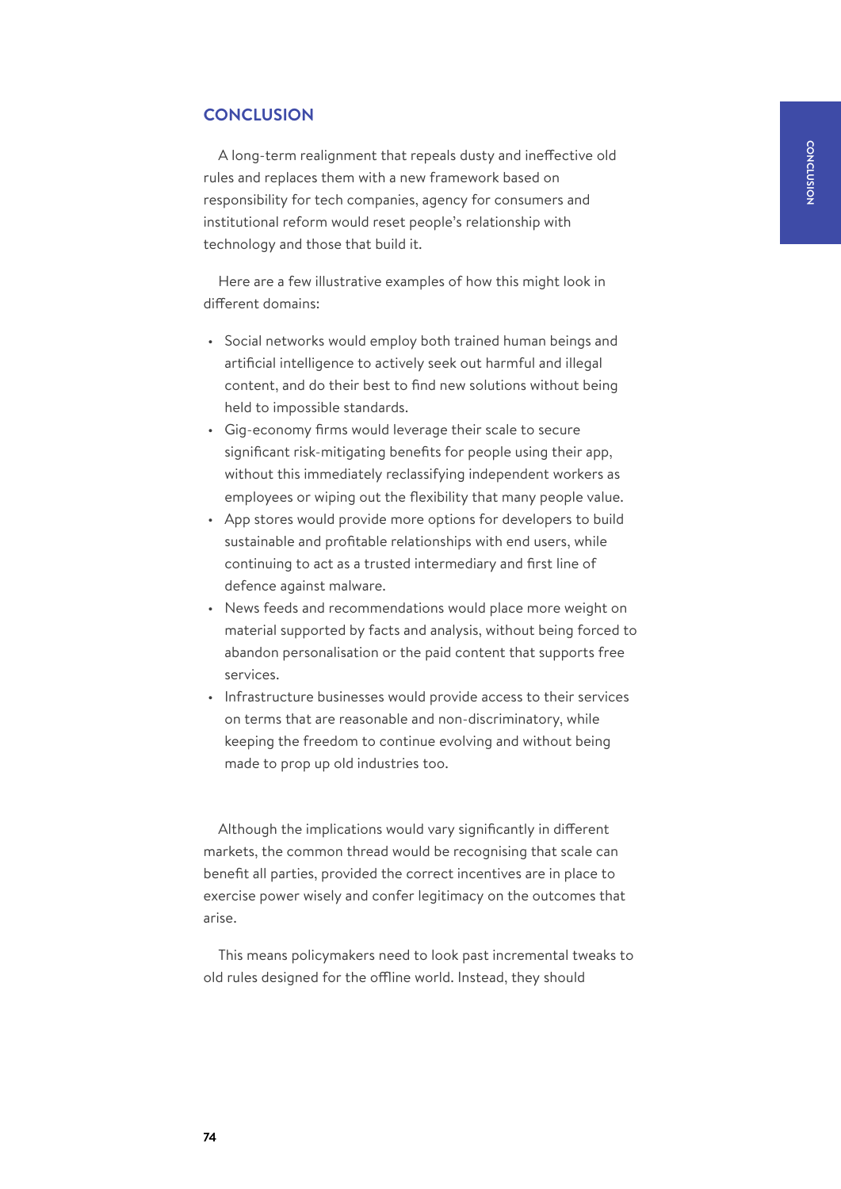## CONCLUSION

A long-term realignment that repeals dusty and ineffective old rules and replaces them with a new framework based on responsibility for tech companies, agency for consumers and institutional reform would reset people's relationship with technology and those that build it.

Here are a few illustrative examples of how this might look in different domains:

- Social networks would employ both trained human beings and artificial intelligence to actively seek out harmful and illegal content, and do their best to find new solutions without being held to impossible standards.
- Gig-economy firms would leverage their scale to secure significant risk-mitigating benefits for people using their app, without this immediately reclassifying independent workers as employees or wiping out the flexibility that many people value.
- App stores would provide more options for developers to build sustainable and profitable relationships with end users, while continuing to act as a trusted intermediary and first line of defence against malware.
- News feeds and recommendations would place more weight on material supported by facts and analysis, without being forced to abandon personalisation or the paid content that supports free services.
- Infrastructure businesses would provide access to their services on terms that are reasonable and non-discriminatory, while keeping the freedom to continue evolving and without being made to prop up old industries too.

Although the implications would vary significantly in different markets, the common thread would be recognising that scale can benefit all parties, provided the correct incentives are in place to exercise power wisely and confer legitimacy on the outcomes that arise.

This means policymakers need to look past incremental tweaks to old rules designed for the offline world. Instead, they should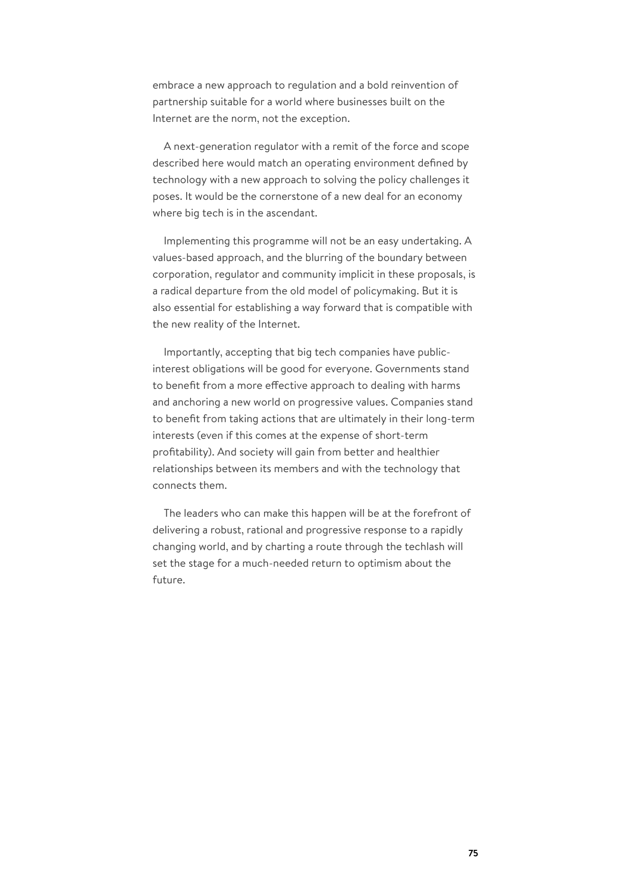embrace a new approach to regulation and a bold reinvention of partnership suitable for a world where businesses built on the Internet are the norm, not the exception.

A next-generation regulator with a remit of the force and scope described here would match an operating environment defined by technology with a new approach to solving the policy challenges it poses. It would be the cornerstone of a new deal for an economy where big tech is in the ascendant.

Implementing this programme will not be an easy undertaking. A values-based approach, and the blurring of the boundary between corporation, regulator and community implicit in these proposals, is a radical departure from the old model of policymaking. But it is also essential for establishing a way forward that is compatible with the new reality of the Internet.

Importantly, accepting that big tech companies have public-interest obligations will be good for everyone. Governments stand to benefit from a more effective approach to dealing with harms and anchoring a new world on progressive values. Companies stand to benefit from taking actions that are ultimately in their long-term interests (even if this comes at the expense of short-term profitability). And society will gain from better and healthier relationships between its members and with the technology that connects them.

The leaders who can make this happen will be at the forefront of delivering a robust, rational and progressive response to a rapidly changing world, and by charting a route through the techlash will set the stage for a much-needed return to optimism about the future.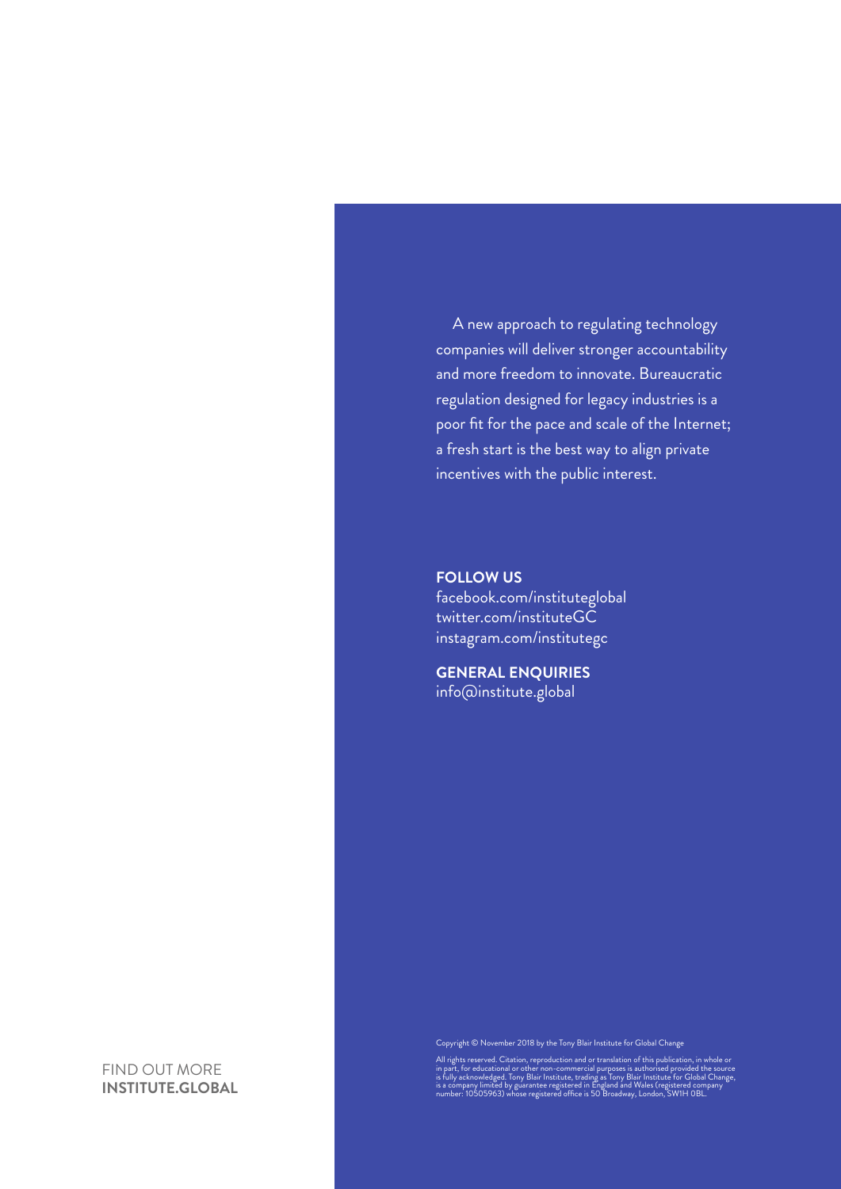A new approach to regulating technology companies will deliver stronger accountability and more freedom to innovate. Bureaucratic regulation designed for legacy industries is a poor fit for the pace and scale of the Internet; a fresh start is the best way to align private incentives with the public interest.

**FOLLOW US**
facebook.com/instituteglobal
twitter.com/instituteGC
instagram.com/institutegc

**GENERAL ENQUIRIES**
info@institute.global

Copyright © November 2018 by the Tony Blair Institute for Global Change

All rights reserved. Citation, reproduction and or translation of this publication, in whole or in part, for educational or other non-commercial purposes is authorised provided the source is fully acknowledged. Tony Blair Institute, trading as Tony Blair Institute for Global Change, is a company limited by guarantee registered in England and Wales (registered company number: 10505963) whose registered office is 50 Broadway, London, SW1H 0BL.

FIND OUT MORE
**INSTITUTE.GLOBAL**